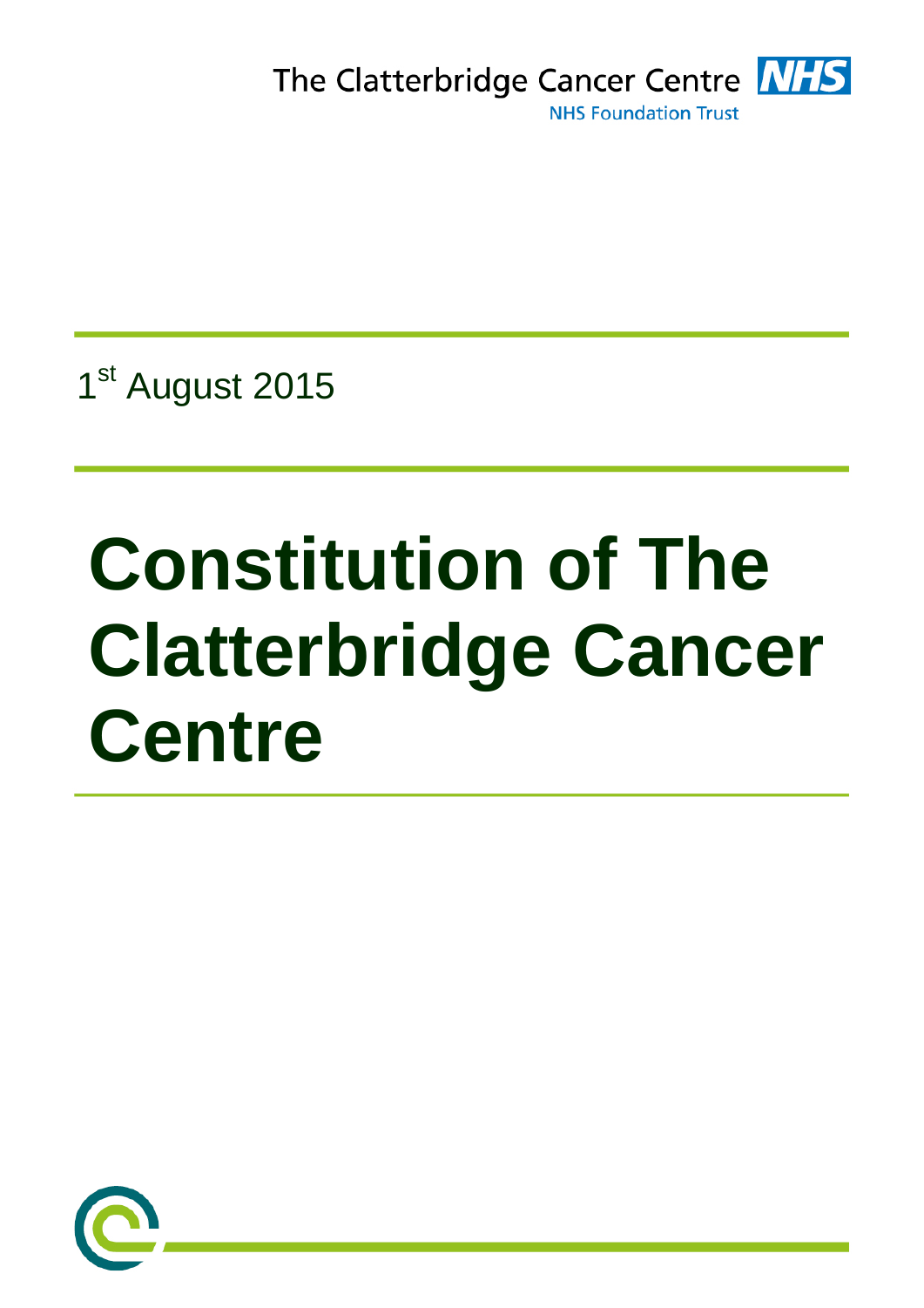The Clatterbridge Cancer Centre NHS

NHS Foundation Trust

1st August 2015

# Constitution of The Clatterbridge Cancer Centre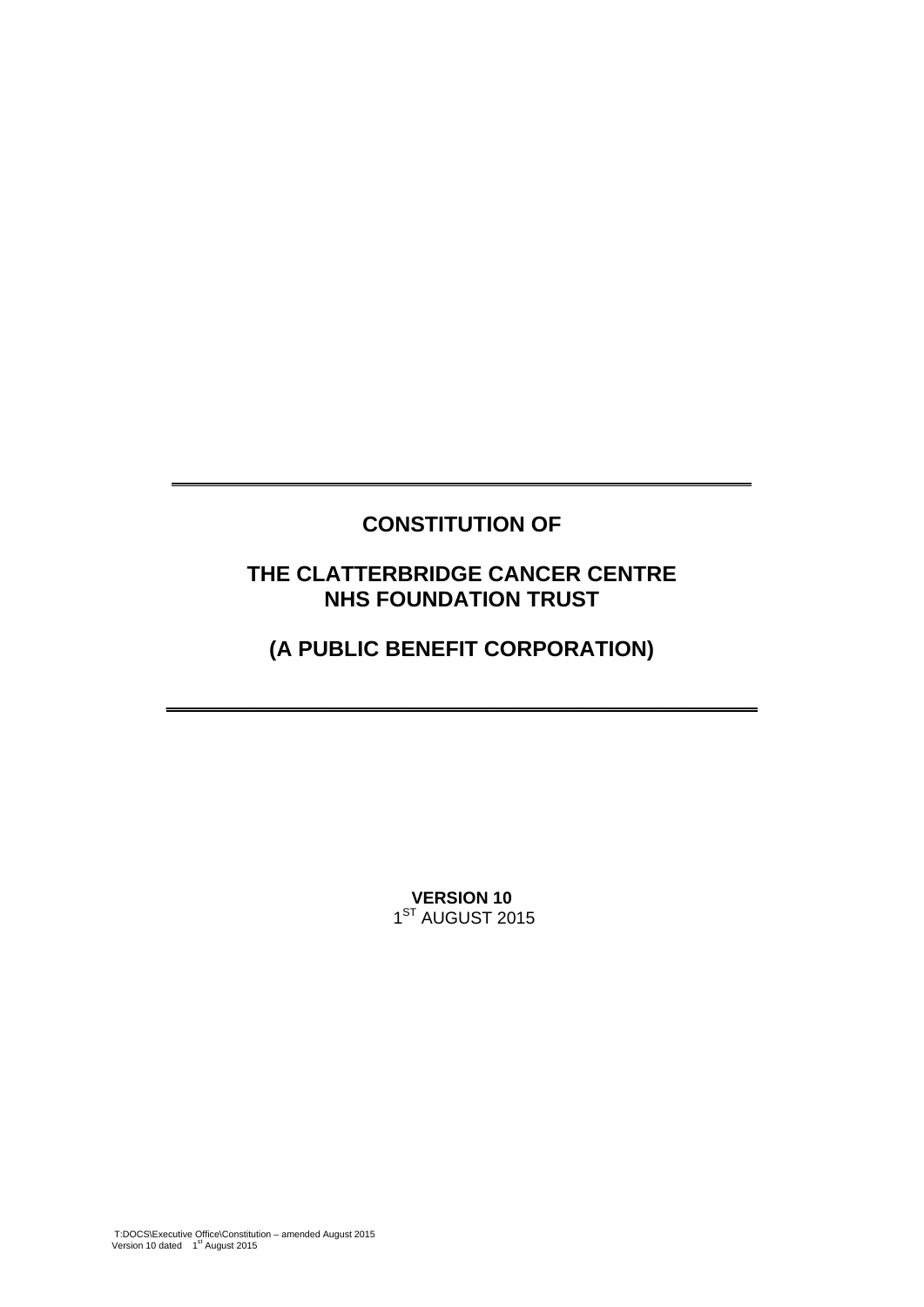# CONSTITUTION OF

# THE CLATTERBRIDGE CANCER CENTRE NHS FOUNDATION TRUST

# (A PUBLIC BENEFIT CORPORATION)

**VERSION 10**
1[ST] AUGUST 2015

T:DOCS\Executive Office\Constitution – amended August 2015
Version 10 dated 1[st] August 2015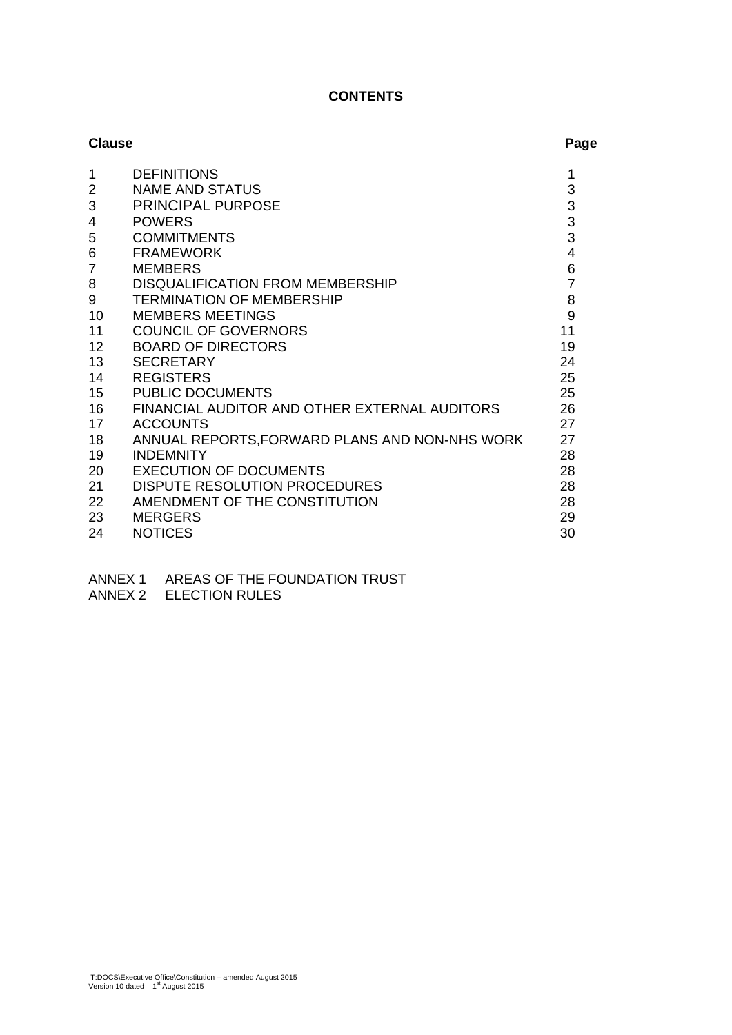**CONTENTS**

| Clause | | Page |
|---|---|---|
| 1 | DEFINITIONS | 1 |
| 2 | NAME AND STATUS | 3 |
| 3 | PRINCIPAL PURPOSE | 3 |
| 4 | POWERS | 3 |
| 5 | COMMITMENTS | 3 |
| 6 | FRAMEWORK | 4 |
| 7 | MEMBERS | 6 |
| 8 | DISQUALIFICATION FROM MEMBERSHIP | 7 |
| 9 | TERMINATION OF MEMBERSHIP | 8 |
| 10 | MEMBERS MEETINGS | 9 |
| 11 | COUNCIL OF GOVERNORS | 11 |
| 12 | BOARD OF DIRECTORS | 19 |
| 13 | SECRETARY | 24 |
| 14 | REGISTERS | 25 |
| 15 | PUBLIC DOCUMENTS | 25 |
| 16 | FINANCIAL AUDITOR AND OTHER EXTERNAL AUDITORS | 26 |
| 17 | ACCOUNTS | 27 |
| 18 | ANNUAL REPORTS,FORWARD PLANS AND NON-NHS WORK | 27 |
| 19 | INDEMNITY | 28 |
| 20 | EXECUTION OF DOCUMENTS | 28 |
| 21 | DISPUTE RESOLUTION PROCEDURES | 28 |
| 22 | AMENDMENT OF THE CONSTITUTION | 28 |
| 23 | MERGERS | 29 |
| 24 | NOTICES | 30 |

ANNEX 1 AREAS OF THE FOUNDATION TRUST
ANNEX 2 ELECTION RULES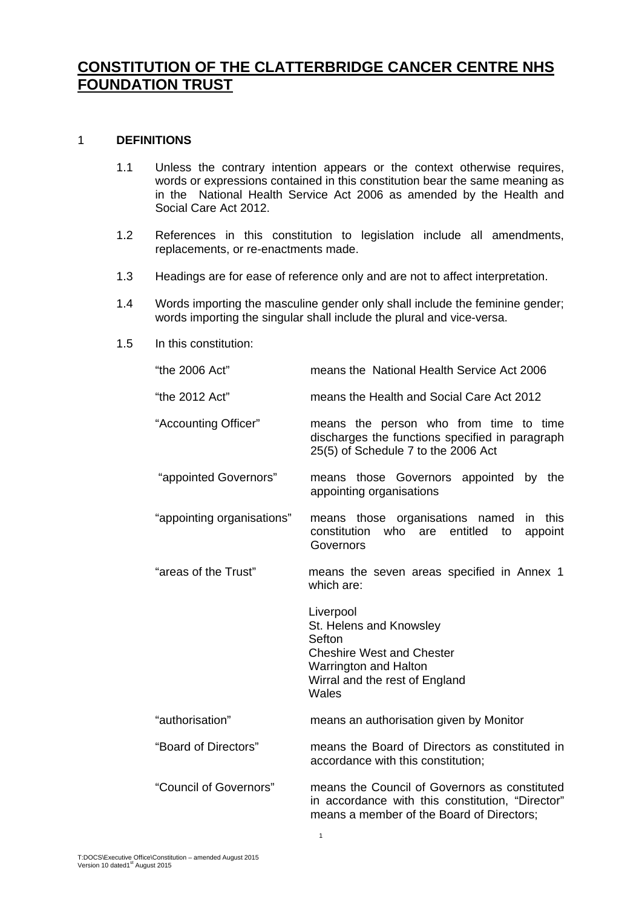# CONSTITUTION OF THE CLATTERBRIDGE CANCER CENTRE NHS FOUNDATION TRUST

## 1 DEFINITIONS

1.1 Unless the contrary intention appears or the context otherwise requires, words or expressions contained in this constitution bear the same meaning as in the National Health Service Act 2006 as amended by the Health and Social Care Act 2012.

1.2 References in this constitution to legislation include all amendments, replacements, or re-enactments made.

1.3 Headings are for ease of reference only and are not to affect interpretation.

1.4 Words importing the masculine gender only shall include the feminine gender; words importing the singular shall include the plural and vice-versa.

1.5 In this constitution:

| | |
|---|---|
| "the 2006 Act" | means the National Health Service Act 2006 |
| "the 2012 Act" | means the Health and Social Care Act 2012 |
| "Accounting Officer" | means the person who from time to time discharges the functions specified in paragraph 25(5) of Schedule 7 to the 2006 Act |
| "appointed Governors" | means those Governors appointed by the appointing organisations |
| "appointing organisations" | means those organisations named in this constitution who are entitled to appoint Governors |
| "areas of the Trust" | means the seven areas specified in Annex 1 which are:<br><br>Liverpool<br>St. Helens and Knowsley<br>Sefton<br>Cheshire West and Chester<br>Warrington and Halton<br>Wirral and the rest of England<br>Wales |
| "authorisation" | means an authorisation given by Monitor |
| "Board of Directors" | means the Board of Directors as constituted in accordance with this constitution; |
| "Council of Governors" | means the Council of Governors as constituted in accordance with this constitution, "Director" means a member of the Board of Directors; |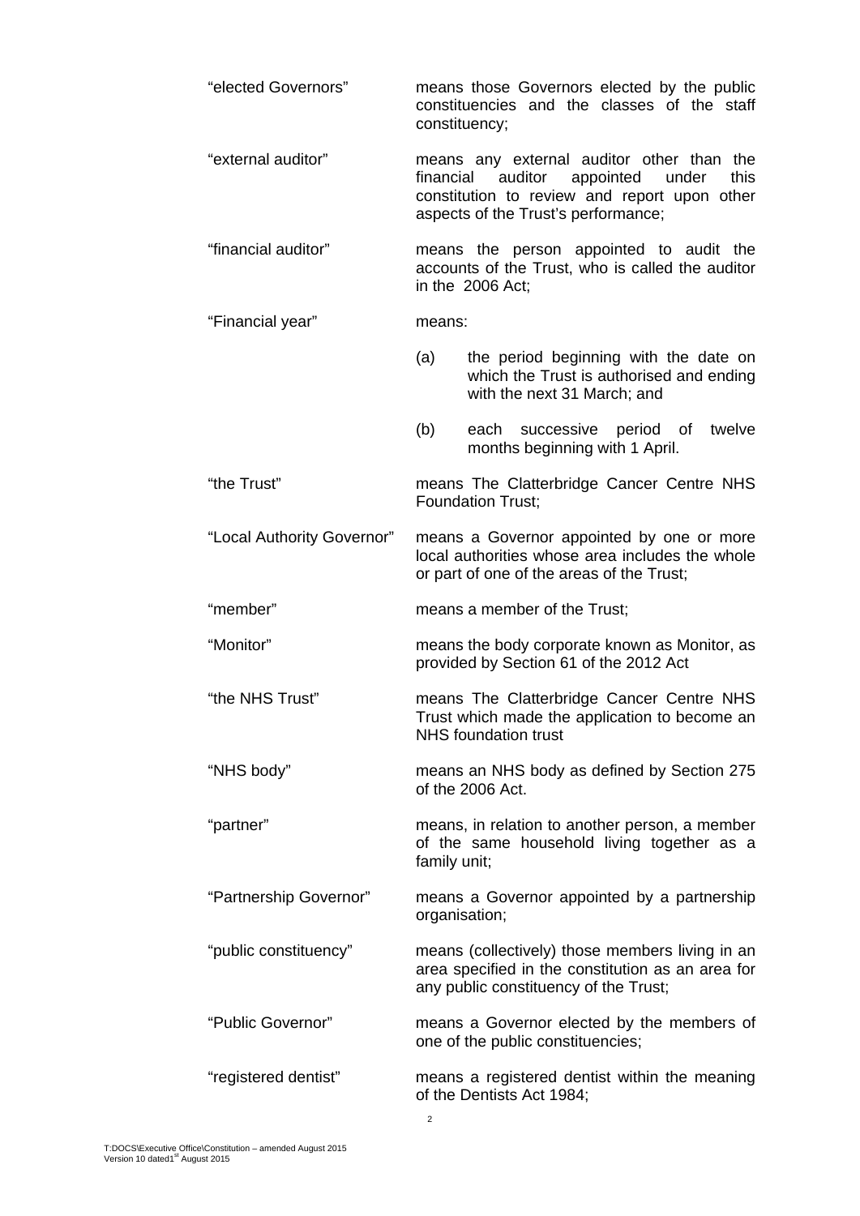| | |
|---|---|
| "elected Governors" | means those Governors elected by the public constituencies and the classes of the staff constituency; |
| "external auditor" | means any external auditor other than the financial auditor appointed under this constitution to review and report upon other aspects of the Trust's performance; |
| "financial auditor" | means the person appointed to audit the accounts of the Trust, who is called the auditor in the 2006 Act; |
| "Financial year" | means: (a) the period beginning with the date on which the Trust is authorised and ending with the next 31 March; and (b) each successive period of twelve months beginning with 1 April. |
| "the Trust" | means The Clatterbridge Cancer Centre NHS Foundation Trust; |
| "Local Authority Governor" | means a Governor appointed by one or more local authorities whose area includes the whole or part of one of the areas of the Trust; |
| "member" | means a member of the Trust; |
| "Monitor" | means the body corporate known as Monitor, as provided by Section 61 of the 2012 Act |
| "the NHS Trust" | means The Clatterbridge Cancer Centre NHS Trust which made the application to become an NHS foundation trust |
| "NHS body" | means an NHS body as defined by Section 275 of the 2006 Act. |
| "partner" | means, in relation to another person, a member of the same household living together as a family unit; |
| "Partnership Governor" | means a Governor appointed by a partnership organisation; |
| "public constituency" | means (collectively) those members living in an area specified in the constitution as an area for any public constituency of the Trust; |
| "Public Governor" | means a Governor elected by the members of one of the public constituencies; |
| "registered dentist" | means a registered dentist within the meaning of the Dentists Act 1984; |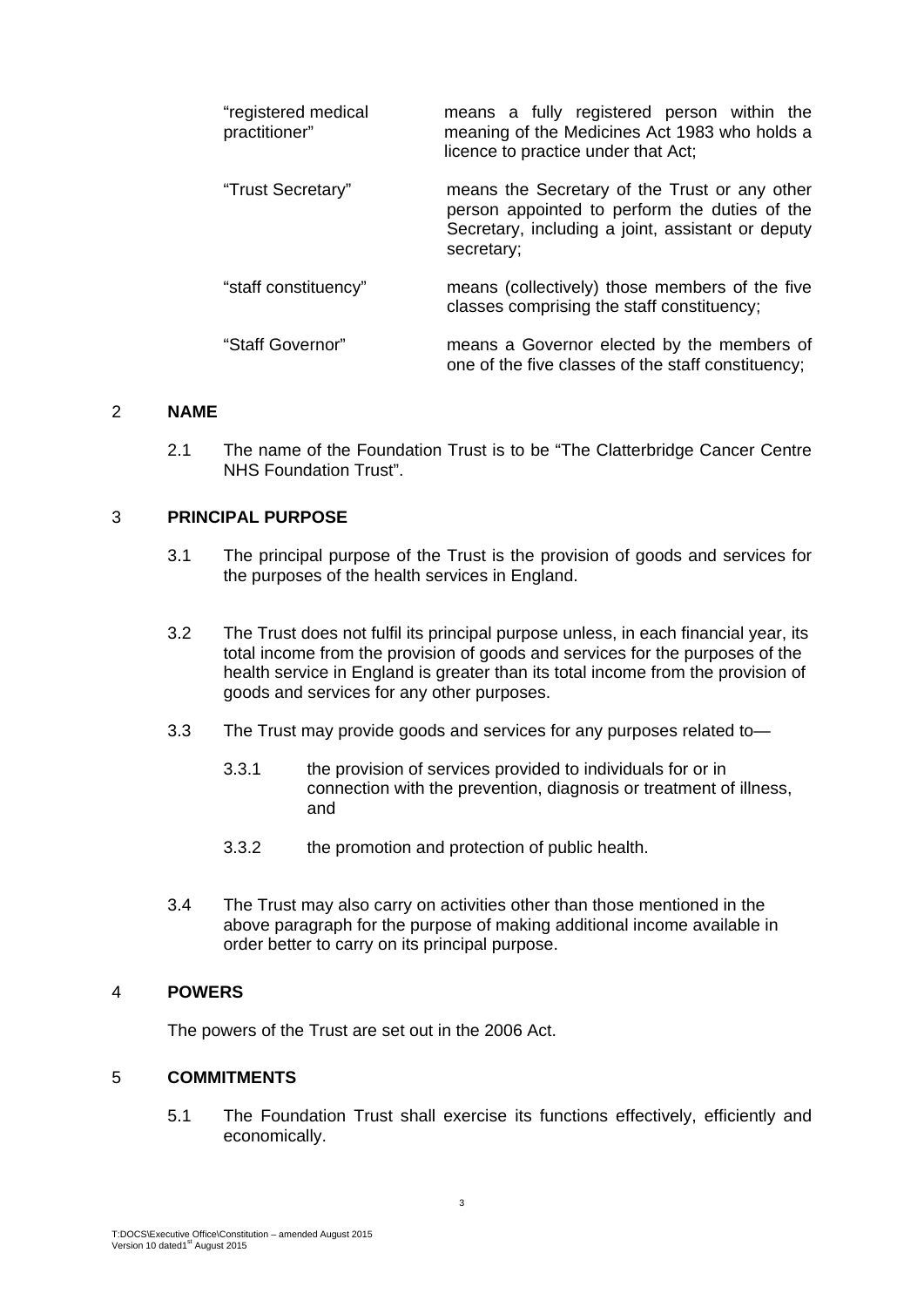| | |
|---|---|
| "registered medical practitioner" | means a fully registered person within the meaning of the Medicines Act 1983 who holds a licence to practice under that Act; |
| "Trust Secretary" | means the Secretary of the Trust or any other person appointed to perform the duties of the Secretary, including a joint, assistant or deputy secretary; |
| "staff constituency" | means (collectively) those members of the five classes comprising the staff constituency; |
| "Staff Governor" | means a Governor elected by the members of one of the five classes of the staff constituency; |

## 2 NAME

2.1 The name of the Foundation Trust is to be "The Clatterbridge Cancer Centre NHS Foundation Trust".

## 3 PRINCIPAL PURPOSE

3.1 The principal purpose of the Trust is the provision of goods and services for the purposes of the health services in England.

3.2 The Trust does not fulfil its principal purpose unless, in each financial year, its total income from the provision of goods and services for the purposes of the health service in England is greater than its total income from the provision of goods and services for any other purposes.

3.3 The Trust may provide goods and services for any purposes related to—

3.3.1 the provision of services provided to individuals for or in connection with the prevention, diagnosis or treatment of illness, and

3.3.2 the promotion and protection of public health.

3.4 The Trust may also carry on activities other than those mentioned in the above paragraph for the purpose of making additional income available in order better to carry on its principal purpose.

## 4 POWERS

The powers of the Trust are set out in the 2006 Act.

## 5 COMMITMENTS

5.1 The Foundation Trust shall exercise its functions effectively, efficiently and economically.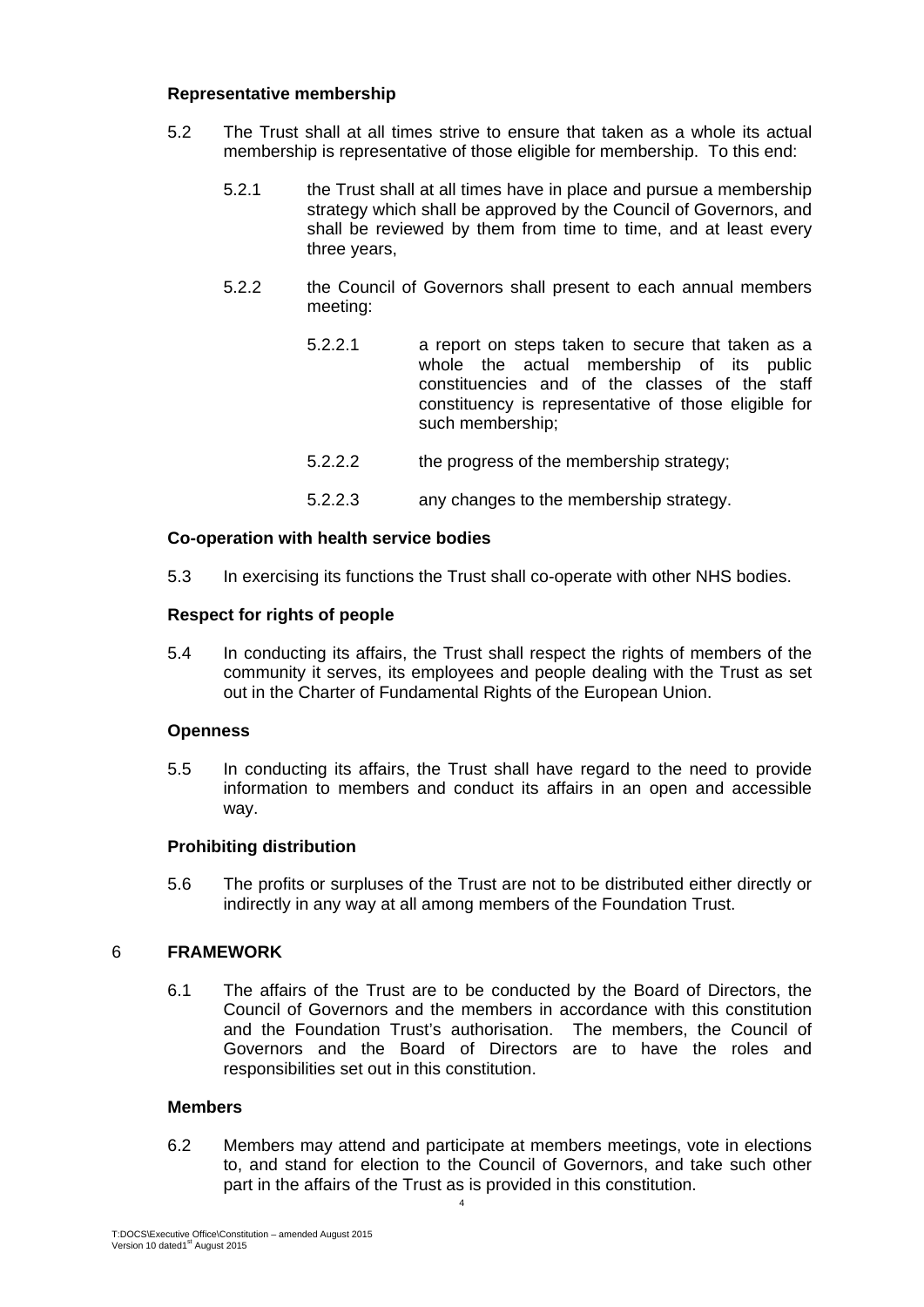**Representative membership**

5.2 The Trust shall at all times strive to ensure that taken as a whole its actual membership is representative of those eligible for membership. To this end:

5.2.1 the Trust shall at all times have in place and pursue a membership strategy which shall be approved by the Council of Governors, and shall be reviewed by them from time to time, and at least every three years,

5.2.2 the Council of Governors shall present to each annual members meeting:

5.2.2.1 a report on steps taken to secure that taken as a whole the actual membership of its public constituencies and of the classes of the staff constituency is representative of those eligible for such membership;

5.2.2.2 the progress of the membership strategy;

5.2.2.3 any changes to the membership strategy.

**Co-operation with health service bodies**

5.3 In exercising its functions the Trust shall co-operate with other NHS bodies.

**Respect for rights of people**

5.4 In conducting its affairs, the Trust shall respect the rights of members of the community it serves, its employees and people dealing with the Trust as set out in the Charter of Fundamental Rights of the European Union.

**Openness**

5.5 In conducting its affairs, the Trust shall have regard to the need to provide information to members and conduct its affairs in an open and accessible way.

**Prohibiting distribution**

5.6 The profits or surpluses of the Trust are not to be distributed either directly or indirectly in any way at all among members of the Foundation Trust.

## 6 FRAMEWORK

6.1 The affairs of the Trust are to be conducted by the Board of Directors, the Council of Governors and the members in accordance with this constitution and the Foundation Trust's authorisation. The members, the Council of Governors and the Board of Directors are to have the roles and responsibilities set out in this constitution.

**Members**

6.2 Members may attend and participate at members meetings, vote in elections to, and stand for election to the Council of Governors, and take such other part in the affairs of the Trust as is provided in this constitution.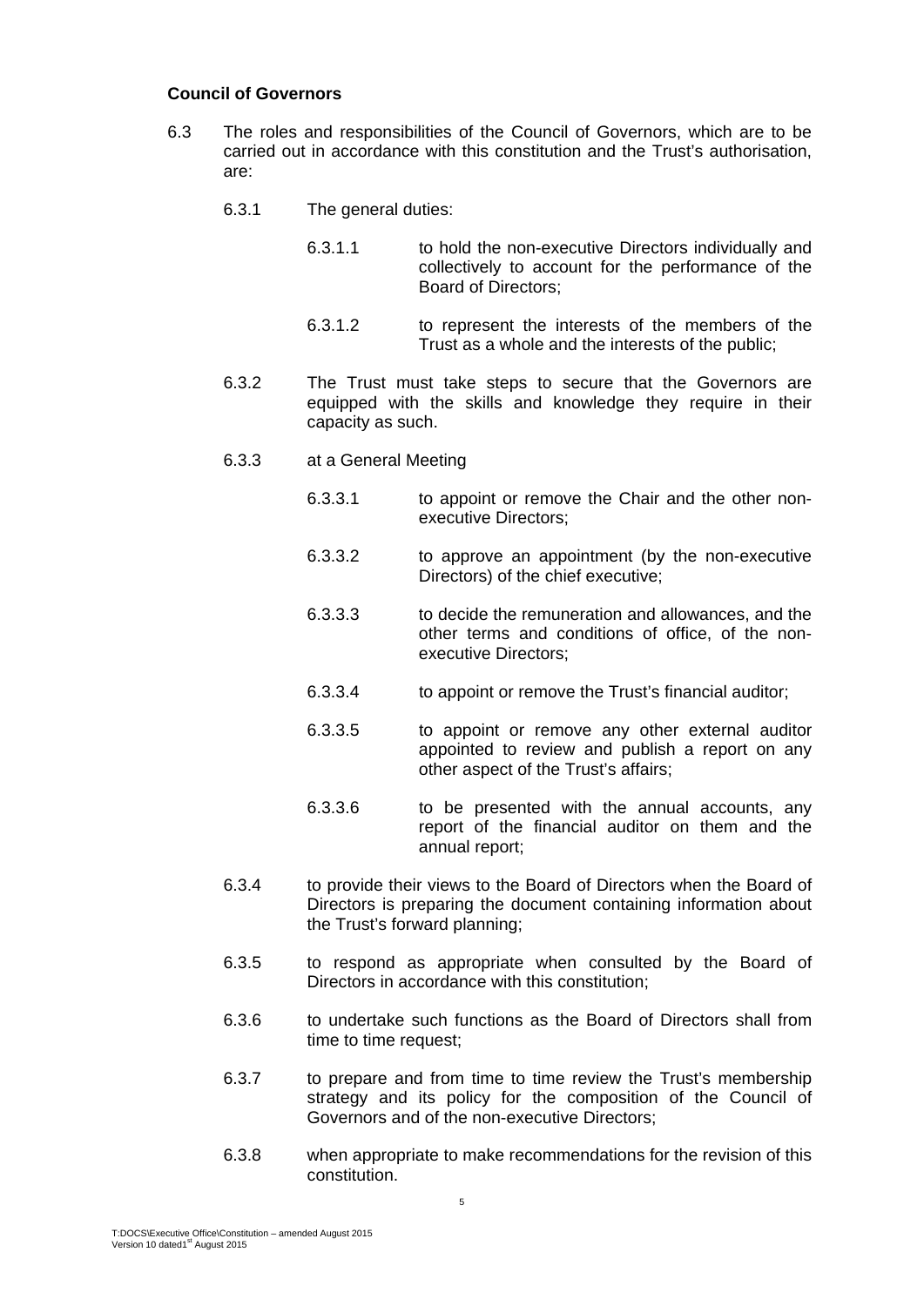**Council of Governors**

6.3 The roles and responsibilities of the Council of Governors, which are to be carried out in accordance with this constitution and the Trust's authorisation, are:

6.3.1 The general duties:

6.3.1.1 to hold the non-executive Directors individually and collectively to account for the performance of the Board of Directors;

6.3.1.2 to represent the interests of the members of the Trust as a whole and the interests of the public;

6.3.2 The Trust must take steps to secure that the Governors are equipped with the skills and knowledge they require in their capacity as such.

6.3.3 at a General Meeting

6.3.3.1 to appoint or remove the Chair and the other non-executive Directors;

6.3.3.2 to approve an appointment (by the non-executive Directors) of the chief executive;

6.3.3.3 to decide the remuneration and allowances, and the other terms and conditions of office, of the non-executive Directors;

6.3.3.4 to appoint or remove the Trust's financial auditor;

6.3.3.5 to appoint or remove any other external auditor appointed to review and publish a report on any other aspect of the Trust's affairs;

6.3.3.6 to be presented with the annual accounts, any report of the financial auditor on them and the annual report;

6.3.4 to provide their views to the Board of Directors when the Board of Directors is preparing the document containing information about the Trust's forward planning;

6.3.5 to respond as appropriate when consulted by the Board of Directors in accordance with this constitution;

6.3.6 to undertake such functions as the Board of Directors shall from time to time request;

6.3.7 to prepare and from time to time review the Trust's membership strategy and its policy for the composition of the Council of Governors and of the non-executive Directors;

6.3.8 when appropriate to make recommendations for the revision of this constitution.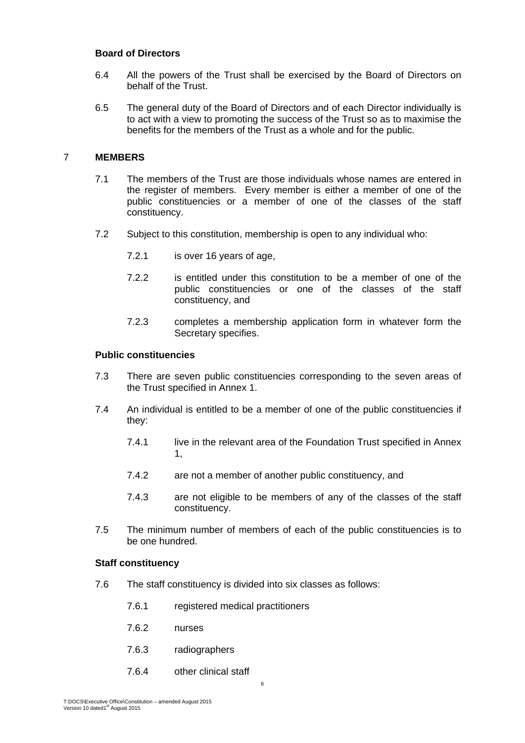### Board of Directors

6.4 All the powers of the Trust shall be exercised by the Board of Directors on behalf of the Trust.

6.5 The general duty of the Board of Directors and of each Director individually is to act with a view to promoting the success of the Trust so as to maximise the benefits for the members of the Trust as a whole and for the public.

## 7 MEMBERS

7.1 The members of the Trust are those individuals whose names are entered in the register of members. Every member is either a member of one of the public constituencies or a member of one of the classes of the staff constituency.

7.2 Subject to this constitution, membership is open to any individual who:

7.2.1 is over 16 years of age,

7.2.2 is entitled under this constitution to be a member of one of the public constituencies or one of the classes of the staff constituency, and

7.2.3 completes a membership application form in whatever form the Secretary specifies.

### Public constituencies

7.3 There are seven public constituencies corresponding to the seven areas of the Trust specified in Annex 1.

7.4 An individual is entitled to be a member of one of the public constituencies if they:

7.4.1 live in the relevant area of the Foundation Trust specified in Annex 1,

7.4.2 are not a member of another public constituency, and

7.4.3 are not eligible to be members of any of the classes of the staff constituency.

7.5 The minimum number of members of each of the public constituencies is to be one hundred.

### Staff constituency

7.6 The staff constituency is divided into six classes as follows:

7.6.1 registered medical practitioners

7.6.2 nurses

7.6.3 radiographers

7.6.4 other clinical staff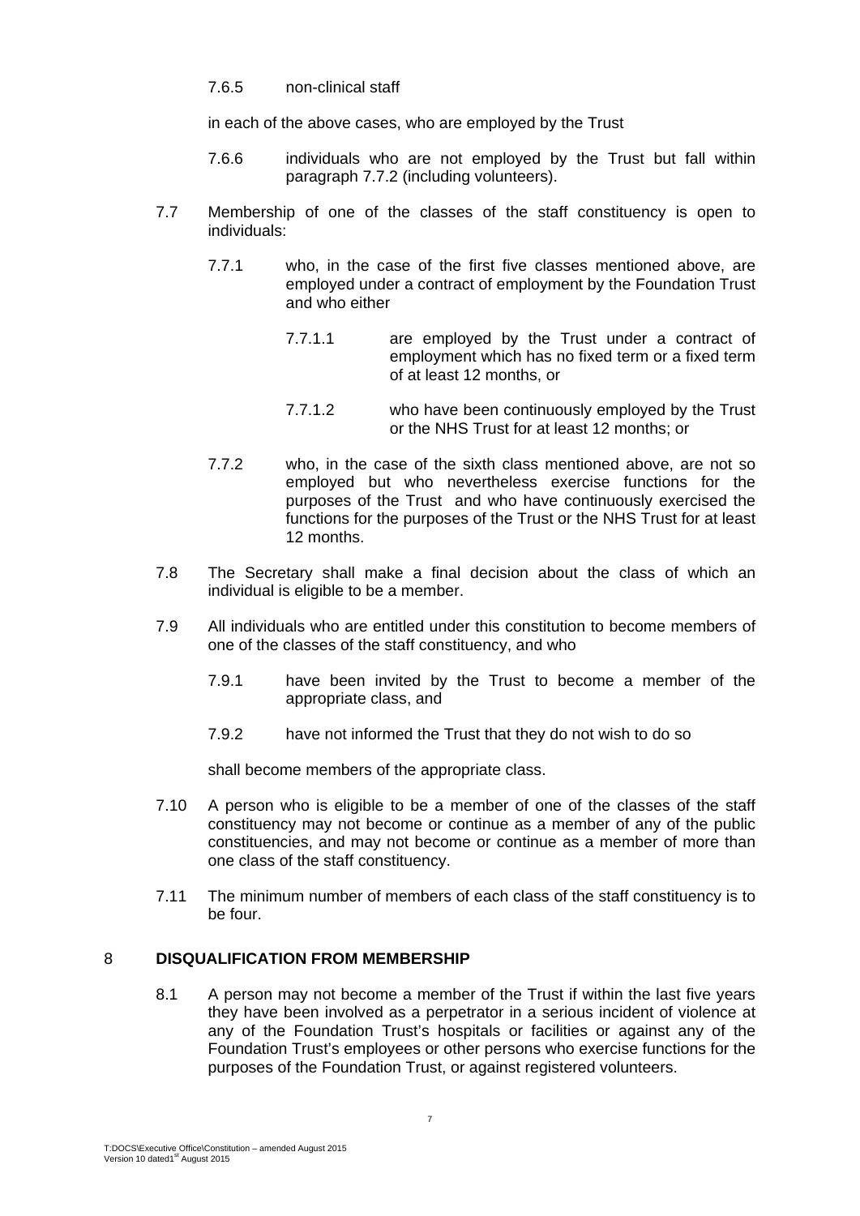7.6.5 non-clinical staff

in each of the above cases, who are employed by the Trust

7.6.6 individuals who are not employed by the Trust but fall within paragraph 7.7.2 (including volunteers).

7.7 Membership of one of the classes of the staff constituency is open to individuals:

7.7.1 who, in the case of the first five classes mentioned above, are employed under a contract of employment by the Foundation Trust and who either

7.7.1.1 are employed by the Trust under a contract of employment which has no fixed term or a fixed term of at least 12 months, or

7.7.1.2 who have been continuously employed by the Trust or the NHS Trust for at least 12 months; or

7.7.2 who, in the case of the sixth class mentioned above, are not so employed but who nevertheless exercise functions for the purposes of the Trust and who have continuously exercised the functions for the purposes of the Trust or the NHS Trust for at least 12 months.

7.8 The Secretary shall make a final decision about the class of which an individual is eligible to be a member.

7.9 All individuals who are entitled under this constitution to become members of one of the classes of the staff constituency, and who

7.9.1 have been invited by the Trust to become a member of the appropriate class, and

7.9.2 have not informed the Trust that they do not wish to do so

shall become members of the appropriate class.

7.10 A person who is eligible to be a member of one of the classes of the staff constituency may not become or continue as a member of any of the public constituencies, and may not become or continue as a member of more than one class of the staff constituency.

7.11 The minimum number of members of each class of the staff constituency is to be four.

## 8 DISQUALIFICATION FROM MEMBERSHIP

8.1 A person may not become a member of the Trust if within the last five years they have been involved as a perpetrator in a serious incident of violence at any of the Foundation Trust's hospitals or facilities or against any of the Foundation Trust's employees or other persons who exercise functions for the purposes of the Foundation Trust, or against registered volunteers.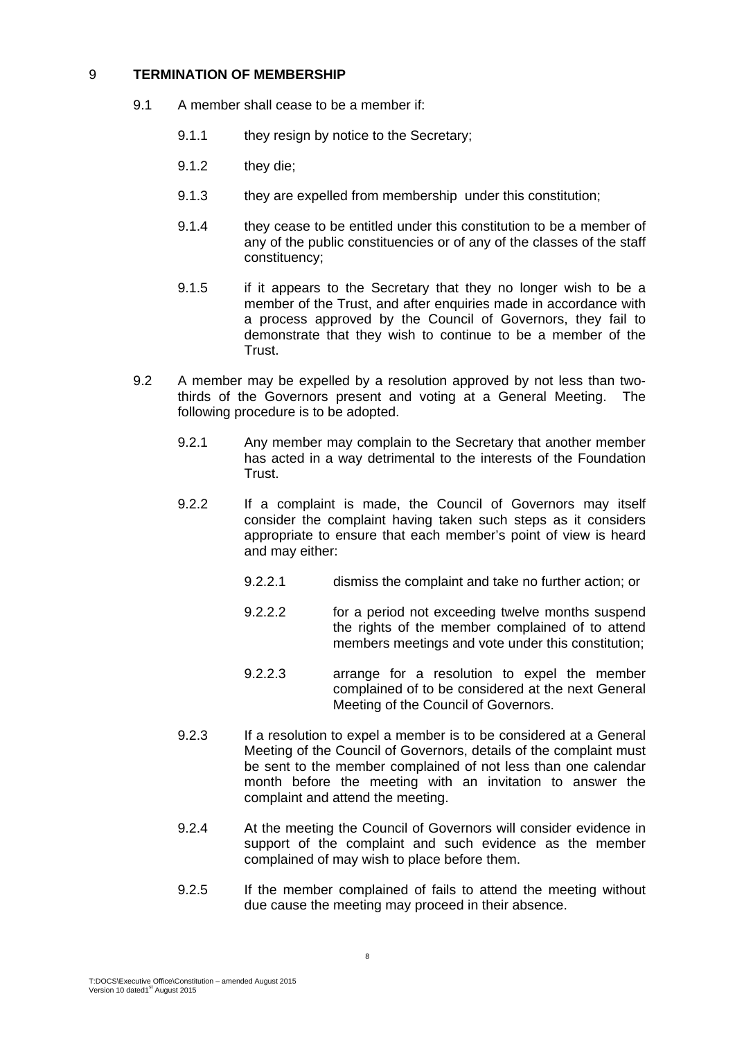## 9 TERMINATION OF MEMBERSHIP

9.1 A member shall cease to be a member if:

9.1.1 they resign by notice to the Secretary;

9.1.2 they die;

9.1.3 they are expelled from membership under this constitution;

9.1.4 they cease to be entitled under this constitution to be a member of any of the public constituencies or of any of the classes of the staff constituency;

9.1.5 if it appears to the Secretary that they no longer wish to be a member of the Trust, and after enquiries made in accordance with a process approved by the Council of Governors, they fail to demonstrate that they wish to continue to be a member of the Trust.

9.2 A member may be expelled by a resolution approved by not less than two-thirds of the Governors present and voting at a General Meeting. The following procedure is to be adopted.

9.2.1 Any member may complain to the Secretary that another member has acted in a way detrimental to the interests of the Foundation Trust.

9.2.2 If a complaint is made, the Council of Governors may itself consider the complaint having taken such steps as it considers appropriate to ensure that each member's point of view is heard and may either:

9.2.2.1 dismiss the complaint and take no further action; or

9.2.2.2 for a period not exceeding twelve months suspend the rights of the member complained of to attend members meetings and vote under this constitution;

9.2.2.3 arrange for a resolution to expel the member complained of to be considered at the next General Meeting of the Council of Governors.

9.2.3 If a resolution to expel a member is to be considered at a General Meeting of the Council of Governors, details of the complaint must be sent to the member complained of not less than one calendar month before the meeting with an invitation to answer the complaint and attend the meeting.

9.2.4 At the meeting the Council of Governors will consider evidence in support of the complaint and such evidence as the member complained of may wish to place before them.

9.2.5 If the member complained of fails to attend the meeting without due cause the meeting may proceed in their absence.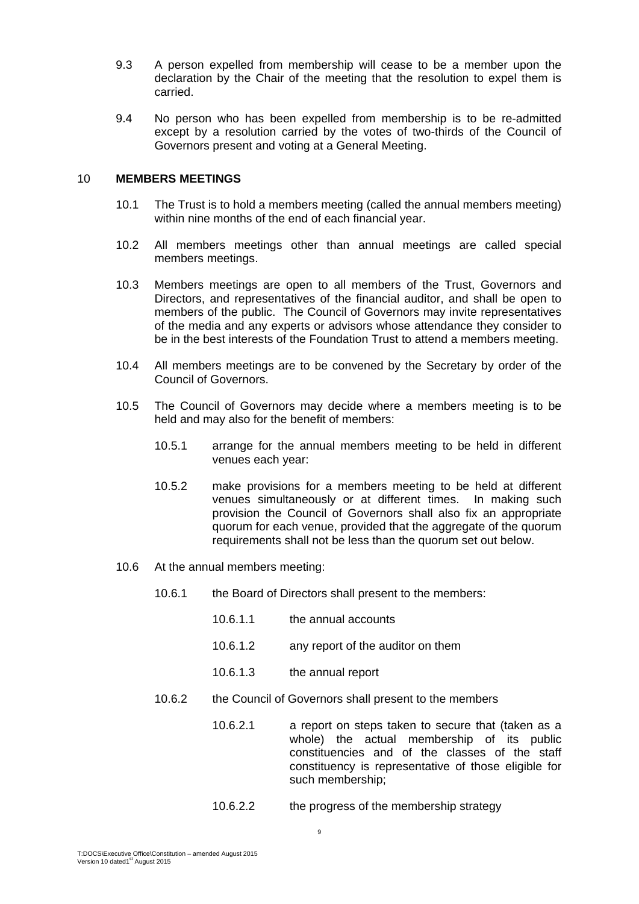9.3 A person expelled from membership will cease to be a member upon the declaration by the Chair of the meeting that the resolution to expel them is carried.

9.4 No person who has been expelled from membership is to be re-admitted except by a resolution carried by the votes of two-thirds of the Council of Governors present and voting at a General Meeting.

## 10 MEMBERS MEETINGS

10.1 The Trust is to hold a members meeting (called the annual members meeting) within nine months of the end of each financial year.

10.2 All members meetings other than annual meetings are called special members meetings.

10.3 Members meetings are open to all members of the Trust, Governors and Directors, and representatives of the financial auditor, and shall be open to members of the public. The Council of Governors may invite representatives of the media and any experts or advisors whose attendance they consider to be in the best interests of the Foundation Trust to attend a members meeting.

10.4 All members meetings are to be convened by the Secretary by order of the Council of Governors.

10.5 The Council of Governors may decide where a members meeting is to be held and may also for the benefit of members:

10.5.1 arrange for the annual members meeting to be held in different venues each year:

10.5.2 make provisions for a members meeting to be held at different venues simultaneously or at different times. In making such provision the Council of Governors shall also fix an appropriate quorum for each venue, provided that the aggregate of the quorum requirements shall not be less than the quorum set out below.

10.6 At the annual members meeting:

10.6.1 the Board of Directors shall present to the members:

10.6.1.1 the annual accounts

10.6.1.2 any report of the auditor on them

10.6.1.3 the annual report

10.6.2 the Council of Governors shall present to the members

10.6.2.1 a report on steps taken to secure that (taken as a whole) the actual membership of its public constituencies and of the classes of the staff constituency is representative of those eligible for such membership;

10.6.2.2 the progress of the membership strategy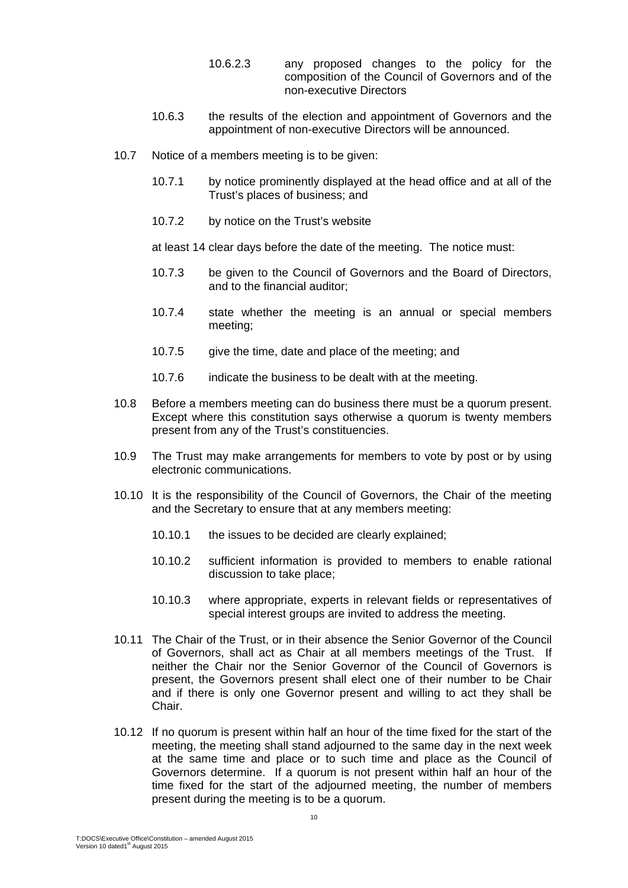10.6.2.3 any proposed changes to the policy for the composition of the Council of Governors and of the non-executive Directors

10.6.3 the results of the election and appointment of Governors and the appointment of non-executive Directors will be announced.

10.7 Notice of a members meeting is to be given:

10.7.1 by notice prominently displayed at the head office and at all of the Trust's places of business; and

10.7.2 by notice on the Trust's website

at least 14 clear days before the date of the meeting. The notice must:

10.7.3 be given to the Council of Governors and the Board of Directors, and to the financial auditor;

10.7.4 state whether the meeting is an annual or special members meeting;

10.7.5 give the time, date and place of the meeting; and

10.7.6 indicate the business to be dealt with at the meeting.

10.8 Before a members meeting can do business there must be a quorum present. Except where this constitution says otherwise a quorum is twenty members present from any of the Trust's constituencies.

10.9 The Trust may make arrangements for members to vote by post or by using electronic communications.

10.10 It is the responsibility of the Council of Governors, the Chair of the meeting and the Secretary to ensure that at any members meeting:

10.10.1 the issues to be decided are clearly explained;

10.10.2 sufficient information is provided to members to enable rational discussion to take place;

10.10.3 where appropriate, experts in relevant fields or representatives of special interest groups are invited to address the meeting.

10.11 The Chair of the Trust, or in their absence the Senior Governor of the Council of Governors, shall act as Chair at all members meetings of the Trust. If neither the Chair nor the Senior Governor of the Council of Governors is present, the Governors present shall elect one of their number to be Chair and if there is only one Governor present and willing to act they shall be Chair.

10.12 If no quorum is present within half an hour of the time fixed for the start of the meeting, the meeting shall stand adjourned to the same day in the next week at the same time and place or to such time and place as the Council of Governors determine. If a quorum is not present within half an hour of the time fixed for the start of the adjourned meeting, the number of members present during the meeting is to be a quorum.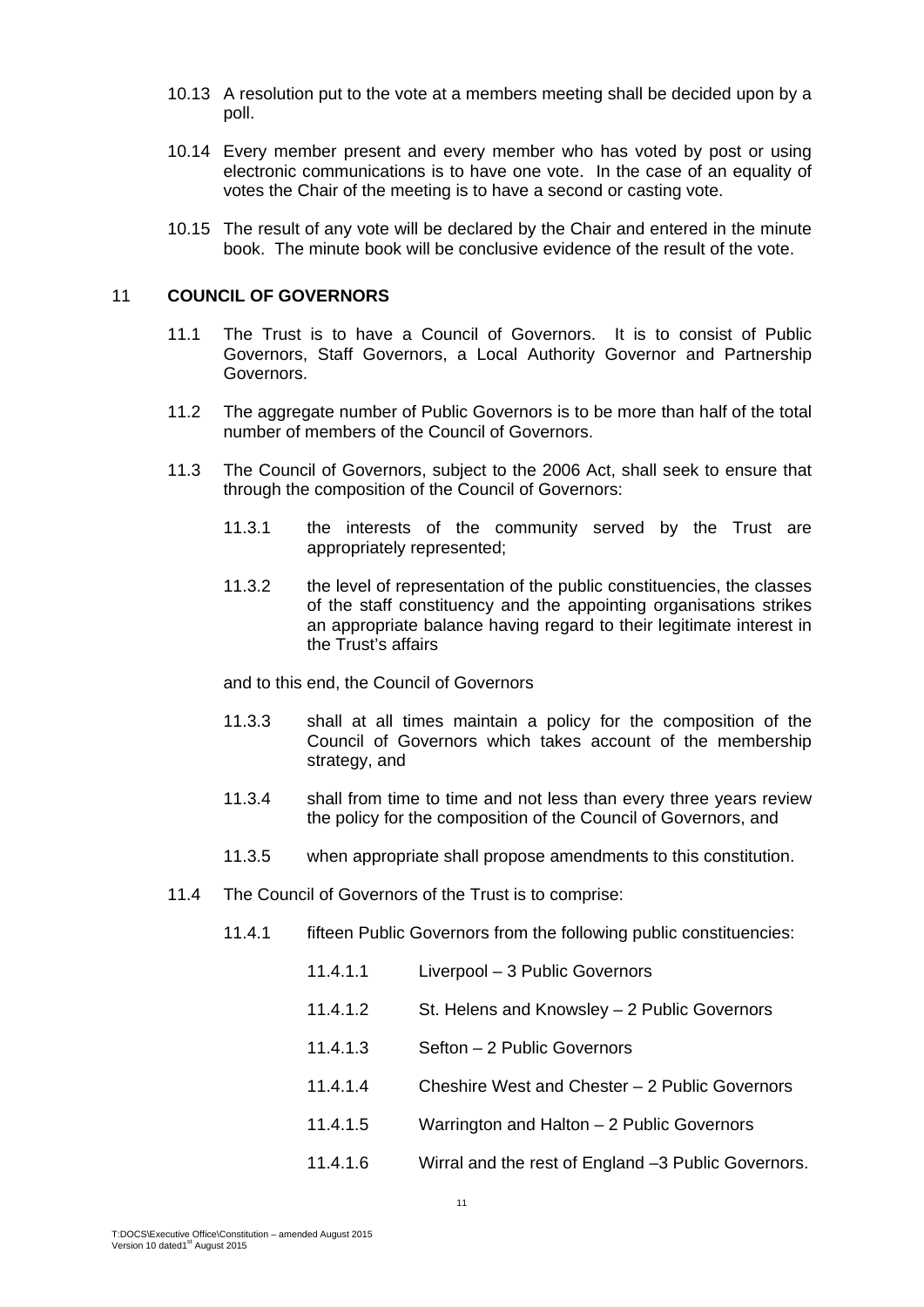10.13 A resolution put to the vote at a members meeting shall be decided upon by a poll.

10.14 Every member present and every member who has voted by post or using electronic communications is to have one vote. In the case of an equality of votes the Chair of the meeting is to have a second or casting vote.

10.15 The result of any vote will be declared by the Chair and entered in the minute book. The minute book will be conclusive evidence of the result of the vote.

## 11 COUNCIL OF GOVERNORS

11.1 The Trust is to have a Council of Governors. It is to consist of Public Governors, Staff Governors, a Local Authority Governor and Partnership Governors.

11.2 The aggregate number of Public Governors is to be more than half of the total number of members of the Council of Governors.

11.3 The Council of Governors, subject to the 2006 Act, shall seek to ensure that through the composition of the Council of Governors:

11.3.1 the interests of the community served by the Trust are appropriately represented;

11.3.2 the level of representation of the public constituencies, the classes of the staff constituency and the appointing organisations strikes an appropriate balance having regard to their legitimate interest in the Trust's affairs

and to this end, the Council of Governors

11.3.3 shall at all times maintain a policy for the composition of the Council of Governors which takes account of the membership strategy, and

11.3.4 shall from time to time and not less than every three years review the policy for the composition of the Council of Governors, and

11.3.5 when appropriate shall propose amendments to this constitution.

11.4 The Council of Governors of the Trust is to comprise:

11.4.1 fifteen Public Governors from the following public constituencies:

11.4.1.1 Liverpool – 3 Public Governors

11.4.1.2 St. Helens and Knowsley – 2 Public Governors

11.4.1.3 Sefton – 2 Public Governors

11.4.1.4 Cheshire West and Chester – 2 Public Governors

11.4.1.5 Warrington and Halton – 2 Public Governors

11.4.1.6 Wirral and the rest of England –3 Public Governors.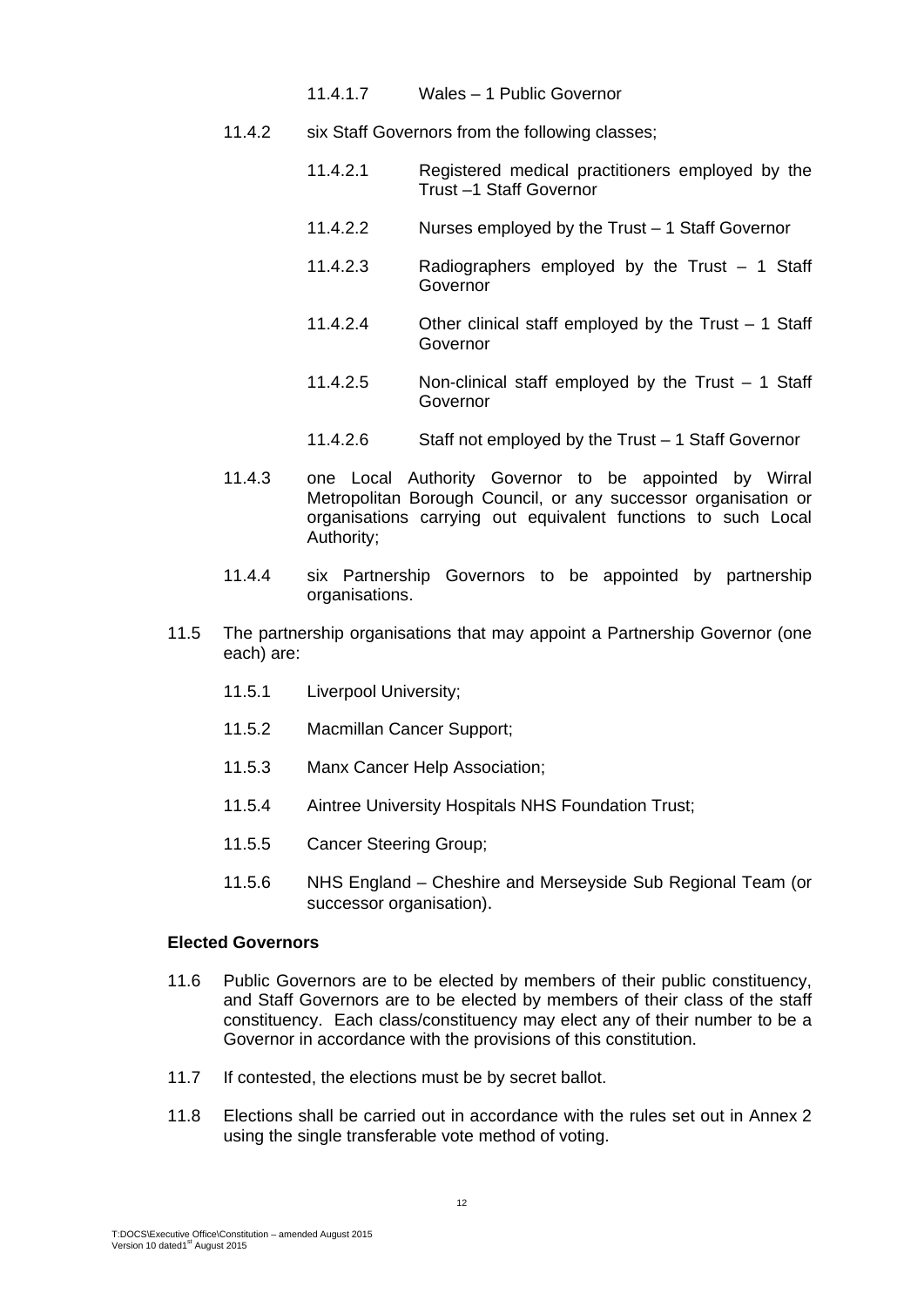11.4.1.7 Wales – 1 Public Governor

11.4.2 six Staff Governors from the following classes;

11.4.2.1 Registered medical practitioners employed by the Trust –1 Staff Governor

11.4.2.2 Nurses employed by the Trust – 1 Staff Governor

11.4.2.3 Radiographers employed by the Trust – 1 Staff Governor

11.4.2.4 Other clinical staff employed by the Trust – 1 Staff Governor

11.4.2.5 Non-clinical staff employed by the Trust – 1 Staff Governor

11.4.2.6 Staff not employed by the Trust – 1 Staff Governor

11.4.3 one Local Authority Governor to be appointed by Wirral Metropolitan Borough Council, or any successor organisation or organisations carrying out equivalent functions to such Local Authority;

11.4.4 six Partnership Governors to be appointed by partnership organisations.

11.5 The partnership organisations that may appoint a Partnership Governor (one each) are:

11.5.1 Liverpool University;

11.5.2 Macmillan Cancer Support;

11.5.3 Manx Cancer Help Association;

11.5.4 Aintree University Hospitals NHS Foundation Trust;

11.5.5 Cancer Steering Group;

11.5.6 NHS England – Cheshire and Merseyside Sub Regional Team (or successor organisation).

**Elected Governors**

11.6 Public Governors are to be elected by members of their public constituency, and Staff Governors are to be elected by members of their class of the staff constituency. Each class/constituency may elect any of their number to be a Governor in accordance with the provisions of this constitution.

11.7 If contested, the elections must be by secret ballot.

11.8 Elections shall be carried out in accordance with the rules set out in Annex 2 using the single transferable vote method of voting.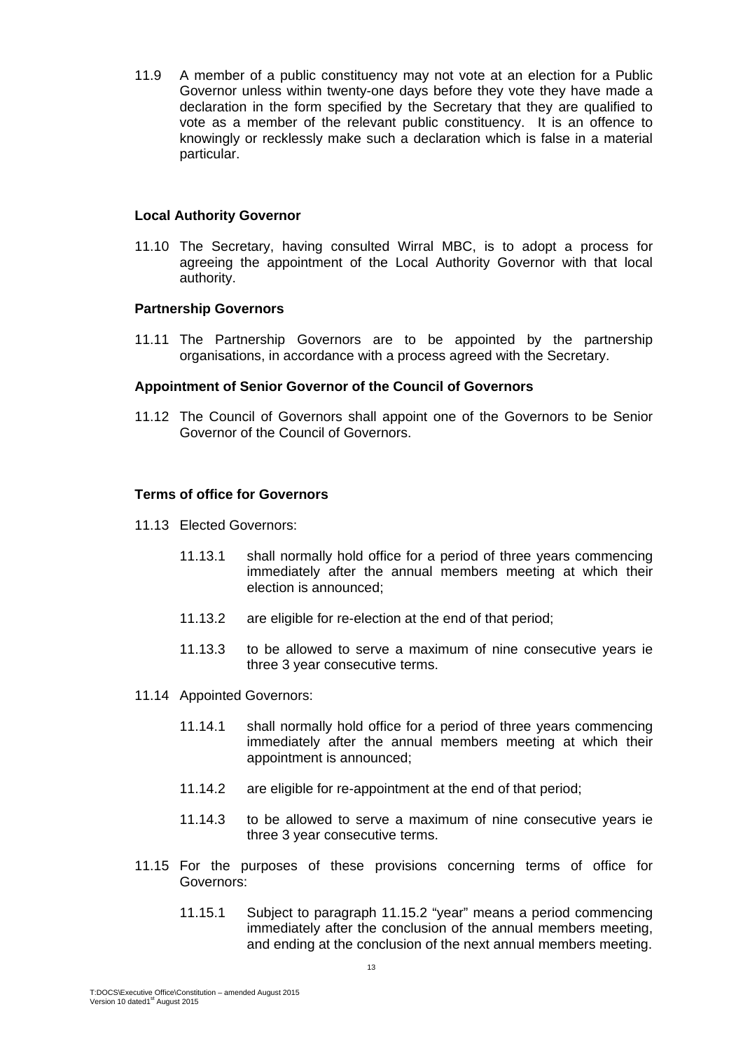11.9 A member of a public constituency may not vote at an election for a Public Governor unless within twenty-one days before they vote they have made a declaration in the form specified by the Secretary that they are qualified to vote as a member of the relevant public constituency. It is an offence to knowingly or recklessly make such a declaration which is false in a material particular.

**Local Authority Governor**

11.10 The Secretary, having consulted Wirral MBC, is to adopt a process for agreeing the appointment of the Local Authority Governor with that local authority.

**Partnership Governors**

11.11 The Partnership Governors are to be appointed by the partnership organisations, in accordance with a process agreed with the Secretary.

**Appointment of Senior Governor of the Council of Governors**

11.12 The Council of Governors shall appoint one of the Governors to be Senior Governor of the Council of Governors.

**Terms of office for Governors**

11.13 Elected Governors:

- 11.13.1 shall normally hold office for a period of three years commencing immediately after the annual members meeting at which their election is announced;
- 11.13.2 are eligible for re-election at the end of that period;
- 11.13.3 to be allowed to serve a maximum of nine consecutive years ie three 3 year consecutive terms.

11.14 Appointed Governors:

- 11.14.1 shall normally hold office for a period of three years commencing immediately after the annual members meeting at which their appointment is announced;
- 11.14.2 are eligible for re-appointment at the end of that period;
- 11.14.3 to be allowed to serve a maximum of nine consecutive years ie three 3 year consecutive terms.

11.15 For the purposes of these provisions concerning terms of office for Governors:

- 11.15.1 Subject to paragraph 11.15.2 "year" means a period commencing immediately after the conclusion of the annual members meeting, and ending at the conclusion of the next annual members meeting.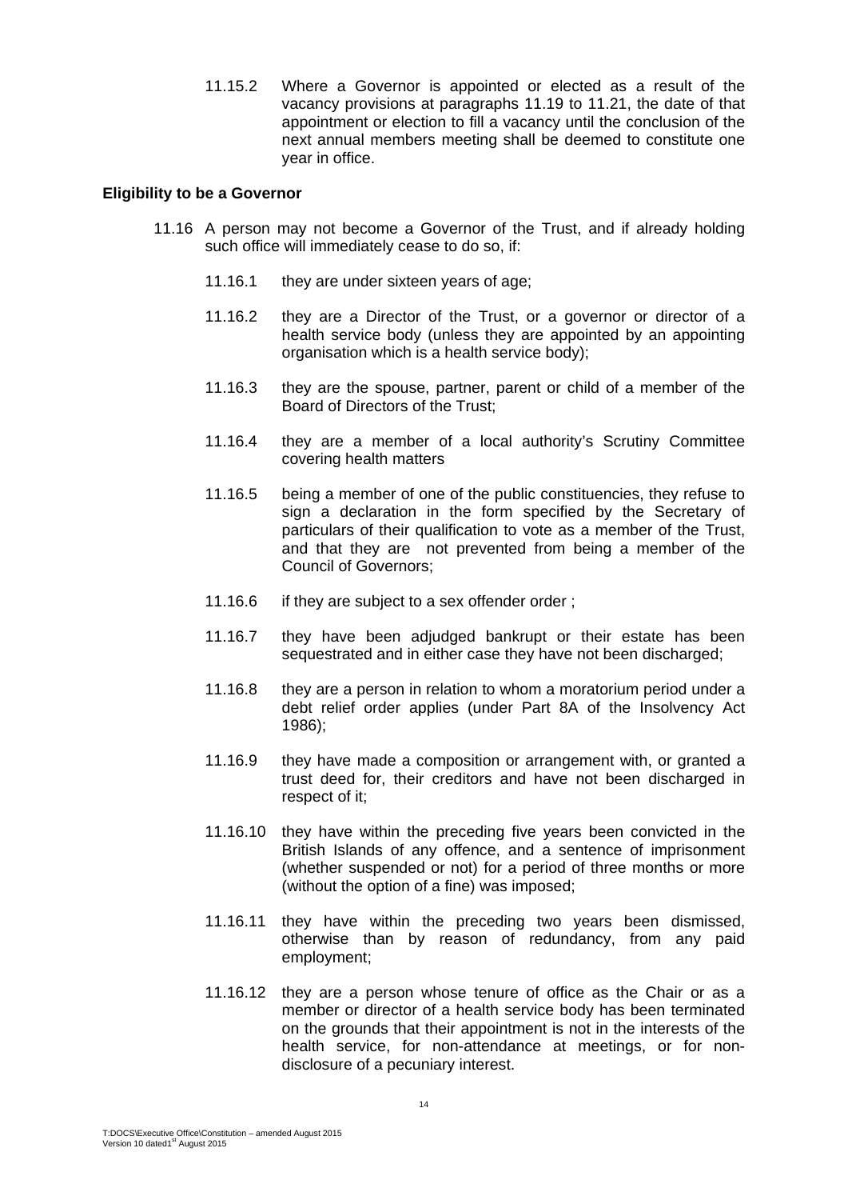11.15.2 Where a Governor is appointed or elected as a result of the vacancy provisions at paragraphs 11.19 to 11.21, the date of that appointment or election to fill a vacancy until the conclusion of the next annual members meeting shall be deemed to constitute one year in office.

**Eligibility to be a Governor**

11.16 A person may not become a Governor of the Trust, and if already holding such office will immediately cease to do so, if:

11.16.1 they are under sixteen years of age;

11.16.2 they are a Director of the Trust, or a governor or director of a health service body (unless they are appointed by an appointing organisation which is a health service body);

11.16.3 they are the spouse, partner, parent or child of a member of the Board of Directors of the Trust;

11.16.4 they are a member of a local authority's Scrutiny Committee covering health matters

11.16.5 being a member of one of the public constituencies, they refuse to sign a declaration in the form specified by the Secretary of particulars of their qualification to vote as a member of the Trust, and that they are not prevented from being a member of the Council of Governors;

11.16.6 if they are subject to a sex offender order ;

11.16.7 they have been adjudged bankrupt or their estate has been sequestrated and in either case they have not been discharged;

11.16.8 they are a person in relation to whom a moratorium period under a debt relief order applies (under Part 8A of the Insolvency Act 1986);

11.16.9 they have made a composition or arrangement with, or granted a trust deed for, their creditors and have not been discharged in respect of it;

11.16.10 they have within the preceding five years been convicted in the British Islands of any offence, and a sentence of imprisonment (whether suspended or not) for a period of three months or more (without the option of a fine) was imposed;

11.16.11 they have within the preceding two years been dismissed, otherwise than by reason of redundancy, from any paid employment;

11.16.12 they are a person whose tenure of office as the Chair or as a member or director of a health service body has been terminated on the grounds that their appointment is not in the interests of the health service, for non-attendance at meetings, or for non-disclosure of a pecuniary interest.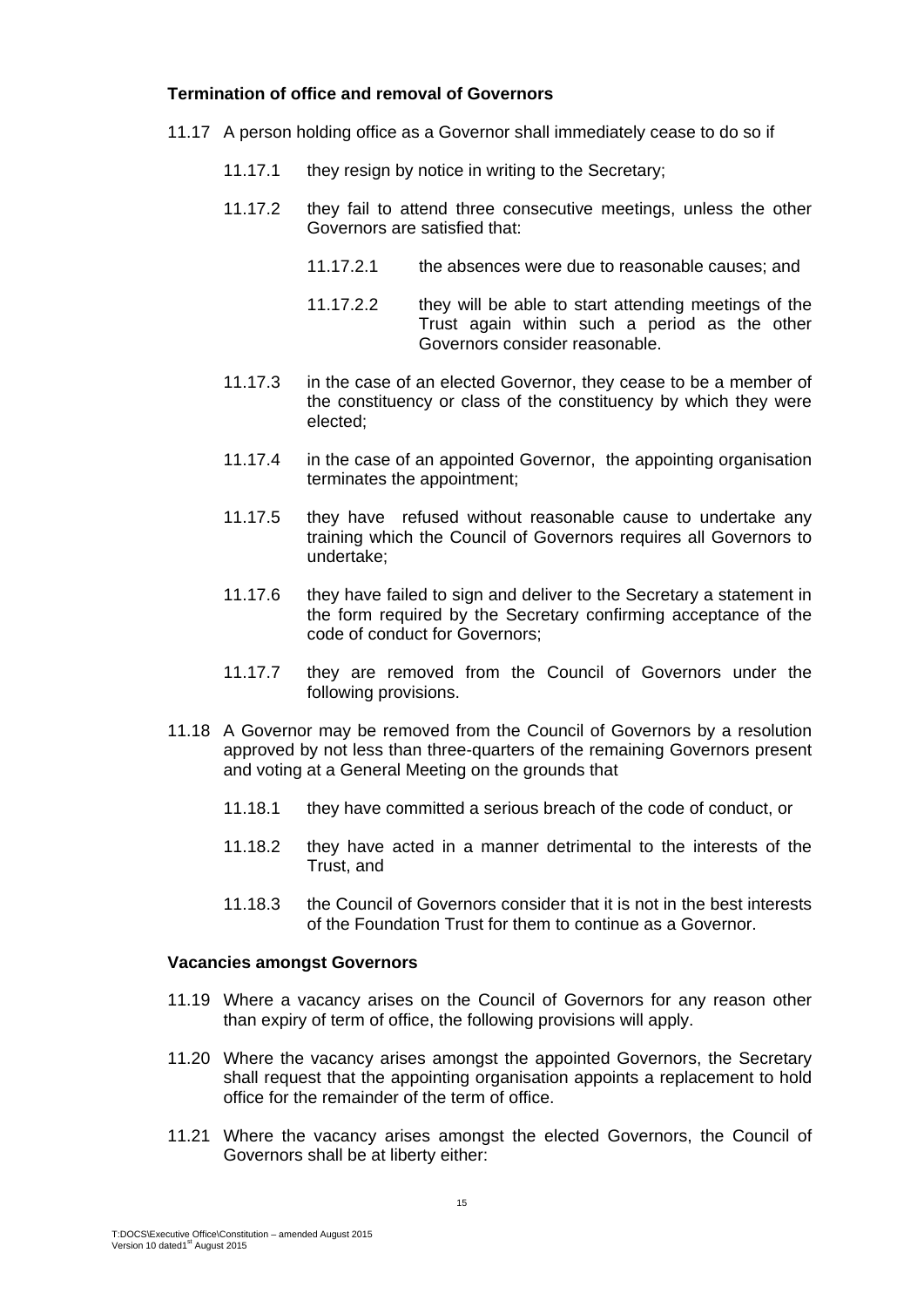**Termination of office and removal of Governors**

11.17 A person holding office as a Governor shall immediately cease to do so if

- 11.17.1 they resign by notice in writing to the Secretary;
- 11.17.2 they fail to attend three consecutive meetings, unless the other Governors are satisfied that:
  - 11.17.2.1 the absences were due to reasonable causes; and
  - 11.17.2.2 they will be able to start attending meetings of the Trust again within such a period as the other Governors consider reasonable.
- 11.17.3 in the case of an elected Governor, they cease to be a member of the constituency or class of the constituency by which they were elected;
- 11.17.4 in the case of an appointed Governor, the appointing organisation terminates the appointment;
- 11.17.5 they have refused without reasonable cause to undertake any training which the Council of Governors requires all Governors to undertake;
- 11.17.6 they have failed to sign and deliver to the Secretary a statement in the form required by the Secretary confirming acceptance of the code of conduct for Governors;
- 11.17.7 they are removed from the Council of Governors under the following provisions.

11.18 A Governor may be removed from the Council of Governors by a resolution approved by not less than three-quarters of the remaining Governors present and voting at a General Meeting on the grounds that

- 11.18.1 they have committed a serious breach of the code of conduct, or
- 11.18.2 they have acted in a manner detrimental to the interests of the Trust, and
- 11.18.3 the Council of Governors consider that it is not in the best interests of the Foundation Trust for them to continue as a Governor.

**Vacancies amongst Governors**

11.19 Where a vacancy arises on the Council of Governors for any reason other than expiry of term of office, the following provisions will apply.

11.20 Where the vacancy arises amongst the appointed Governors, the Secretary shall request that the appointing organisation appoints a replacement to hold office for the remainder of the term of office.

11.21 Where the vacancy arises amongst the elected Governors, the Council of Governors shall be at liberty either: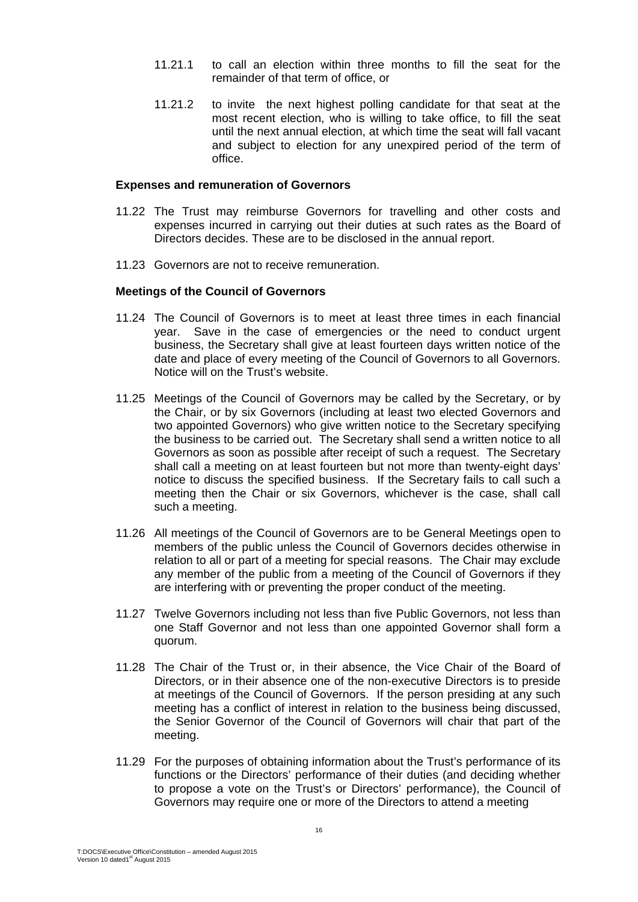11.21.1 to call an election within three months to fill the seat for the remainder of that term of office, or

11.21.2 to invite the next highest polling candidate for that seat at the most recent election, who is willing to take office, to fill the seat until the next annual election, at which time the seat will fall vacant and subject to election for any unexpired period of the term of office.

**Expenses and remuneration of Governors**

11.22 The Trust may reimburse Governors for travelling and other costs and expenses incurred in carrying out their duties at such rates as the Board of Directors decides. These are to be disclosed in the annual report.

11.23 Governors are not to receive remuneration.

**Meetings of the Council of Governors**

11.24 The Council of Governors is to meet at least three times in each financial year. Save in the case of emergencies or the need to conduct urgent business, the Secretary shall give at least fourteen days written notice of the date and place of every meeting of the Council of Governors to all Governors. Notice will on the Trust's website.

11.25 Meetings of the Council of Governors may be called by the Secretary, or by the Chair, or by six Governors (including at least two elected Governors and two appointed Governors) who give written notice to the Secretary specifying the business to be carried out. The Secretary shall send a written notice to all Governors as soon as possible after receipt of such a request. The Secretary shall call a meeting on at least fourteen but not more than twenty-eight days' notice to discuss the specified business. If the Secretary fails to call such a meeting then the Chair or six Governors, whichever is the case, shall call such a meeting.

11.26 All meetings of the Council of Governors are to be General Meetings open to members of the public unless the Council of Governors decides otherwise in relation to all or part of a meeting for special reasons. The Chair may exclude any member of the public from a meeting of the Council of Governors if they are interfering with or preventing the proper conduct of the meeting.

11.27 Twelve Governors including not less than five Public Governors, not less than one Staff Governor and not less than one appointed Governor shall form a quorum.

11.28 The Chair of the Trust or, in their absence, the Vice Chair of the Board of Directors, or in their absence one of the non-executive Directors is to preside at meetings of the Council of Governors. If the person presiding at any such meeting has a conflict of interest in relation to the business being discussed, the Senior Governor of the Council of Governors will chair that part of the meeting.

11.29 For the purposes of obtaining information about the Trust's performance of its functions or the Directors' performance of their duties (and deciding whether to propose a vote on the Trust's or Directors' performance), the Council of Governors may require one or more of the Directors to attend a meeting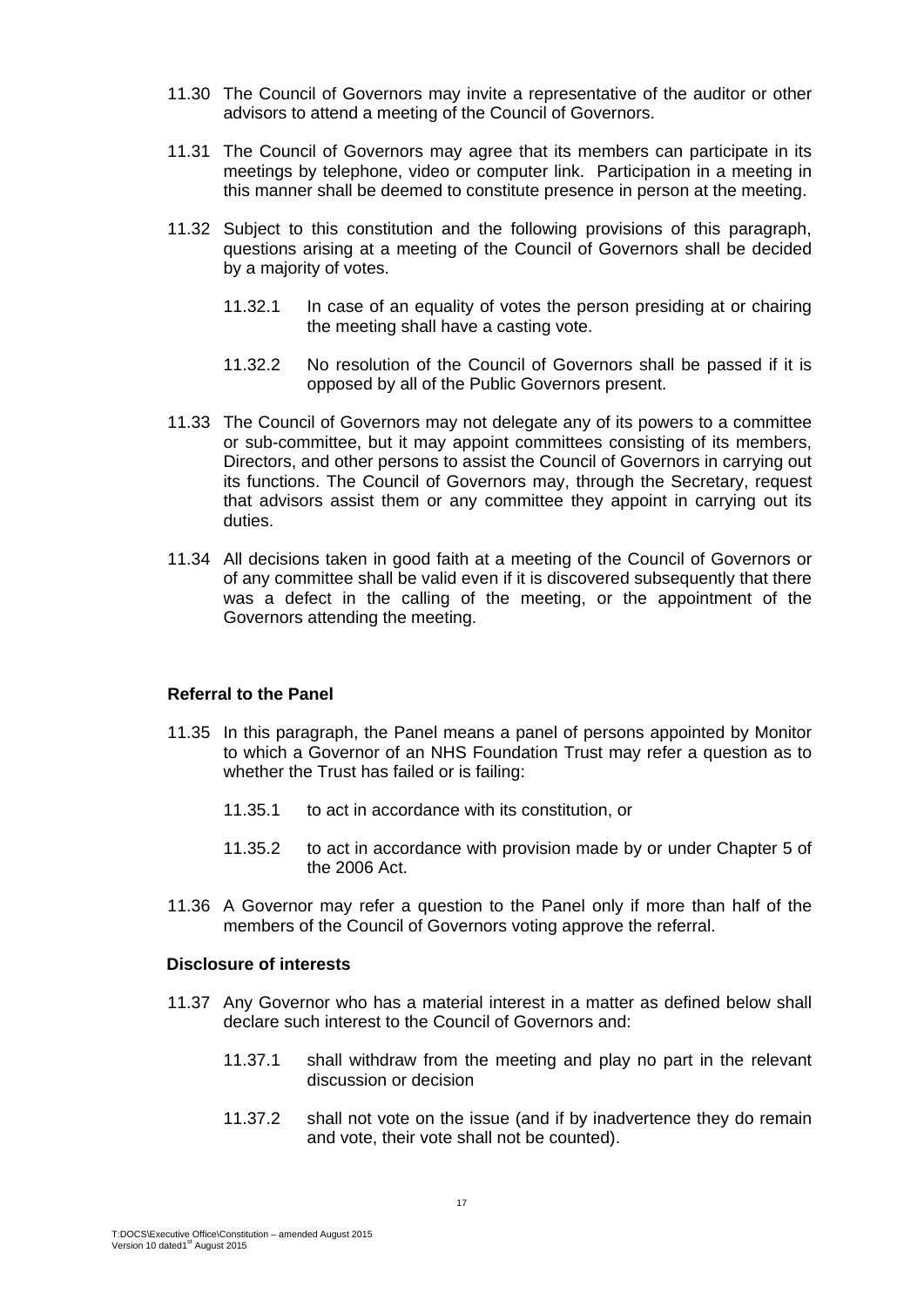11.30 The Council of Governors may invite a representative of the auditor or other advisors to attend a meeting of the Council of Governors.

11.31 The Council of Governors may agree that its members can participate in its meetings by telephone, video or computer link. Participation in a meeting in this manner shall be deemed to constitute presence in person at the meeting.

11.32 Subject to this constitution and the following provisions of this paragraph, questions arising at a meeting of the Council of Governors shall be decided by a majority of votes.

  11.32.1 In case of an equality of votes the person presiding at or chairing the meeting shall have a casting vote.

  11.32.2 No resolution of the Council of Governors shall be passed if it is opposed by all of the Public Governors present.

11.33 The Council of Governors may not delegate any of its powers to a committee or sub-committee, but it may appoint committees consisting of its members, Directors, and other persons to assist the Council of Governors in carrying out its functions. The Council of Governors may, through the Secretary, request that advisors assist them or any committee they appoint in carrying out its duties.

11.34 All decisions taken in good faith at a meeting of the Council of Governors or of any committee shall be valid even if it is discovered subsequently that there was a defect in the calling of the meeting, or the appointment of the Governors attending the meeting.

**Referral to the Panel**

11.35 In this paragraph, the Panel means a panel of persons appointed by Monitor to which a Governor of an NHS Foundation Trust may refer a question as to whether the Trust has failed or is failing:

  11.35.1 to act in accordance with its constitution, or

  11.35.2 to act in accordance with provision made by or under Chapter 5 of the 2006 Act.

11.36 A Governor may refer a question to the Panel only if more than half of the members of the Council of Governors voting approve the referral.

**Disclosure of interests**

11.37 Any Governor who has a material interest in a matter as defined below shall declare such interest to the Council of Governors and:

  11.37.1 shall withdraw from the meeting and play no part in the relevant discussion or decision

  11.37.2 shall not vote on the issue (and if by inadvertence they do remain and vote, their vote shall not be counted).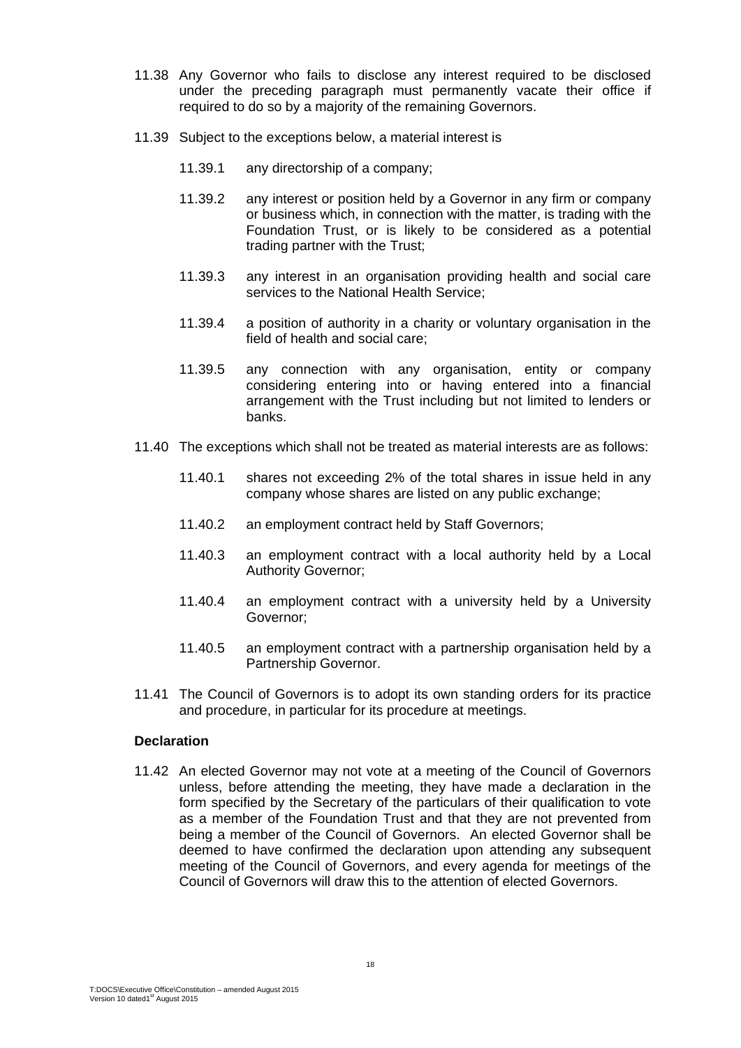11.38 Any Governor who fails to disclose any interest required to be disclosed under the preceding paragraph must permanently vacate their office if required to do so by a majority of the remaining Governors.

11.39 Subject to the exceptions below, a material interest is

- 11.39.1 any directorship of a company;
- 11.39.2 any interest or position held by a Governor in any firm or company or business which, in connection with the matter, is trading with the Foundation Trust, or is likely to be considered as a potential trading partner with the Trust;
- 11.39.3 any interest in an organisation providing health and social care services to the National Health Service;
- 11.39.4 a position of authority in a charity or voluntary organisation in the field of health and social care;
- 11.39.5 any connection with any organisation, entity or company considering entering into or having entered into a financial arrangement with the Trust including but not limited to lenders or banks.

11.40 The exceptions which shall not be treated as material interests are as follows:

- 11.40.1 shares not exceeding 2% of the total shares in issue held in any company whose shares are listed on any public exchange;
- 11.40.2 an employment contract held by Staff Governors;
- 11.40.3 an employment contract with a local authority held by a Local Authority Governor;
- 11.40.4 an employment contract with a university held by a University Governor;
- 11.40.5 an employment contract with a partnership organisation held by a Partnership Governor.

11.41 The Council of Governors is to adopt its own standing orders for its practice and procedure, in particular for its procedure at meetings.

**Declaration**

11.42 An elected Governor may not vote at a meeting of the Council of Governors unless, before attending the meeting, they have made a declaration in the form specified by the Secretary of the particulars of their qualification to vote as a member of the Foundation Trust and that they are not prevented from being a member of the Council of Governors. An elected Governor shall be deemed to have confirmed the declaration upon attending any subsequent meeting of the Council of Governors, and every agenda for meetings of the Council of Governors will draw this to the attention of elected Governors.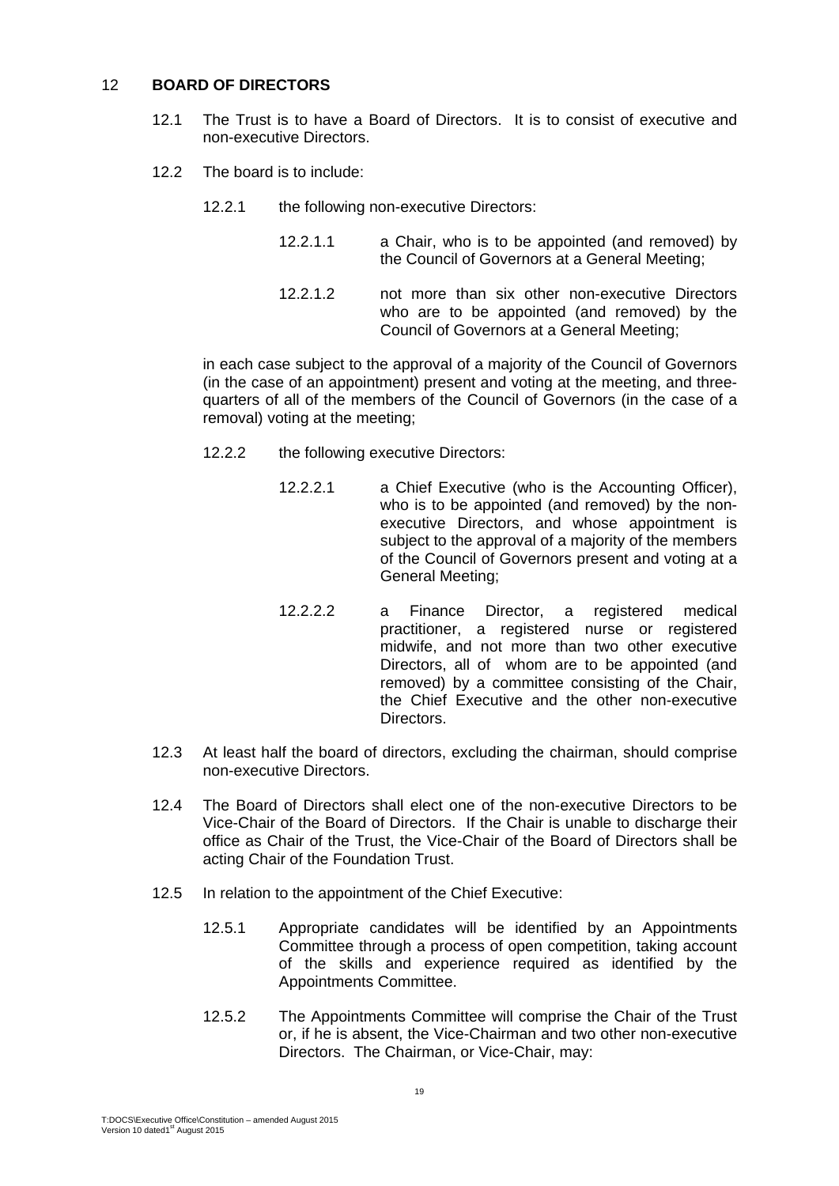## 12 BOARD OF DIRECTORS

12.1 The Trust is to have a Board of Directors. It is to consist of executive and non-executive Directors.

12.2 The board is to include:

12.2.1 the following non-executive Directors:

12.2.1.1 a Chair, who is to be appointed (and removed) by the Council of Governors at a General Meeting;

12.2.1.2 not more than six other non-executive Directors who are to be appointed (and removed) by the Council of Governors at a General Meeting;

in each case subject to the approval of a majority of the Council of Governors (in the case of an appointment) present and voting at the meeting, and three-quarters of all of the members of the Council of Governors (in the case of a removal) voting at the meeting;

12.2.2 the following executive Directors:

12.2.2.1 a Chief Executive (who is the Accounting Officer), who is to be appointed (and removed) by the non-executive Directors, and whose appointment is subject to the approval of a majority of the members of the Council of Governors present and voting at a General Meeting;

12.2.2.2 a Finance Director, a registered medical practitioner, a registered nurse or registered midwife, and not more than two other executive Directors, all of whom are to be appointed (and removed) by a committee consisting of the Chair, the Chief Executive and the other non-executive Directors.

12.3 At least half the board of directors, excluding the chairman, should comprise non-executive Directors.

12.4 The Board of Directors shall elect one of the non-executive Directors to be Vice-Chair of the Board of Directors. If the Chair is unable to discharge their office as Chair of the Trust, the Vice-Chair of the Board of Directors shall be acting Chair of the Foundation Trust.

12.5 In relation to the appointment of the Chief Executive:

12.5.1 Appropriate candidates will be identified by an Appointments Committee through a process of open competition, taking account of the skills and experience required as identified by the Appointments Committee.

12.5.2 The Appointments Committee will comprise the Chair of the Trust or, if he is absent, the Vice-Chairman and two other non-executive Directors. The Chairman, or Vice-Chair, may: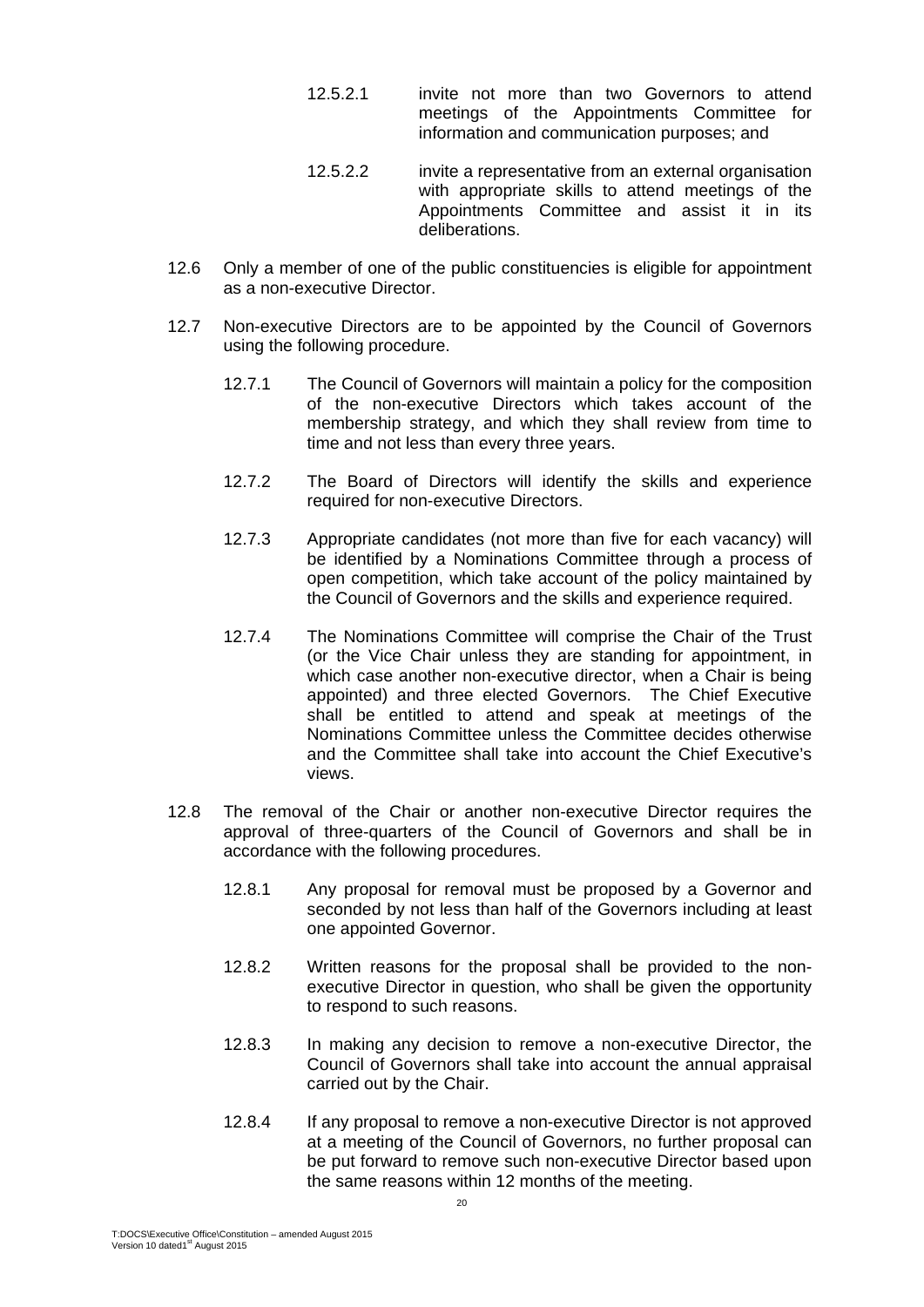12.5.2.1 invite not more than two Governors to attend meetings of the Appointments Committee for information and communication purposes; and

12.5.2.2 invite a representative from an external organisation with appropriate skills to attend meetings of the Appointments Committee and assist it in its deliberations.

12.6 Only a member of one of the public constituencies is eligible for appointment as a non-executive Director.

12.7 Non-executive Directors are to be appointed by the Council of Governors using the following procedure.

12.7.1 The Council of Governors will maintain a policy for the composition of the non-executive Directors which takes account of the membership strategy, and which they shall review from time to time and not less than every three years.

12.7.2 The Board of Directors will identify the skills and experience required for non-executive Directors.

12.7.3 Appropriate candidates (not more than five for each vacancy) will be identified by a Nominations Committee through a process of open competition, which take account of the policy maintained by the Council of Governors and the skills and experience required.

12.7.4 The Nominations Committee will comprise the Chair of the Trust (or the Vice Chair unless they are standing for appointment, in which case another non-executive director, when a Chair is being appointed) and three elected Governors. The Chief Executive shall be entitled to attend and speak at meetings of the Nominations Committee unless the Committee decides otherwise and the Committee shall take into account the Chief Executive's views.

12.8 The removal of the Chair or another non-executive Director requires the approval of three-quarters of the Council of Governors and shall be in accordance with the following procedures.

12.8.1 Any proposal for removal must be proposed by a Governor and seconded by not less than half of the Governors including at least one appointed Governor.

12.8.2 Written reasons for the proposal shall be provided to the non-executive Director in question, who shall be given the opportunity to respond to such reasons.

12.8.3 In making any decision to remove a non-executive Director, the Council of Governors shall take into account the annual appraisal carried out by the Chair.

12.8.4 If any proposal to remove a non-executive Director is not approved at a meeting of the Council of Governors, no further proposal can be put forward to remove such non-executive Director based upon the same reasons within 12 months of the meeting.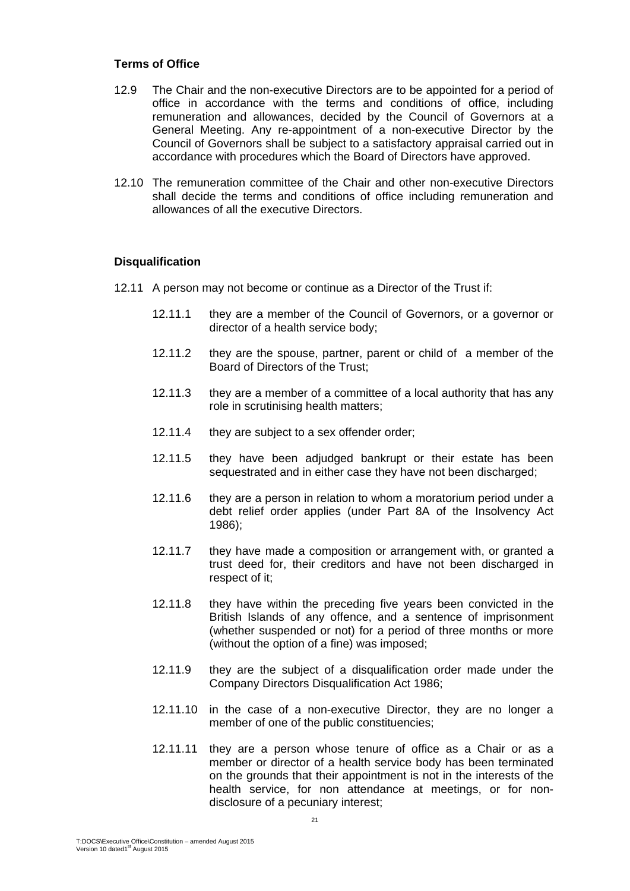### Terms of Office

12.9 The Chair and the non-executive Directors are to be appointed for a period of office in accordance with the terms and conditions of office, including remuneration and allowances, decided by the Council of Governors at a General Meeting. Any re-appointment of a non-executive Director by the Council of Governors shall be subject to a satisfactory appraisal carried out in accordance with procedures which the Board of Directors have approved.

12.10 The remuneration committee of the Chair and other non-executive Directors shall decide the terms and conditions of office including remuneration and allowances of all the executive Directors.

### Disqualification

12.11 A person may not become or continue as a Director of the Trust if:

12.11.1 they are a member of the Council of Governors, or a governor or director of a health service body;

12.11.2 they are the spouse, partner, parent or child of a member of the Board of Directors of the Trust;

12.11.3 they are a member of a committee of a local authority that has any role in scrutinising health matters;

12.11.4 they are subject to a sex offender order;

12.11.5 they have been adjudged bankrupt or their estate has been sequestrated and in either case they have not been discharged;

12.11.6 they are a person in relation to whom a moratorium period under a debt relief order applies (under Part 8A of the Insolvency Act 1986);

12.11.7 they have made a composition or arrangement with, or granted a trust deed for, their creditors and have not been discharged in respect of it;

12.11.8 they have within the preceding five years been convicted in the British Islands of any offence, and a sentence of imprisonment (whether suspended or not) for a period of three months or more (without the option of a fine) was imposed;

12.11.9 they are the subject of a disqualification order made under the Company Directors Disqualification Act 1986;

12.11.10 in the case of a non-executive Director, they are no longer a member of one of the public constituencies;

12.11.11 they are a person whose tenure of office as a Chair or as a member or director of a health service body has been terminated on the grounds that their appointment is not in the interests of the health service, for non attendance at meetings, or for non-disclosure of a pecuniary interest;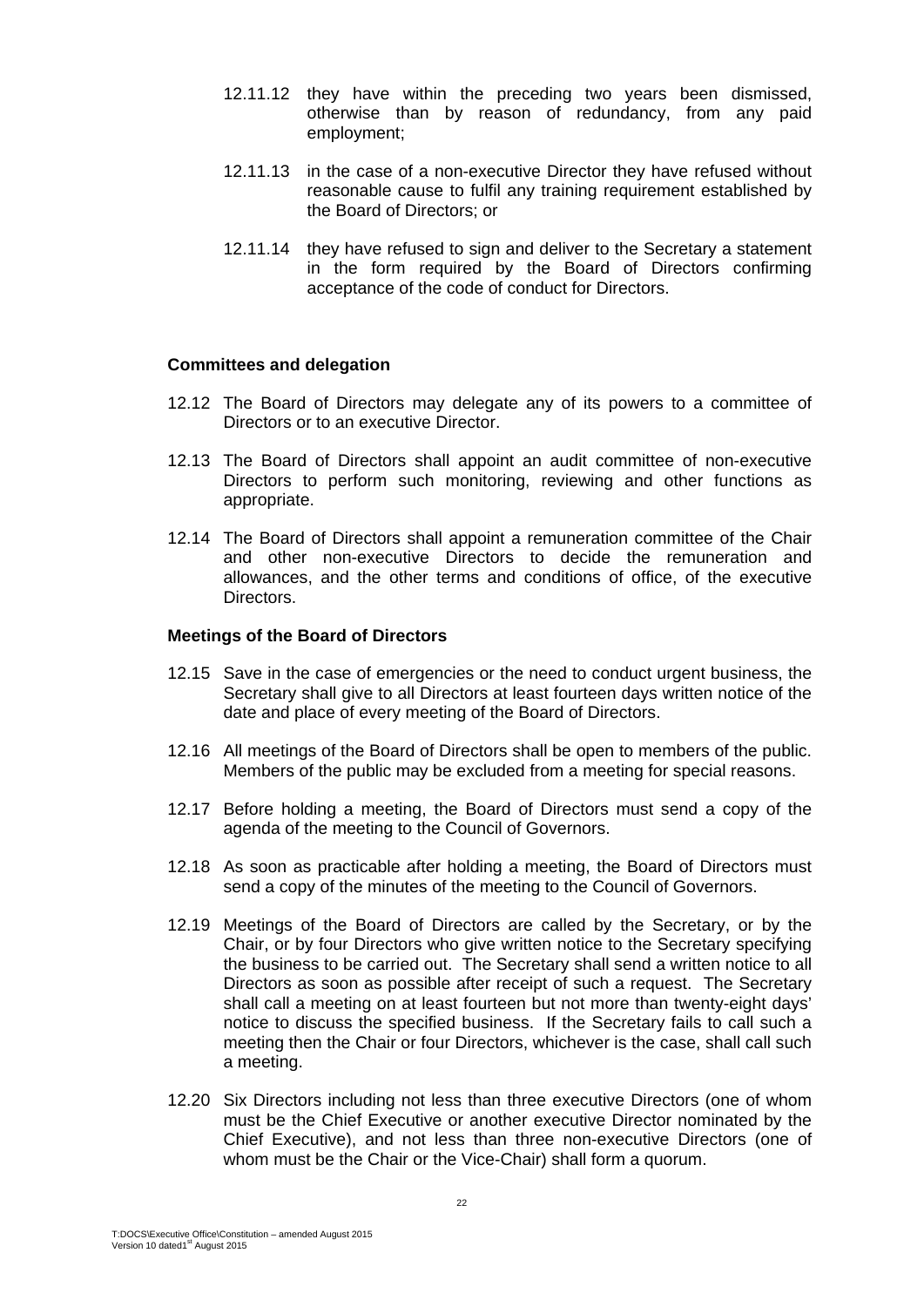12.11.12 they have within the preceding two years been dismissed, otherwise than by reason of redundancy, from any paid employment;

12.11.13 in the case of a non-executive Director they have refused without reasonable cause to fulfil any training requirement established by the Board of Directors; or

12.11.14 they have refused to sign and deliver to the Secretary a statement in the form required by the Board of Directors confirming acceptance of the code of conduct for Directors.

**Committees and delegation**

12.12 The Board of Directors may delegate any of its powers to a committee of Directors or to an executive Director.

12.13 The Board of Directors shall appoint an audit committee of non-executive Directors to perform such monitoring, reviewing and other functions as appropriate.

12.14 The Board of Directors shall appoint a remuneration committee of the Chair and other non-executive Directors to decide the remuneration and allowances, and the other terms and conditions of office, of the executive Directors.

**Meetings of the Board of Directors**

12.15 Save in the case of emergencies or the need to conduct urgent business, the Secretary shall give to all Directors at least fourteen days written notice of the date and place of every meeting of the Board of Directors.

12.16 All meetings of the Board of Directors shall be open to members of the public. Members of the public may be excluded from a meeting for special reasons.

12.17 Before holding a meeting, the Board of Directors must send a copy of the agenda of the meeting to the Council of Governors.

12.18 As soon as practicable after holding a meeting, the Board of Directors must send a copy of the minutes of the meeting to the Council of Governors.

12.19 Meetings of the Board of Directors are called by the Secretary, or by the Chair, or by four Directors who give written notice to the Secretary specifying the business to be carried out. The Secretary shall send a written notice to all Directors as soon as possible after receipt of such a request. The Secretary shall call a meeting on at least fourteen but not more than twenty-eight days' notice to discuss the specified business. If the Secretary fails to call such a meeting then the Chair or four Directors, whichever is the case, shall call such a meeting.

12.20 Six Directors including not less than three executive Directors (one of whom must be the Chief Executive or another executive Director nominated by the Chief Executive), and not less than three non-executive Directors (one of whom must be the Chair or the Vice-Chair) shall form a quorum.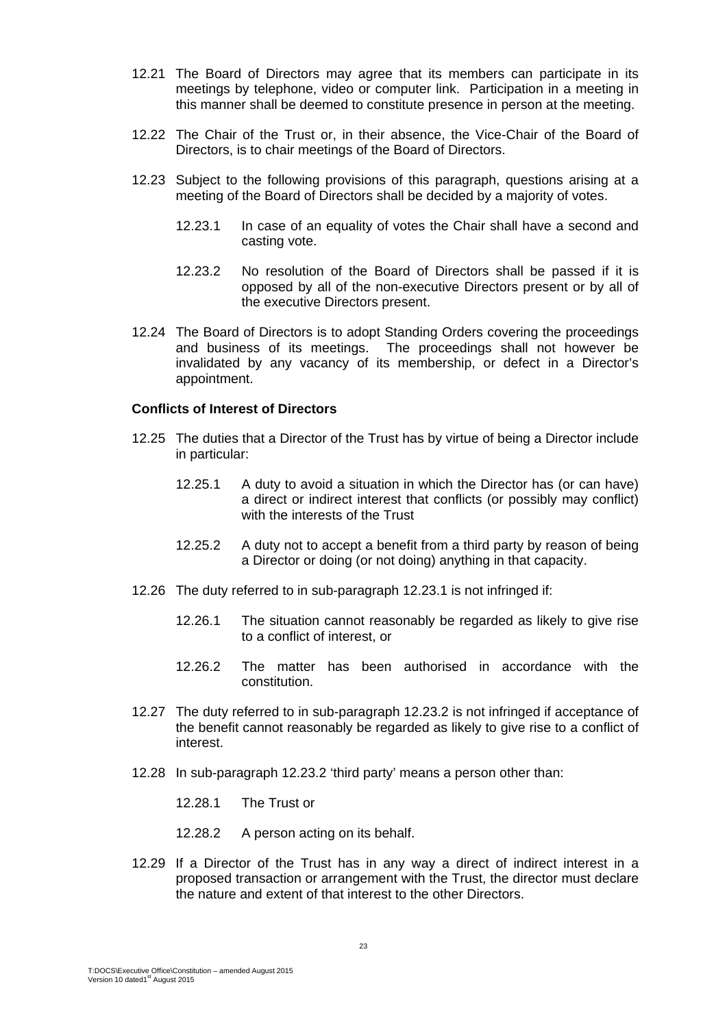12.21 The Board of Directors may agree that its members can participate in its meetings by telephone, video or computer link. Participation in a meeting in this manner shall be deemed to constitute presence in person at the meeting.

12.22 The Chair of the Trust or, in their absence, the Vice-Chair of the Board of Directors, is to chair meetings of the Board of Directors.

12.23 Subject to the following provisions of this paragraph, questions arising at a meeting of the Board of Directors shall be decided by a majority of votes.

12.23.1 In case of an equality of votes the Chair shall have a second and casting vote.

12.23.2 No resolution of the Board of Directors shall be passed if it is opposed by all of the non-executive Directors present or by all of the executive Directors present.

12.24 The Board of Directors is to adopt Standing Orders covering the proceedings and business of its meetings. The proceedings shall not however be invalidated by any vacancy of its membership, or defect in a Director's appointment.

**Conflicts of Interest of Directors**

12.25 The duties that a Director of the Trust has by virtue of being a Director include in particular:

12.25.1 A duty to avoid a situation in which the Director has (or can have) a direct or indirect interest that conflicts (or possibly may conflict) with the interests of the Trust

12.25.2 A duty not to accept a benefit from a third party by reason of being a Director or doing (or not doing) anything in that capacity.

12.26 The duty referred to in sub-paragraph 12.23.1 is not infringed if:

12.26.1 The situation cannot reasonably be regarded as likely to give rise to a conflict of interest, or

12.26.2 The matter has been authorised in accordance with the constitution.

12.27 The duty referred to in sub-paragraph 12.23.2 is not infringed if acceptance of the benefit cannot reasonably be regarded as likely to give rise to a conflict of interest.

12.28 In sub-paragraph 12.23.2 'third party' means a person other than:

12.28.1 The Trust or

12.28.2 A person acting on its behalf.

12.29 If a Director of the Trust has in any way a direct of indirect interest in a proposed transaction or arrangement with the Trust, the director must declare the nature and extent of that interest to the other Directors.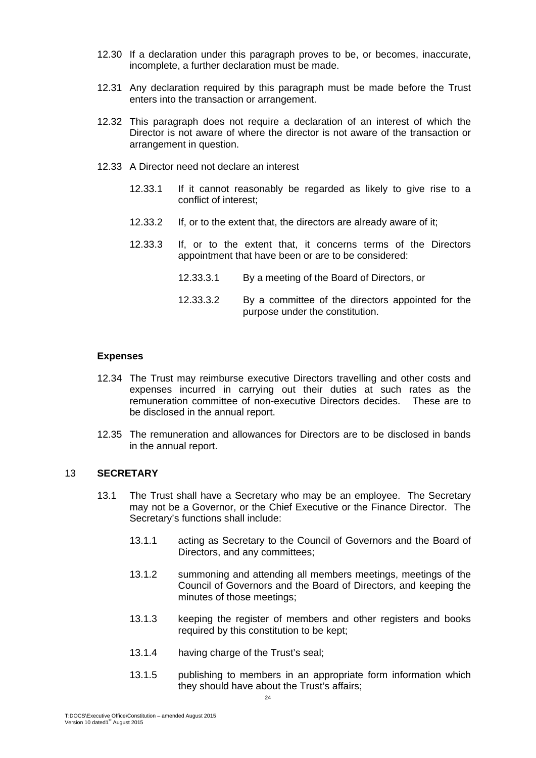12.30 If a declaration under this paragraph proves to be, or becomes, inaccurate, incomplete, a further declaration must be made.

12.31 Any declaration required by this paragraph must be made before the Trust enters into the transaction or arrangement.

12.32 This paragraph does not require a declaration of an interest of which the Director is not aware of where the director is not aware of the transaction or arrangement in question.

12.33 A Director need not declare an interest

- 12.33.1 If it cannot reasonably be regarded as likely to give rise to a conflict of interest;
- 12.33.2 If, or to the extent that, the directors are already aware of it;
- 12.33.3 If, or to the extent that, it concerns terms of the Directors appointment that have been or are to be considered:
  - 12.33.3.1 By a meeting of the Board of Directors, or
  - 12.33.3.2 By a committee of the directors appointed for the purpose under the constitution.

**Expenses**

12.34 The Trust may reimburse executive Directors travelling and other costs and expenses incurred in carrying out their duties at such rates as the remuneration committee of non-executive Directors decides. These are to be disclosed in the annual report.

12.35 The remuneration and allowances for Directors are to be disclosed in bands in the annual report.

## 13 SECRETARY

13.1 The Trust shall have a Secretary who may be an employee. The Secretary may not be a Governor, or the Chief Executive or the Finance Director. The Secretary's functions shall include:

- 13.1.1 acting as Secretary to the Council of Governors and the Board of Directors, and any committees;
- 13.1.2 summoning and attending all members meetings, meetings of the Council of Governors and the Board of Directors, and keeping the minutes of those meetings;
- 13.1.3 keeping the register of members and other registers and books required by this constitution to be kept;
- 13.1.4 having charge of the Trust's seal;
- 13.1.5 publishing to members in an appropriate form information which they should have about the Trust's affairs;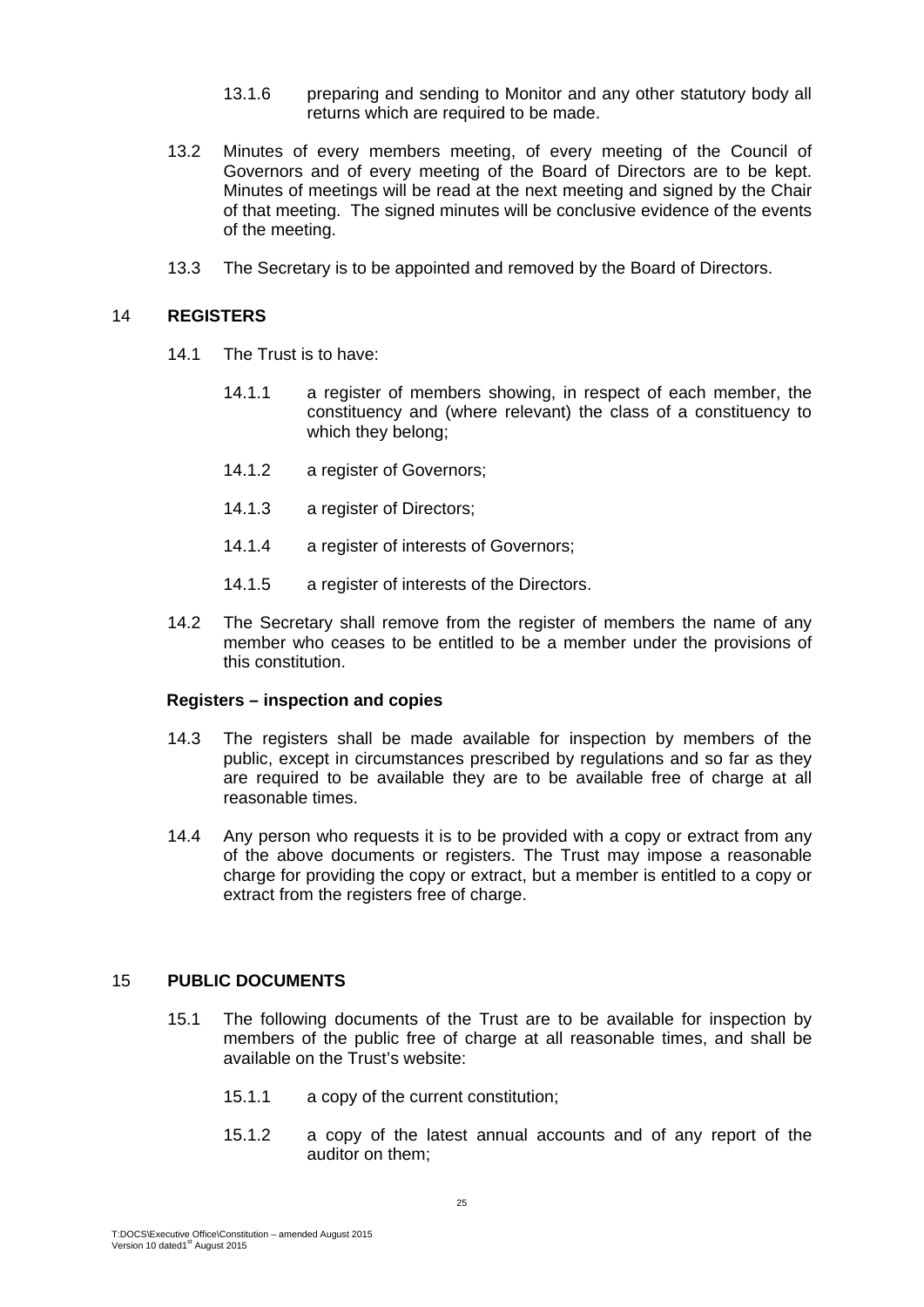13.1.6 preparing and sending to Monitor and any other statutory body all returns which are required to be made.

13.2 Minutes of every members meeting, of every meeting of the Council of Governors and of every meeting of the Board of Directors are to be kept. Minutes of meetings will be read at the next meeting and signed by the Chair of that meeting. The signed minutes will be conclusive evidence of the events of the meeting.

13.3 The Secretary is to be appointed and removed by the Board of Directors.

## 14 REGISTERS

14.1 The Trust is to have:

14.1.1 a register of members showing, in respect of each member, the constituency and (where relevant) the class of a constituency to which they belong;

14.1.2 a register of Governors;

14.1.3 a register of Directors;

14.1.4 a register of interests of Governors;

14.1.5 a register of interests of the Directors.

14.2 The Secretary shall remove from the register of members the name of any member who ceases to be entitled to be a member under the provisions of this constitution.

### Registers – inspection and copies

14.3 The registers shall be made available for inspection by members of the public, except in circumstances prescribed by regulations and so far as they are required to be available they are to be available free of charge at all reasonable times.

14.4 Any person who requests it is to be provided with a copy or extract from any of the above documents or registers. The Trust may impose a reasonable charge for providing the copy or extract, but a member is entitled to a copy or extract from the registers free of charge.

## 15 PUBLIC DOCUMENTS

15.1 The following documents of the Trust are to be available for inspection by members of the public free of charge at all reasonable times, and shall be available on the Trust's website:

15.1.1 a copy of the current constitution;

15.1.2 a copy of the latest annual accounts and of any report of the auditor on them;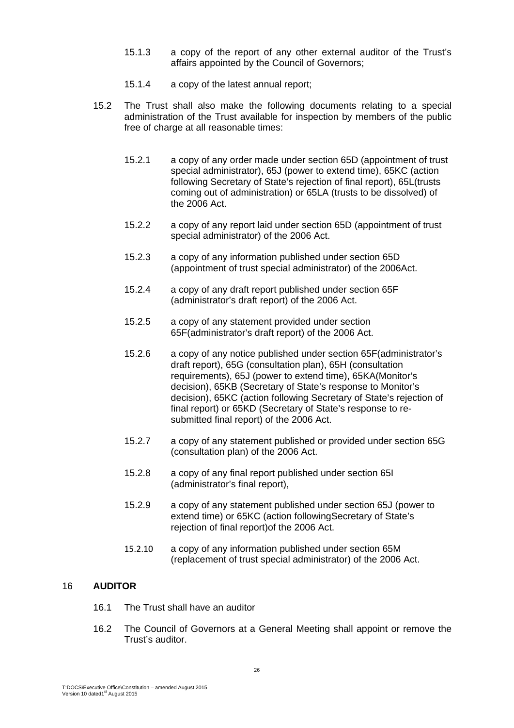15.1.3 a copy of the report of any other external auditor of the Trust's affairs appointed by the Council of Governors;

15.1.4 a copy of the latest annual report;

15.2 The Trust shall also make the following documents relating to a special administration of the Trust available for inspection by members of the public free of charge at all reasonable times:

15.2.1 a copy of any order made under section 65D (appointment of trust special administrator), 65J (power to extend time), 65KC (action following Secretary of State's rejection of final report), 65L(trusts coming out of administration) or 65LA (trusts to be dissolved) of the 2006 Act.

15.2.2 a copy of any report laid under section 65D (appointment of trust special administrator) of the 2006 Act.

15.2.3 a copy of any information published under section 65D (appointment of trust special administrator) of the 2006Act.

15.2.4 a copy of any draft report published under section 65F (administrator's draft report) of the 2006 Act.

15.2.5 a copy of any statement provided under section 65F(administrator's draft report) of the 2006 Act.

15.2.6 a copy of any notice published under section 65F(administrator's draft report), 65G (consultation plan), 65H (consultation requirements), 65J (power to extend time), 65KA(Monitor's decision), 65KB (Secretary of State's response to Monitor's decision), 65KC (action following Secretary of State's rejection of final report) or 65KD (Secretary of State's response to re-submitted final report) of the 2006 Act.

15.2.7 a copy of any statement published or provided under section 65G (consultation plan) of the 2006 Act.

15.2.8 a copy of any final report published under section 65I (administrator's final report),

15.2.9 a copy of any statement published under section 65J (power to extend time) or 65KC (action followingSecretary of State's rejection of final report)of the 2006 Act.

15.2.10 a copy of any information published under section 65M (replacement of trust special administrator) of the 2006 Act.

## 16 AUDITOR

16.1 The Trust shall have an auditor

16.2 The Council of Governors at a General Meeting shall appoint or remove the Trust's auditor.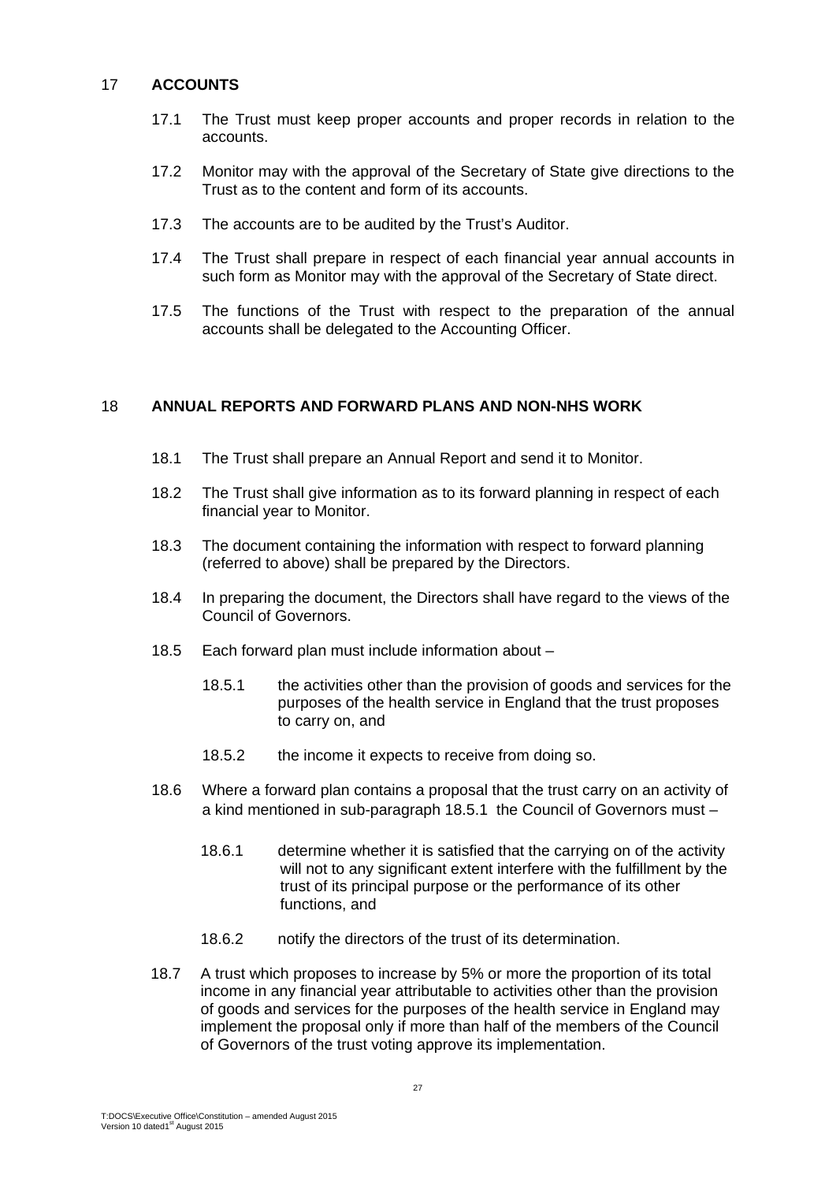## 17 ACCOUNTS

17.1 The Trust must keep proper accounts and proper records in relation to the accounts.

17.2 Monitor may with the approval of the Secretary of State give directions to the Trust as to the content and form of its accounts.

17.3 The accounts are to be audited by the Trust's Auditor.

17.4 The Trust shall prepare in respect of each financial year annual accounts in such form as Monitor may with the approval of the Secretary of State direct.

17.5 The functions of the Trust with respect to the preparation of the annual accounts shall be delegated to the Accounting Officer.

## 18 ANNUAL REPORTS AND FORWARD PLANS AND NON-NHS WORK

18.1 The Trust shall prepare an Annual Report and send it to Monitor.

18.2 The Trust shall give information as to its forward planning in respect of each financial year to Monitor.

18.3 The document containing the information with respect to forward planning (referred to above) shall be prepared by the Directors.

18.4 In preparing the document, the Directors shall have regard to the views of the Council of Governors.

18.5 Each forward plan must include information about –

18.5.1 the activities other than the provision of goods and services for the purposes of the health service in England that the trust proposes to carry on, and

18.5.2 the income it expects to receive from doing so.

18.6 Where a forward plan contains a proposal that the trust carry on an activity of a kind mentioned in sub-paragraph 18.5.1 the Council of Governors must –

18.6.1 determine whether it is satisfied that the carrying on of the activity will not to any significant extent interfere with the fulfillment by the trust of its principal purpose or the performance of its other functions, and

18.6.2 notify the directors of the trust of its determination.

18.7 A trust which proposes to increase by 5% or more the proportion of its total income in any financial year attributable to activities other than the provision of goods and services for the purposes of the health service in England may implement the proposal only if more than half of the members of the Council of Governors of the trust voting approve its implementation.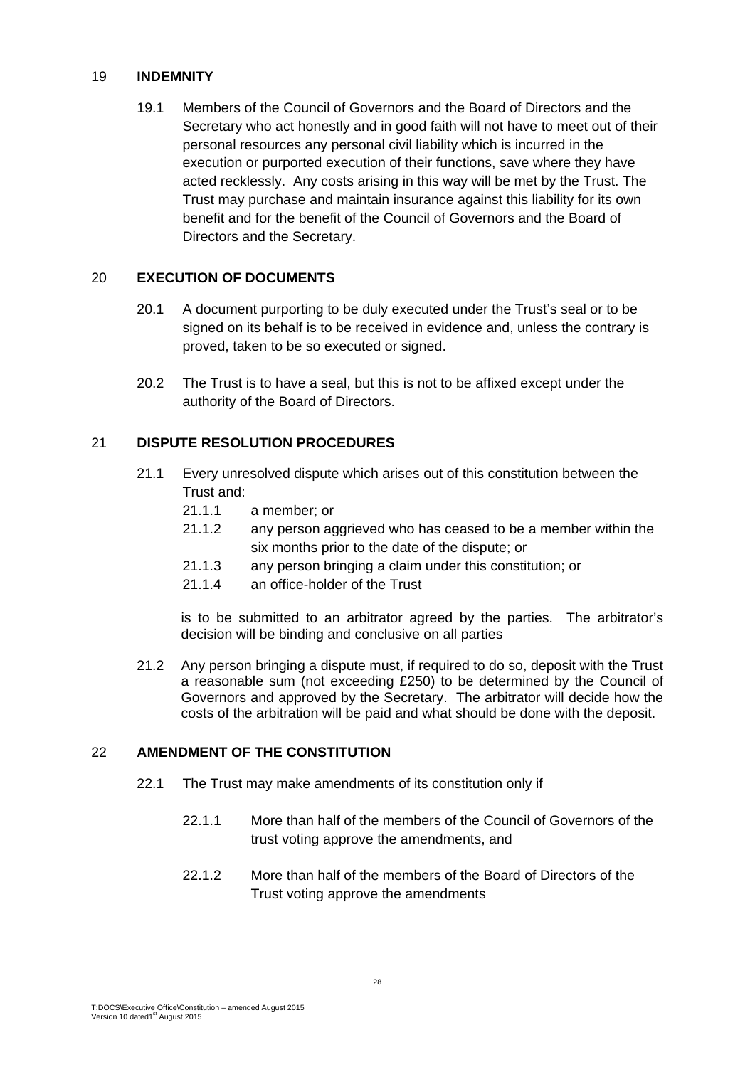## 19 INDEMNITY

19.1 Members of the Council of Governors and the Board of Directors and the Secretary who act honestly and in good faith will not have to meet out of their personal resources any personal civil liability which is incurred in the execution or purported execution of their functions, save where they have acted recklessly. Any costs arising in this way will be met by the Trust. The Trust may purchase and maintain insurance against this liability for its own benefit and for the benefit of the Council of Governors and the Board of Directors and the Secretary.

## 20 EXECUTION OF DOCUMENTS

20.1 A document purporting to be duly executed under the Trust's seal or to be signed on its behalf is to be received in evidence and, unless the contrary is proved, taken to be so executed or signed.

20.2 The Trust is to have a seal, but this is not to be affixed except under the authority of the Board of Directors.

## 21 DISPUTE RESOLUTION PROCEDURES

21.1 Every unresolved dispute which arises out of this constitution between the Trust and:

- 21.1.1 a member; or
- 21.1.2 any person aggrieved who has ceased to be a member within the six months prior to the date of the dispute; or
- 21.1.3 any person bringing a claim under this constitution; or
- 21.1.4 an office-holder of the Trust

is to be submitted to an arbitrator agreed by the parties. The arbitrator's decision will be binding and conclusive on all parties

21.2 Any person bringing a dispute must, if required to do so, deposit with the Trust a reasonable sum (not exceeding £250) to be determined by the Council of Governors and approved by the Secretary. The arbitrator will decide how the costs of the arbitration will be paid and what should be done with the deposit.

## 22 AMENDMENT OF THE CONSTITUTION

22.1 The Trust may make amendments of its constitution only if

- 22.1.1 More than half of the members of the Council of Governors of the trust voting approve the amendments, and
- 22.1.2 More than half of the members of the Board of Directors of the Trust voting approve the amendments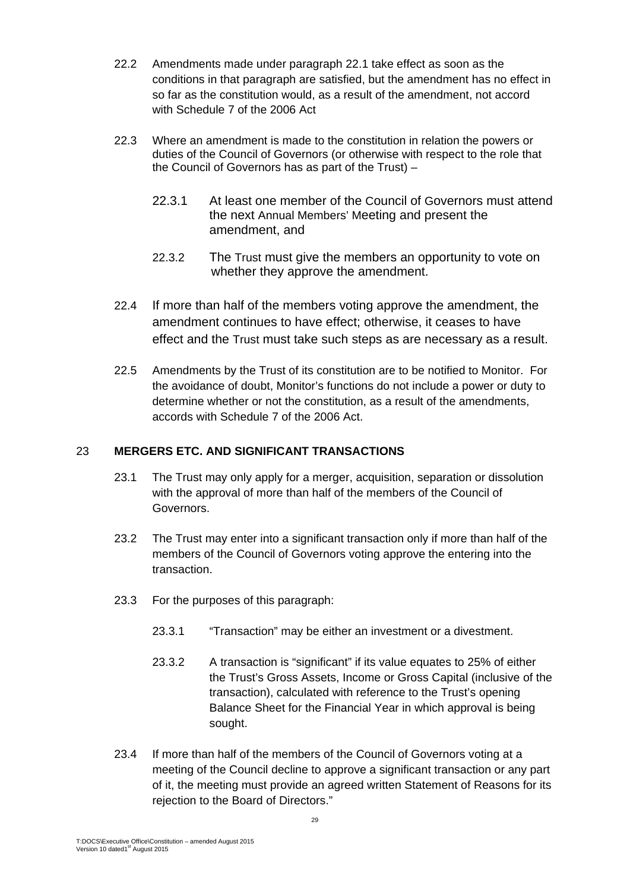22.2 Amendments made under paragraph 22.1 take effect as soon as the conditions in that paragraph are satisfied, but the amendment has no effect in so far as the constitution would, as a result of the amendment, not accord with Schedule 7 of the 2006 Act

22.3 Where an amendment is made to the constitution in relation the powers or duties of the Council of Governors (or otherwise with respect to the role that the Council of Governors has as part of the Trust) –

22.3.1 At least one member of the Council of Governors must attend the next Annual Members' Meeting and present the amendment, and

22.3.2 The Trust must give the members an opportunity to vote on whether they approve the amendment.

22.4 If more than half of the members voting approve the amendment, the amendment continues to have effect; otherwise, it ceases to have effect and the Trust must take such steps as are necessary as a result.

22.5 Amendments by the Trust of its constitution are to be notified to Monitor. For the avoidance of doubt, Monitor's functions do not include a power or duty to determine whether or not the constitution, as a result of the amendments, accords with Schedule 7 of the 2006 Act.

## 23 MERGERS ETC. AND SIGNIFICANT TRANSACTIONS

23.1 The Trust may only apply for a merger, acquisition, separation or dissolution with the approval of more than half of the members of the Council of Governors.

23.2 The Trust may enter into a significant transaction only if more than half of the members of the Council of Governors voting approve the entering into the transaction.

23.3 For the purposes of this paragraph:

23.3.1 "Transaction" may be either an investment or a divestment.

23.3.2 A transaction is "significant" if its value equates to 25% of either the Trust's Gross Assets, Income or Gross Capital (inclusive of the transaction), calculated with reference to the Trust's opening Balance Sheet for the Financial Year in which approval is being sought.

23.4 If more than half of the members of the Council of Governors voting at a meeting of the Council decline to approve a significant transaction or any part of it, the meeting must provide an agreed written Statement of Reasons for its rejection to the Board of Directors."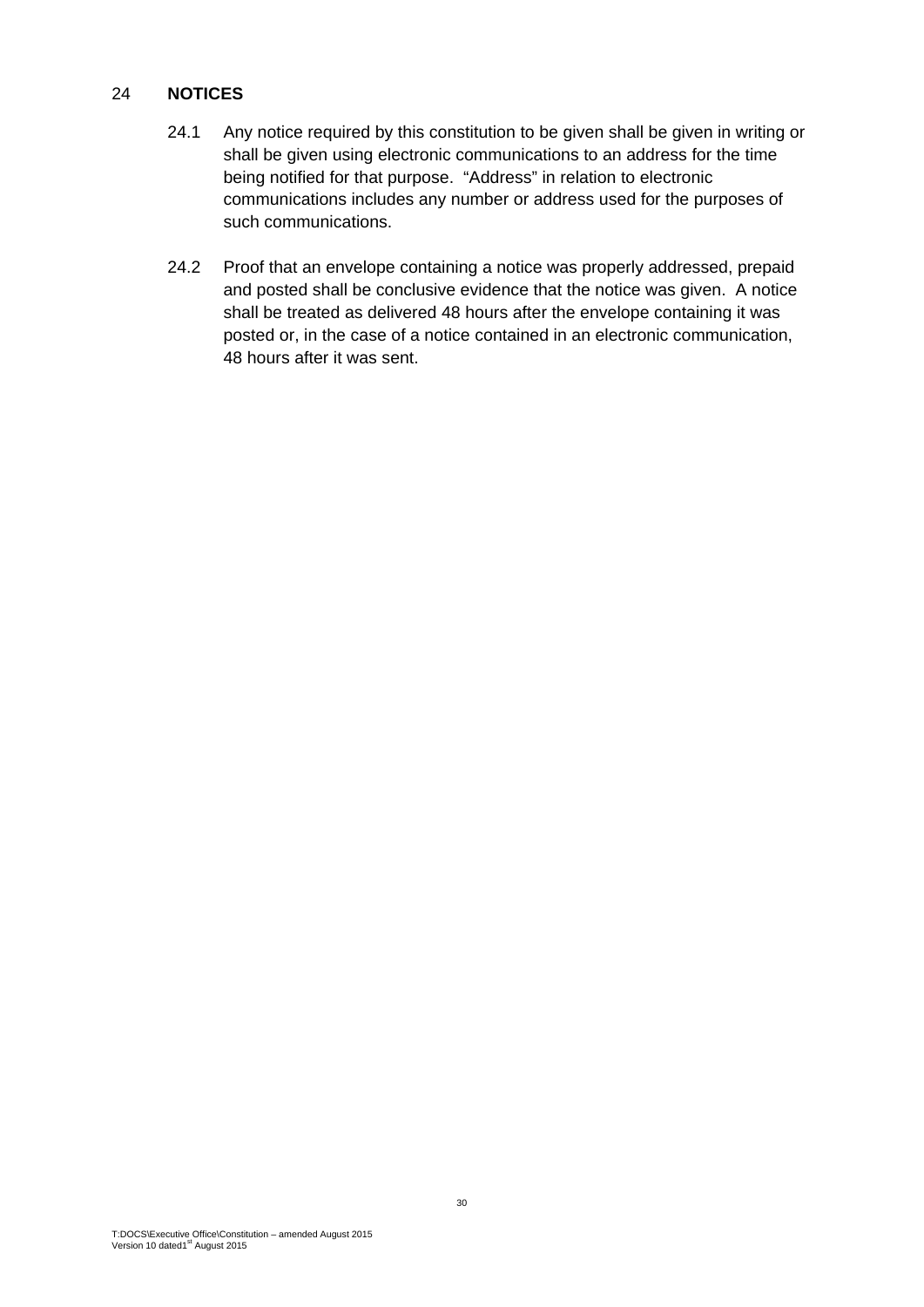## 24 NOTICES

24.1 Any notice required by this constitution to be given shall be given in writing or shall be given using electronic communications to an address for the time being notified for that purpose. "Address" in relation to electronic communications includes any number or address used for the purposes of such communications.

24.2 Proof that an envelope containing a notice was properly addressed, prepaid and posted shall be conclusive evidence that the notice was given. A notice shall be treated as delivered 48 hours after the envelope containing it was posted or, in the case of a notice contained in an electronic communication, 48 hours after it was sent.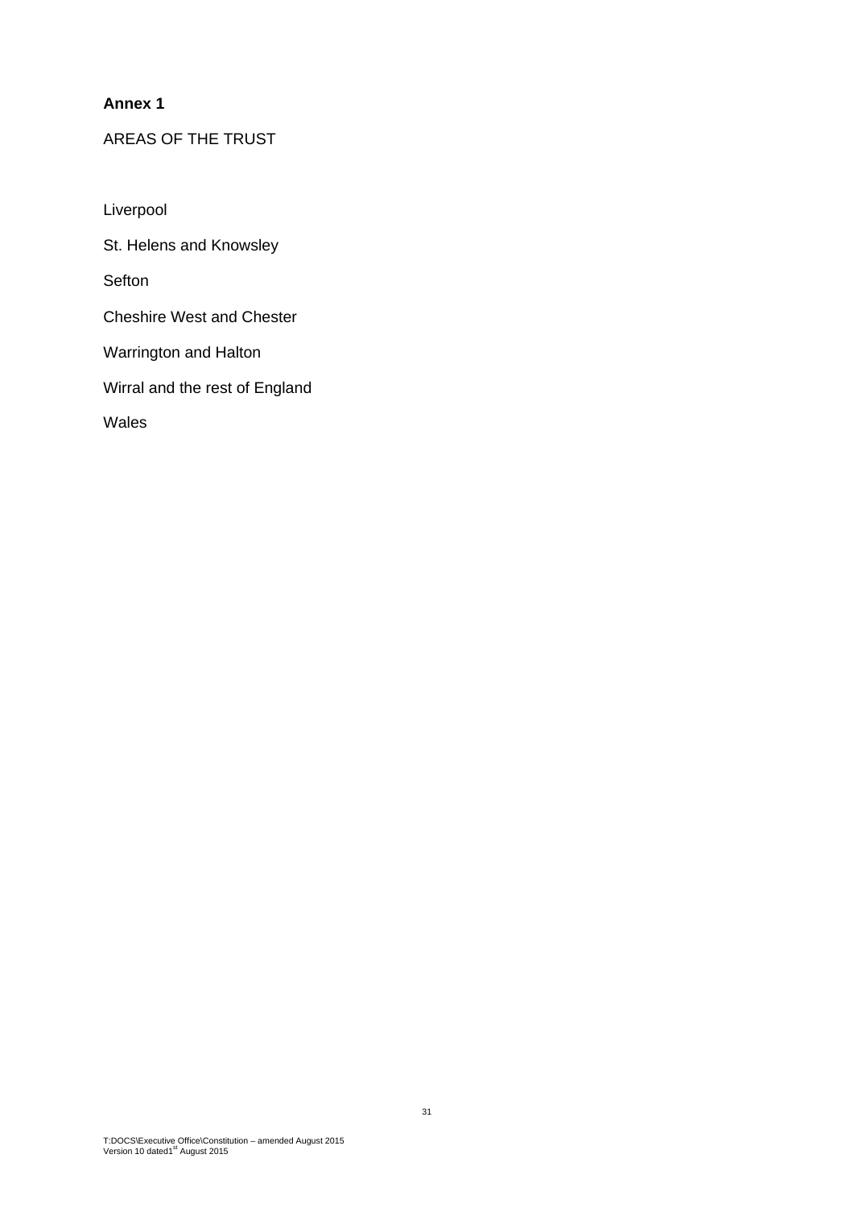**Annex 1**

AREAS OF THE TRUST

Liverpool

St. Helens and Knowsley

Sefton

Cheshire West and Chester

Warrington and Halton

Wirral and the rest of England

Wales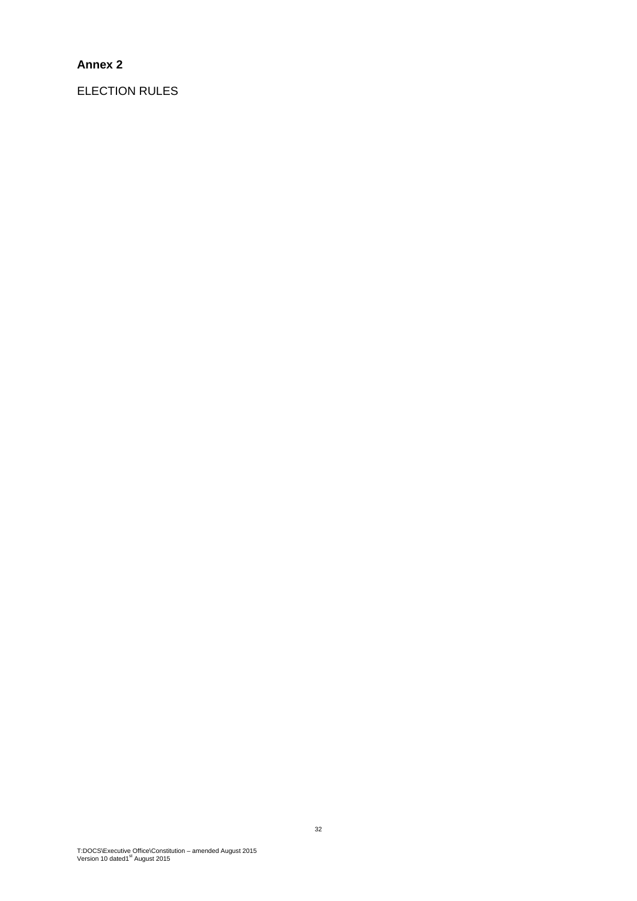**Annex 2**

ELECTION RULES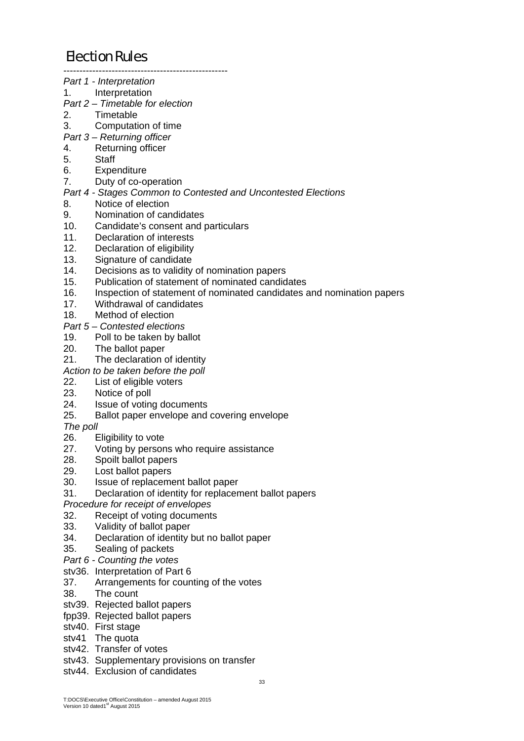# Election Rules

---------------------------------------------------

*Part 1 - Interpretation*

1. Interpretation

*Part 2 – Timetable for election*

2. Timetable
3. Computation of time

*Part 3 – Returning officer*

4. Returning officer
5. Staff
6. Expenditure
7. Duty of co-operation

*Part 4 - Stages Common to Contested and Uncontested Elections*

8. Notice of election
9. Nomination of candidates
10. Candidate's consent and particulars
11. Declaration of interests
12. Declaration of eligibility
13. Signature of candidate
14. Decisions as to validity of nomination papers
15. Publication of statement of nominated candidates
16. Inspection of statement of nominated candidates and nomination papers
17. Withdrawal of candidates
18. Method of election

*Part 5 – Contested elections*

19. Poll to be taken by ballot
20. The ballot paper
21. The declaration of identity

*Action to be taken before the poll*

22. List of eligible voters
23. Notice of poll
24. Issue of voting documents
25. Ballot paper envelope and covering envelope

*The poll*

26. Eligibility to vote
27. Voting by persons who require assistance
28. Spoilt ballot papers
29. Lost ballot papers
30. Issue of replacement ballot paper
31. Declaration of identity for replacement ballot papers

*Procedure for receipt of envelopes*

32. Receipt of voting documents
33. Validity of ballot paper
34. Declaration of identity but no ballot paper
35. Sealing of packets

*Part 6 - Counting the votes*

stv36. Interpretation of Part 6
37. Arrangements for counting of the votes
38. The count
stv39. Rejected ballot papers
fpp39. Rejected ballot papers
stv40. First stage
stv41 The quota
stv42. Transfer of votes
stv43. Supplementary provisions on transfer
stv44. Exclusion of candidates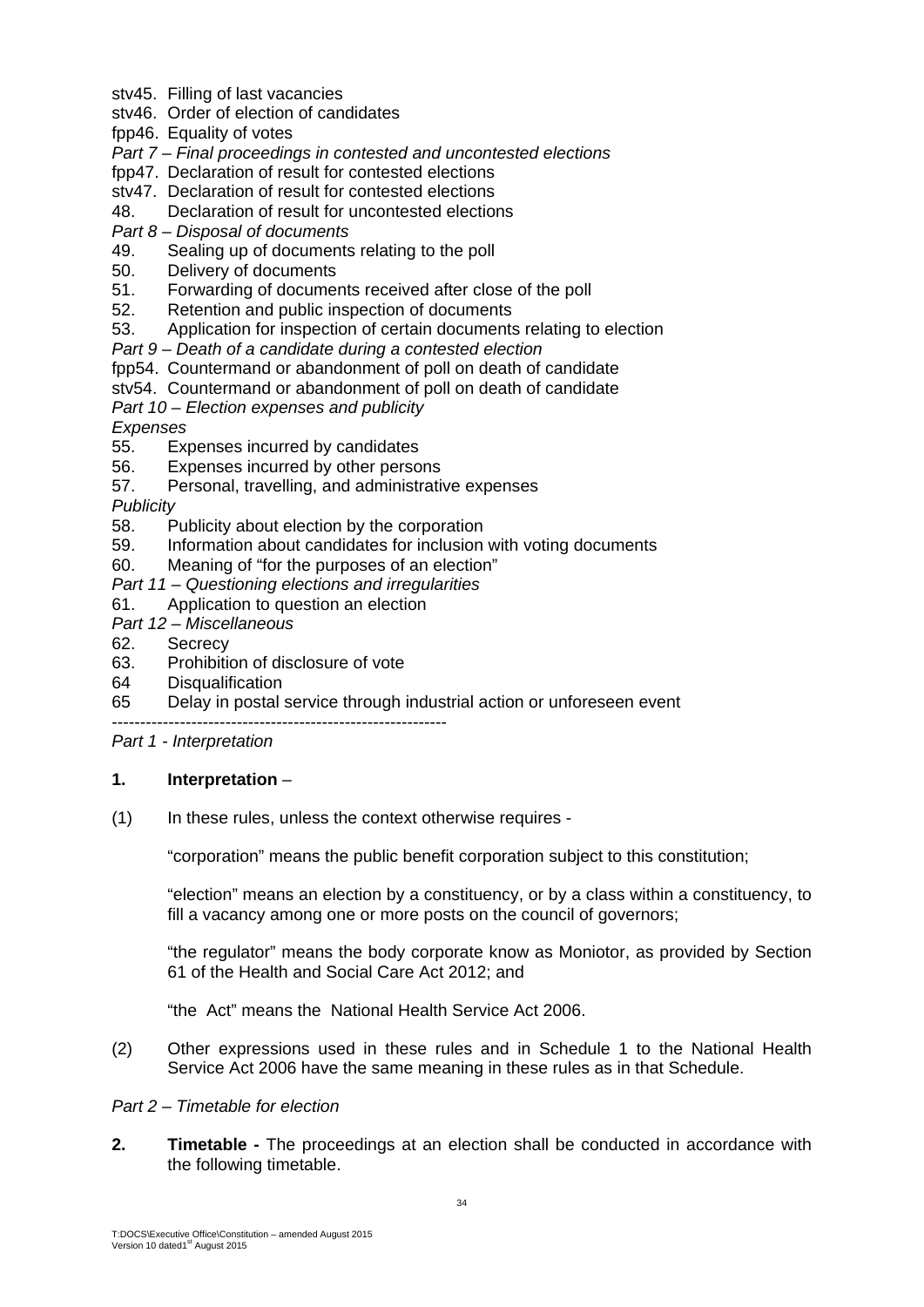stv45. Filling of last vacancies
stv46. Order of election of candidates
fpp46. Equality of votes
*Part 7 – Final proceedings in contested and uncontested elections*
fpp47. Declaration of result for contested elections
stv47. Declaration of result for contested elections
48. Declaration of result for uncontested elections
*Part 8 – Disposal of documents*
49. Sealing up of documents relating to the poll
50. Delivery of documents
51. Forwarding of documents received after close of the poll
52. Retention and public inspection of documents
53. Application for inspection of certain documents relating to election
*Part 9 – Death of a candidate during a contested election*
fpp54. Countermand or abandonment of poll on death of candidate
stv54. Countermand or abandonment of poll on death of candidate
*Part 10 – Election expenses and publicity*
*Expenses*
55. Expenses incurred by candidates
56. Expenses incurred by other persons
57. Personal, travelling, and administrative expenses
*Publicity*
58. Publicity about election by the corporation
59. Information about candidates for inclusion with voting documents
60. Meaning of "for the purposes of an election"
*Part 11 – Questioning elections and irregularities*
61. Application to question an election
*Part 12 – Miscellaneous*
62. Secrecy
63. Prohibition of disclosure of vote
64 Disqualification
65 Delay in postal service through industrial action or unforeseen event

-----------------------------------------------------------

*Part 1 - Interpretation*

**1. Interpretation** –

(1) In these rules, unless the context otherwise requires -

"corporation" means the public benefit corporation subject to this constitution;

"election" means an election by a constituency, or by a class within a constituency, to fill a vacancy among one or more posts on the council of governors;

"the regulator" means the body corporate know as Moniotor, as provided by Section 61 of the Health and Social Care Act 2012; and

"the Act" means the National Health Service Act 2006.

(2) Other expressions used in these rules and in Schedule 1 to the National Health Service Act 2006 have the same meaning in these rules as in that Schedule.

*Part 2 – Timetable for election*

**2. Timetable -** The proceedings at an election shall be conducted in accordance with the following timetable.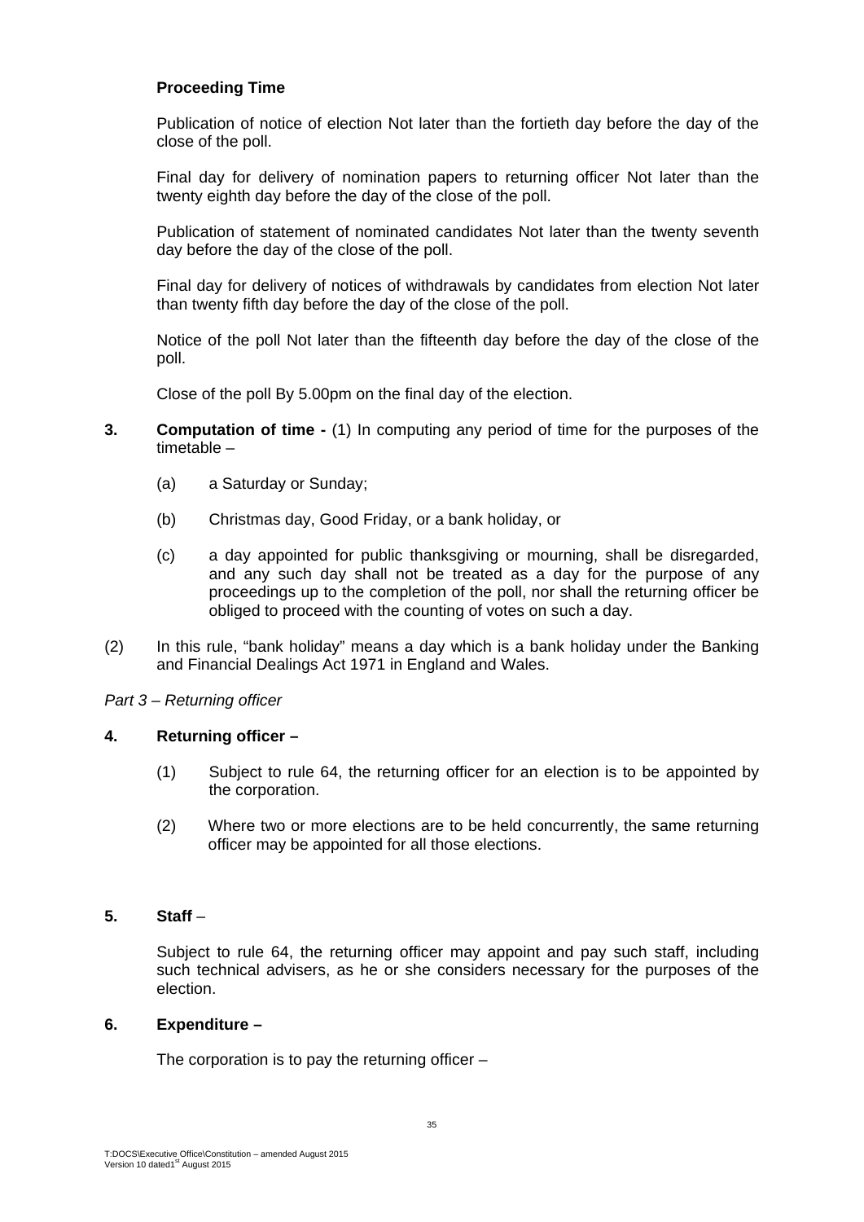**Proceeding Time**

Publication of notice of election Not later than the fortieth day before the day of the close of the poll.

Final day for delivery of nomination papers to returning officer Not later than the twenty eighth day before the day of the close of the poll.

Publication of statement of nominated candidates Not later than the twenty seventh day before the day of the close of the poll.

Final day for delivery of notices of withdrawals by candidates from election Not later than twenty fifth day before the day of the close of the poll.

Notice of the poll Not later than the fifteenth day before the day of the close of the poll.

Close of the poll By 5.00pm on the final day of the election.

**3.** **Computation of time -** (1) In computing any period of time for the purposes of the timetable –

(a) a Saturday or Sunday;

(b) Christmas day, Good Friday, or a bank holiday, or

(c) a day appointed for public thanksgiving or mourning, shall be disregarded, and any such day shall not be treated as a day for the purpose of any proceedings up to the completion of the poll, nor shall the returning officer be obliged to proceed with the counting of votes on such a day.

(2) In this rule, "bank holiday" means a day which is a bank holiday under the Banking and Financial Dealings Act 1971 in England and Wales.

*Part 3 – Returning officer*

**4.** **Returning officer –**

(1) Subject to rule 64, the returning officer for an election is to be appointed by the corporation.

(2) Where two or more elections are to be held concurrently, the same returning officer may be appointed for all those elections.

**5.** **Staff** –

Subject to rule 64, the returning officer may appoint and pay such staff, including such technical advisers, as he or she considers necessary for the purposes of the election.

**6.** **Expenditure –**

The corporation is to pay the returning officer –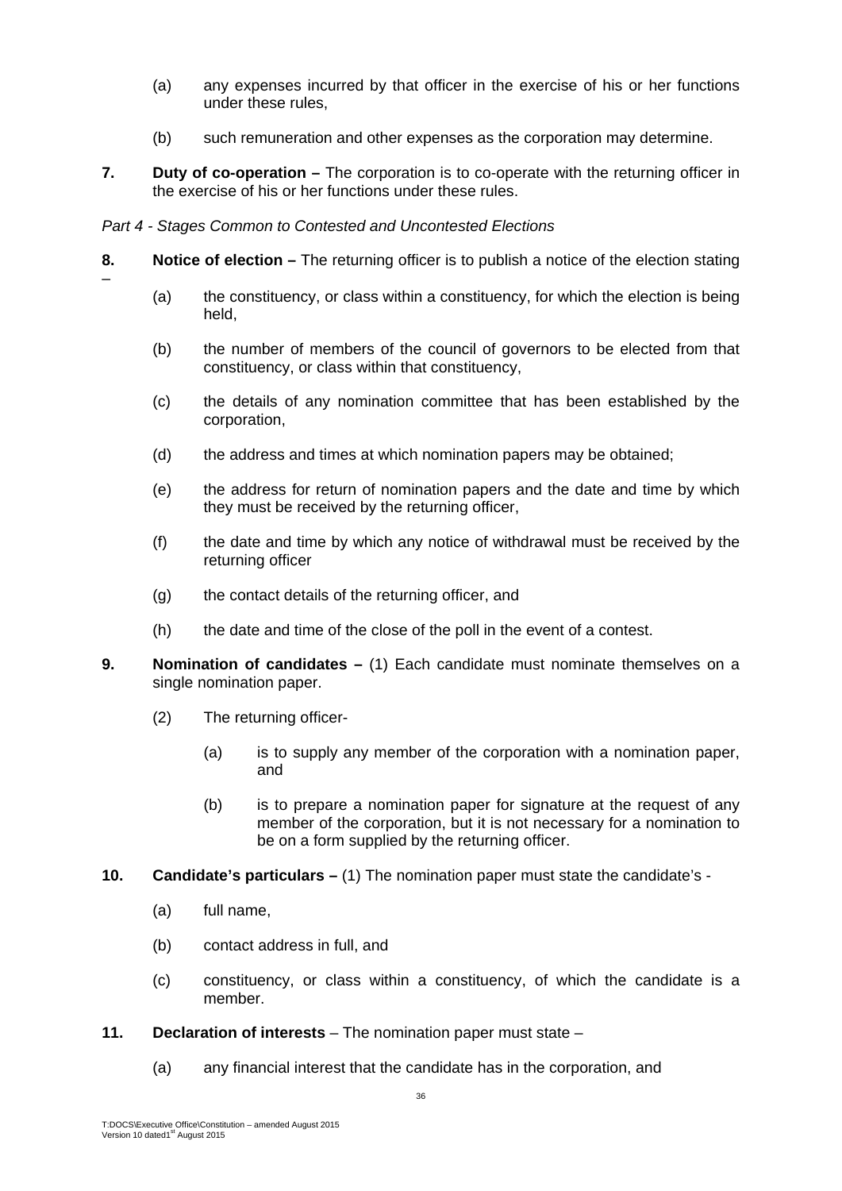(a) any expenses incurred by that officer in the exercise of his or her functions under these rules,

(b) such remuneration and other expenses as the corporation may determine.

**7. Duty of co-operation –** The corporation is to co-operate with the returning officer in the exercise of his or her functions under these rules.

*Part 4 - Stages Common to Contested and Uncontested Elections*

**8. Notice of election –** The returning officer is to publish a notice of the election stating –

(a) the constituency, or class within a constituency, for which the election is being held,

(b) the number of members of the council of governors to be elected from that constituency, or class within that constituency,

(c) the details of any nomination committee that has been established by the corporation,

(d) the address and times at which nomination papers may be obtained;

(e) the address for return of nomination papers and the date and time by which they must be received by the returning officer,

(f) the date and time by which any notice of withdrawal must be received by the returning officer

(g) the contact details of the returning officer, and

(h) the date and time of the close of the poll in the event of a contest.

**9. Nomination of candidates –** (1) Each candidate must nominate themselves on a single nomination paper.

(2) The returning officer-

(a) is to supply any member of the corporation with a nomination paper, and

(b) is to prepare a nomination paper for signature at the request of any member of the corporation, but it is not necessary for a nomination to be on a form supplied by the returning officer.

**10. Candidate's particulars –** (1) The nomination paper must state the candidate's -

(a) full name,

(b) contact address in full, and

(c) constituency, or class within a constituency, of which the candidate is a member.

**11. Declaration of interests** – The nomination paper must state –

(a) any financial interest that the candidate has in the corporation, and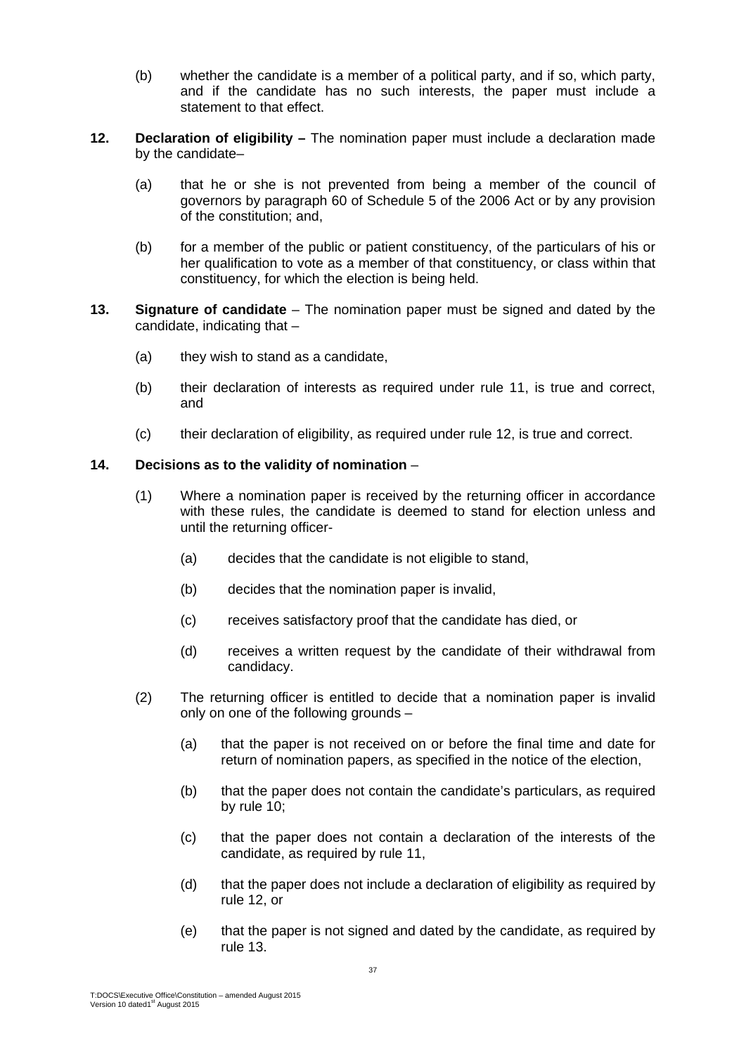(b) whether the candidate is a member of a political party, and if so, which party, and if the candidate has no such interests, the paper must include a statement to that effect.

**12. Declaration of eligibility –** The nomination paper must include a declaration made by the candidate–

(a) that he or she is not prevented from being a member of the council of governors by paragraph 60 of Schedule 5 of the 2006 Act or by any provision of the constitution; and,

(b) for a member of the public or patient constituency, of the particulars of his or her qualification to vote as a member of that constituency, or class within that constituency, for which the election is being held.

**13. Signature of candidate** – The nomination paper must be signed and dated by the candidate, indicating that –

(a) they wish to stand as a candidate,

(b) their declaration of interests as required under rule 11, is true and correct, and

(c) their declaration of eligibility, as required under rule 12, is true and correct.

**14. Decisions as to the validity of nomination** –

(1) Where a nomination paper is received by the returning officer in accordance with these rules, the candidate is deemed to stand for election unless and until the returning officer-

(a) decides that the candidate is not eligible to stand,

(b) decides that the nomination paper is invalid,

(c) receives satisfactory proof that the candidate has died, or

(d) receives a written request by the candidate of their withdrawal from candidacy.

(2) The returning officer is entitled to decide that a nomination paper is invalid only on one of the following grounds –

(a) that the paper is not received on or before the final time and date for return of nomination papers, as specified in the notice of the election,

(b) that the paper does not contain the candidate's particulars, as required by rule 10;

(c) that the paper does not contain a declaration of the interests of the candidate, as required by rule 11,

(d) that the paper does not include a declaration of eligibility as required by rule 12, or

(e) that the paper is not signed and dated by the candidate, as required by rule 13.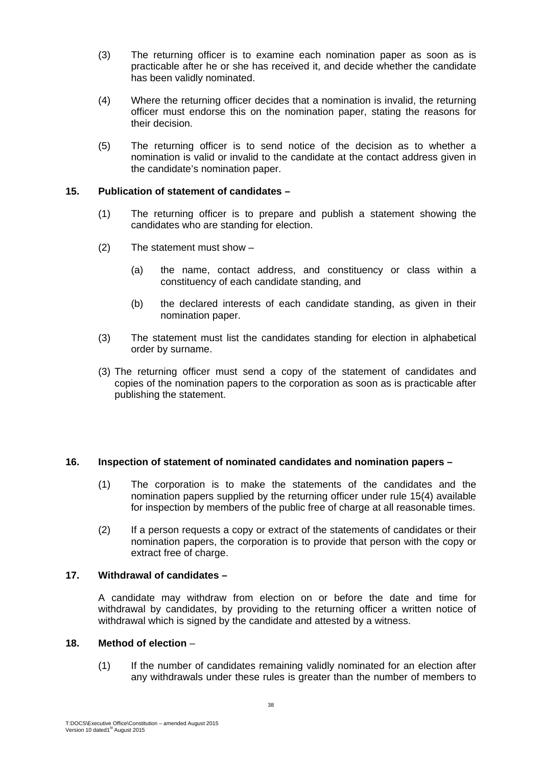(3) The returning officer is to examine each nomination paper as soon as is practicable after he or she has received it, and decide whether the candidate has been validly nominated.

(4) Where the returning officer decides that a nomination is invalid, the returning officer must endorse this on the nomination paper, stating the reasons for their decision.

(5) The returning officer is to send notice of the decision as to whether a nomination is valid or invalid to the candidate at the contact address given in the candidate's nomination paper.

**15. Publication of statement of candidates –**

(1) The returning officer is to prepare and publish a statement showing the candidates who are standing for election.

(2) The statement must show –

(a) the name, contact address, and constituency or class within a constituency of each candidate standing, and

(b) the declared interests of each candidate standing, as given in their nomination paper.

(3) The statement must list the candidates standing for election in alphabetical order by surname.

(3) The returning officer must send a copy of the statement of candidates and copies of the nomination papers to the corporation as soon as is practicable after publishing the statement.

**16. Inspection of statement of nominated candidates and nomination papers –**

(1) The corporation is to make the statements of the candidates and the nomination papers supplied by the returning officer under rule 15(4) available for inspection by members of the public free of charge at all reasonable times.

(2) If a person requests a copy or extract of the statements of candidates or their nomination papers, the corporation is to provide that person with the copy or extract free of charge.

**17. Withdrawal of candidates –**

A candidate may withdraw from election on or before the date and time for withdrawal by candidates, by providing to the returning officer a written notice of withdrawal which is signed by the candidate and attested by a witness.

**18. Method of election** –

(1) If the number of candidates remaining validly nominated for an election after any withdrawals under these rules is greater than the number of members to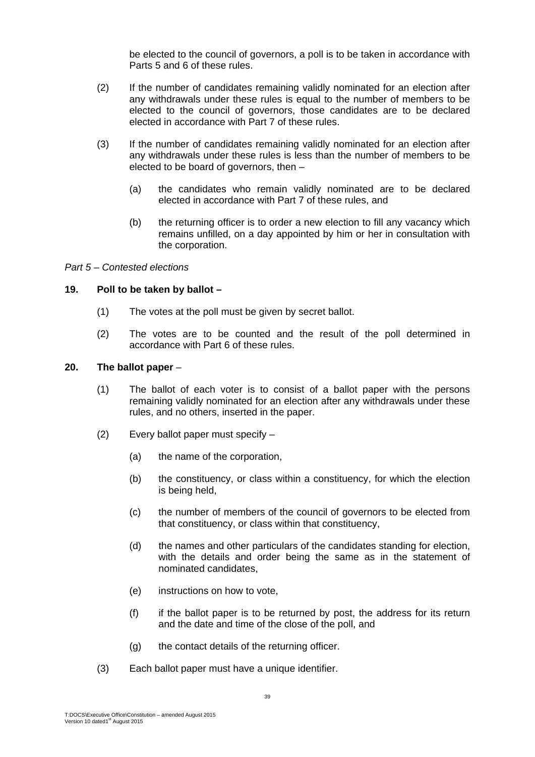be elected to the council of governors, a poll is to be taken in accordance with Parts 5 and 6 of these rules.

(2) If the number of candidates remaining validly nominated for an election after any withdrawals under these rules is equal to the number of members to be elected to the council of governors, those candidates are to be declared elected in accordance with Part 7 of these rules.

(3) If the number of candidates remaining validly nominated for an election after any withdrawals under these rules is less than the number of members to be elected to be board of governors, then –

(a) the candidates who remain validly nominated are to be declared elected in accordance with Part 7 of these rules, and

(b) the returning officer is to order a new election to fill any vacancy which remains unfilled, on a day appointed by him or her in consultation with the corporation.

*Part 5 – Contested elections*

**19. Poll to be taken by ballot –**

(1) The votes at the poll must be given by secret ballot.

(2) The votes are to be counted and the result of the poll determined in accordance with Part 6 of these rules.

**20. The ballot paper** –

(1) The ballot of each voter is to consist of a ballot paper with the persons remaining validly nominated for an election after any withdrawals under these rules, and no others, inserted in the paper.

(2) Every ballot paper must specify –

(a) the name of the corporation,

(b) the constituency, or class within a constituency, for which the election is being held,

(c) the number of members of the council of governors to be elected from that constituency, or class within that constituency,

(d) the names and other particulars of the candidates standing for election, with the details and order being the same as in the statement of nominated candidates,

(e) instructions on how to vote,

(f) if the ballot paper is to be returned by post, the address for its return and the date and time of the close of the poll, and

(g) the contact details of the returning officer.

(3) Each ballot paper must have a unique identifier.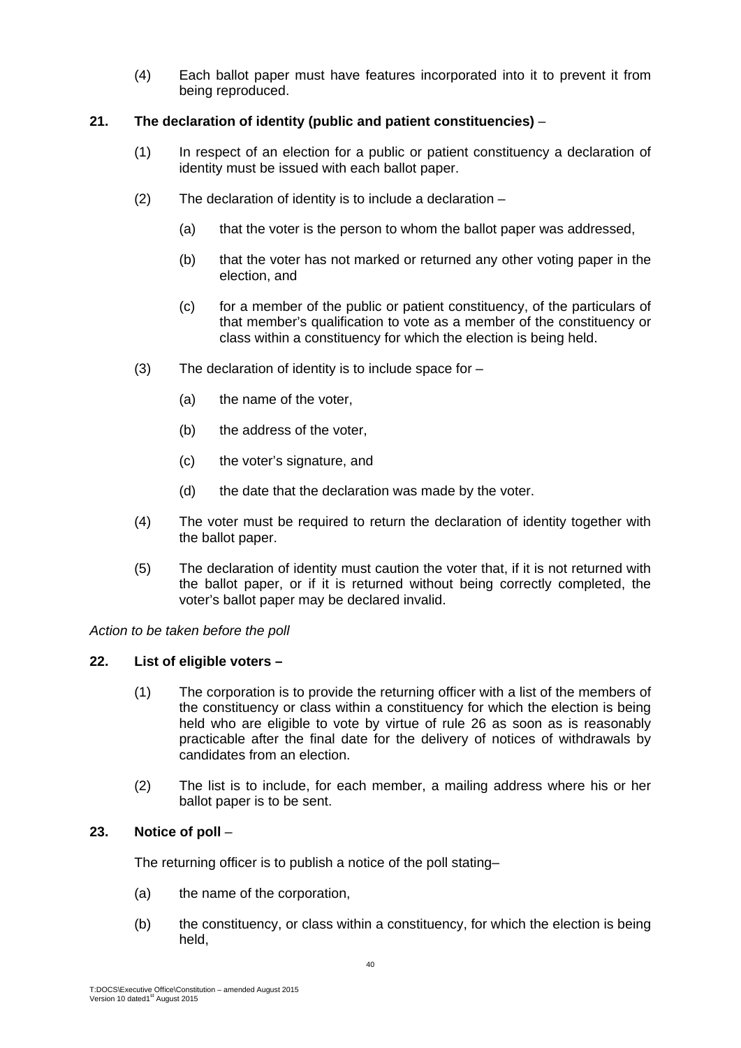(4) Each ballot paper must have features incorporated into it to prevent it from being reproduced.

**21. The declaration of identity (public and patient constituencies)** –

(1) In respect of an election for a public or patient constituency a declaration of identity must be issued with each ballot paper.

(2) The declaration of identity is to include a declaration –

(a) that the voter is the person to whom the ballot paper was addressed,

(b) that the voter has not marked or returned any other voting paper in the election, and

(c) for a member of the public or patient constituency, of the particulars of that member's qualification to vote as a member of the constituency or class within a constituency for which the election is being held.

(3) The declaration of identity is to include space for –

(a) the name of the voter,

(b) the address of the voter,

(c) the voter's signature, and

(d) the date that the declaration was made by the voter.

(4) The voter must be required to return the declaration of identity together with the ballot paper.

(5) The declaration of identity must caution the voter that, if it is not returned with the ballot paper, or if it is returned without being correctly completed, the voter's ballot paper may be declared invalid.

*Action to be taken before the poll*

**22. List of eligible voters –**

(1) The corporation is to provide the returning officer with a list of the members of the constituency or class within a constituency for which the election is being held who are eligible to vote by virtue of rule 26 as soon as is reasonably practicable after the final date for the delivery of notices of withdrawals by candidates from an election.

(2) The list is to include, for each member, a mailing address where his or her ballot paper is to be sent.

**23. Notice of poll** –

The returning officer is to publish a notice of the poll stating–

(a) the name of the corporation,

(b) the constituency, or class within a constituency, for which the election is being held,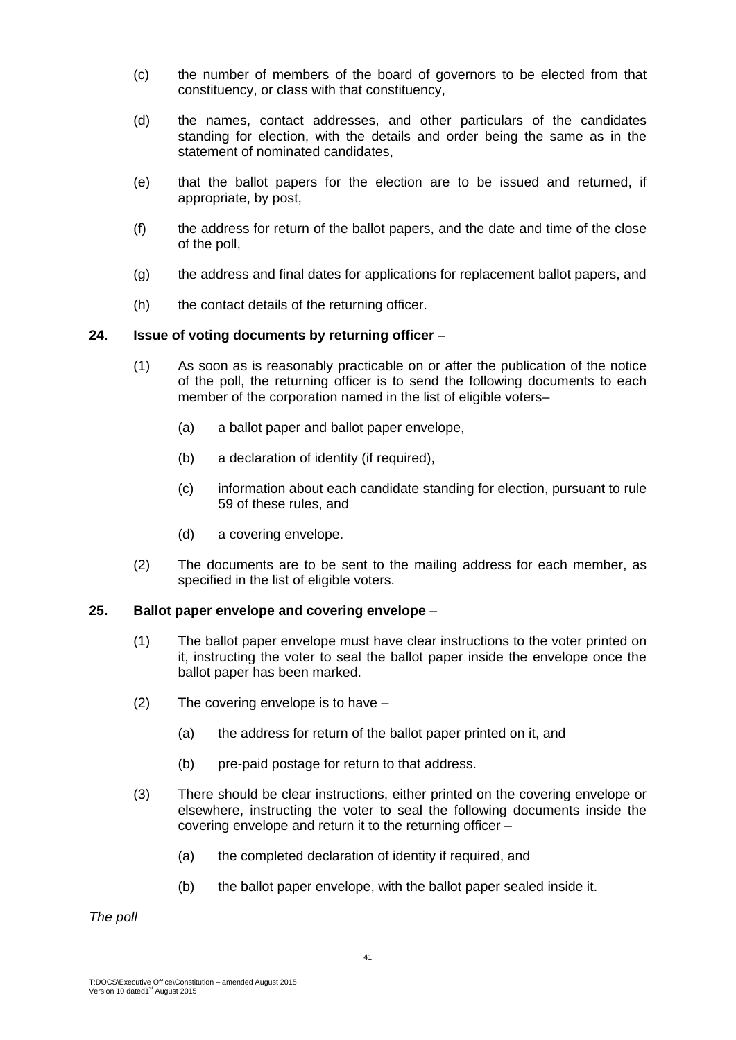(c) the number of members of the board of governors to be elected from that constituency, or class with that constituency,

(d) the names, contact addresses, and other particulars of the candidates standing for election, with the details and order being the same as in the statement of nominated candidates,

(e) that the ballot papers for the election are to be issued and returned, if appropriate, by post,

(f) the address for return of the ballot papers, and the date and time of the close of the poll,

(g) the address and final dates for applications for replacement ballot papers, and

(h) the contact details of the returning officer.

**24. Issue of voting documents by returning officer** –

(1) As soon as is reasonably practicable on or after the publication of the notice of the poll, the returning officer is to send the following documents to each member of the corporation named in the list of eligible voters–

(a) a ballot paper and ballot paper envelope,

(b) a declaration of identity (if required),

(c) information about each candidate standing for election, pursuant to rule 59 of these rules, and

(d) a covering envelope.

(2) The documents are to be sent to the mailing address for each member, as specified in the list of eligible voters.

**25. Ballot paper envelope and covering envelope** –

(1) The ballot paper envelope must have clear instructions to the voter printed on it, instructing the voter to seal the ballot paper inside the envelope once the ballot paper has been marked.

(2) The covering envelope is to have –

(a) the address for return of the ballot paper printed on it, and

(b) pre-paid postage for return to that address.

(3) There should be clear instructions, either printed on the covering envelope or elsewhere, instructing the voter to seal the following documents inside the covering envelope and return it to the returning officer –

(a) the completed declaration of identity if required, and

(b) the ballot paper envelope, with the ballot paper sealed inside it.

*The poll*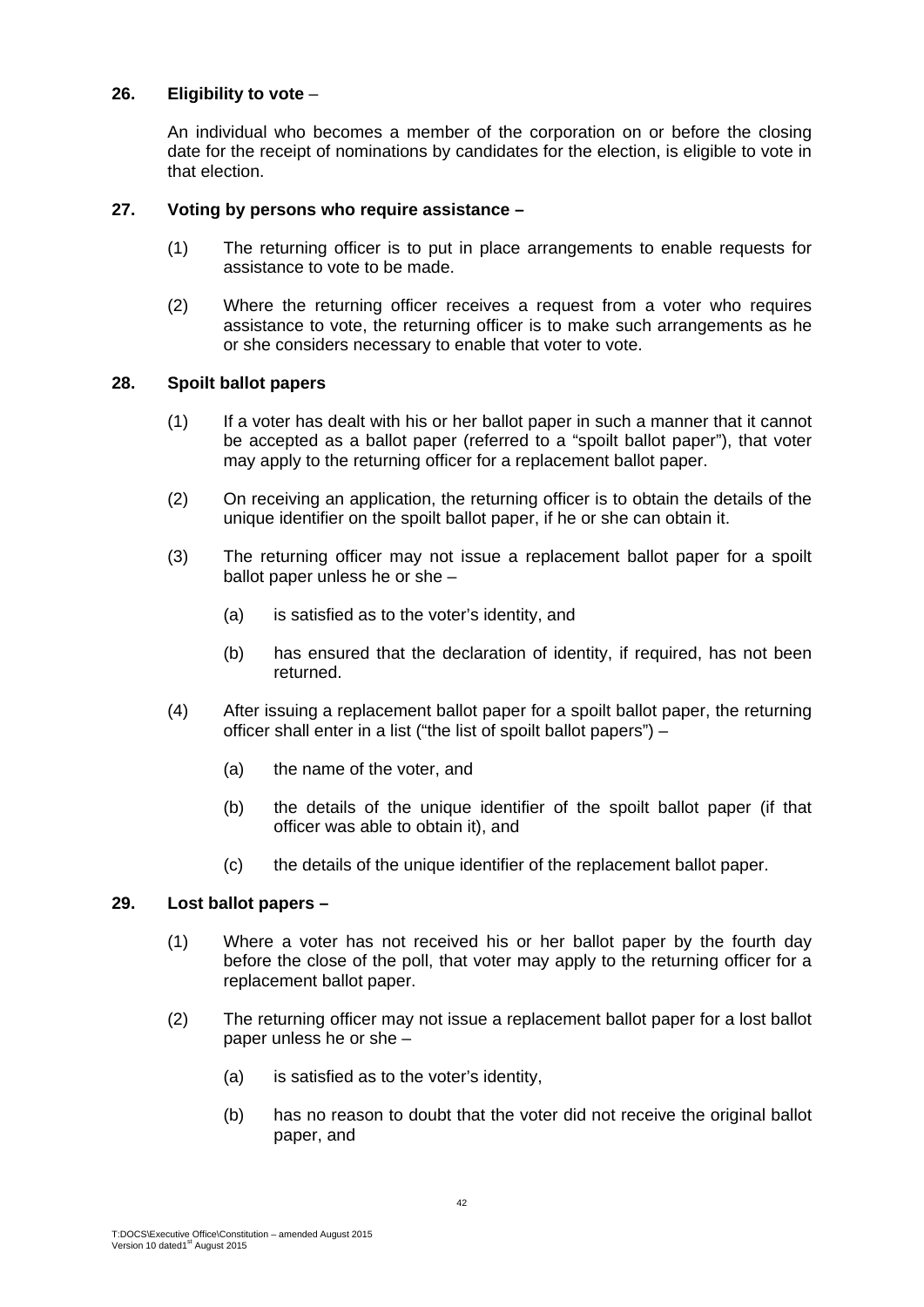**26. Eligibility to vote** –

An individual who becomes a member of the corporation on or before the closing date for the receipt of nominations by candidates for the election, is eligible to vote in that election.

**27. Voting by persons who require assistance –**

(1) The returning officer is to put in place arrangements to enable requests for assistance to vote to be made.

(2) Where the returning officer receives a request from a voter who requires assistance to vote, the returning officer is to make such arrangements as he or she considers necessary to enable that voter to vote.

**28. Spoilt ballot papers**

(1) If a voter has dealt with his or her ballot paper in such a manner that it cannot be accepted as a ballot paper (referred to a "spoilt ballot paper"), that voter may apply to the returning officer for a replacement ballot paper.

(2) On receiving an application, the returning officer is to obtain the details of the unique identifier on the spoilt ballot paper, if he or she can obtain it.

(3) The returning officer may not issue a replacement ballot paper for a spoilt ballot paper unless he or she –

(a) is satisfied as to the voter's identity, and

(b) has ensured that the declaration of identity, if required, has not been returned.

(4) After issuing a replacement ballot paper for a spoilt ballot paper, the returning officer shall enter in a list ("the list of spoilt ballot papers") –

(a) the name of the voter, and

(b) the details of the unique identifier of the spoilt ballot paper (if that officer was able to obtain it), and

(c) the details of the unique identifier of the replacement ballot paper.

**29. Lost ballot papers –**

(1) Where a voter has not received his or her ballot paper by the fourth day before the close of the poll, that voter may apply to the returning officer for a replacement ballot paper.

(2) The returning officer may not issue a replacement ballot paper for a lost ballot paper unless he or she –

(a) is satisfied as to the voter's identity,

(b) has no reason to doubt that the voter did not receive the original ballot paper, and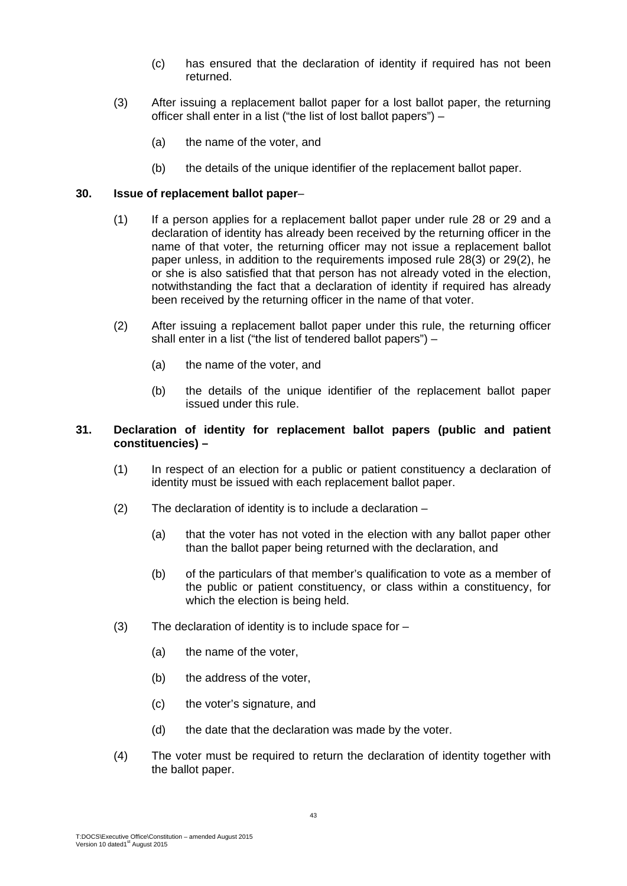(c) has ensured that the declaration of identity if required has not been returned.

(3) After issuing a replacement ballot paper for a lost ballot paper, the returning officer shall enter in a list ("the list of lost ballot papers") –

(a) the name of the voter, and

(b) the details of the unique identifier of the replacement ballot paper.

**30. Issue of replacement ballot paper**–

(1) If a person applies for a replacement ballot paper under rule 28 or 29 and a declaration of identity has already been received by the returning officer in the name of that voter, the returning officer may not issue a replacement ballot paper unless, in addition to the requirements imposed rule 28(3) or 29(2), he or she is also satisfied that that person has not already voted in the election, notwithstanding the fact that a declaration of identity if required has already been received by the returning officer in the name of that voter.

(2) After issuing a replacement ballot paper under this rule, the returning officer shall enter in a list ("the list of tendered ballot papers") –

(a) the name of the voter, and

(b) the details of the unique identifier of the replacement ballot paper issued under this rule.

**31. Declaration of identity for replacement ballot papers (public and patient constituencies) –**

(1) In respect of an election for a public or patient constituency a declaration of identity must be issued with each replacement ballot paper.

(2) The declaration of identity is to include a declaration –

(a) that the voter has not voted in the election with any ballot paper other than the ballot paper being returned with the declaration, and

(b) of the particulars of that member's qualification to vote as a member of the public or patient constituency, or class within a constituency, for which the election is being held.

(3) The declaration of identity is to include space for –

(a) the name of the voter,

(b) the address of the voter,

(c) the voter's signature, and

(d) the date that the declaration was made by the voter.

(4) The voter must be required to return the declaration of identity together with the ballot paper.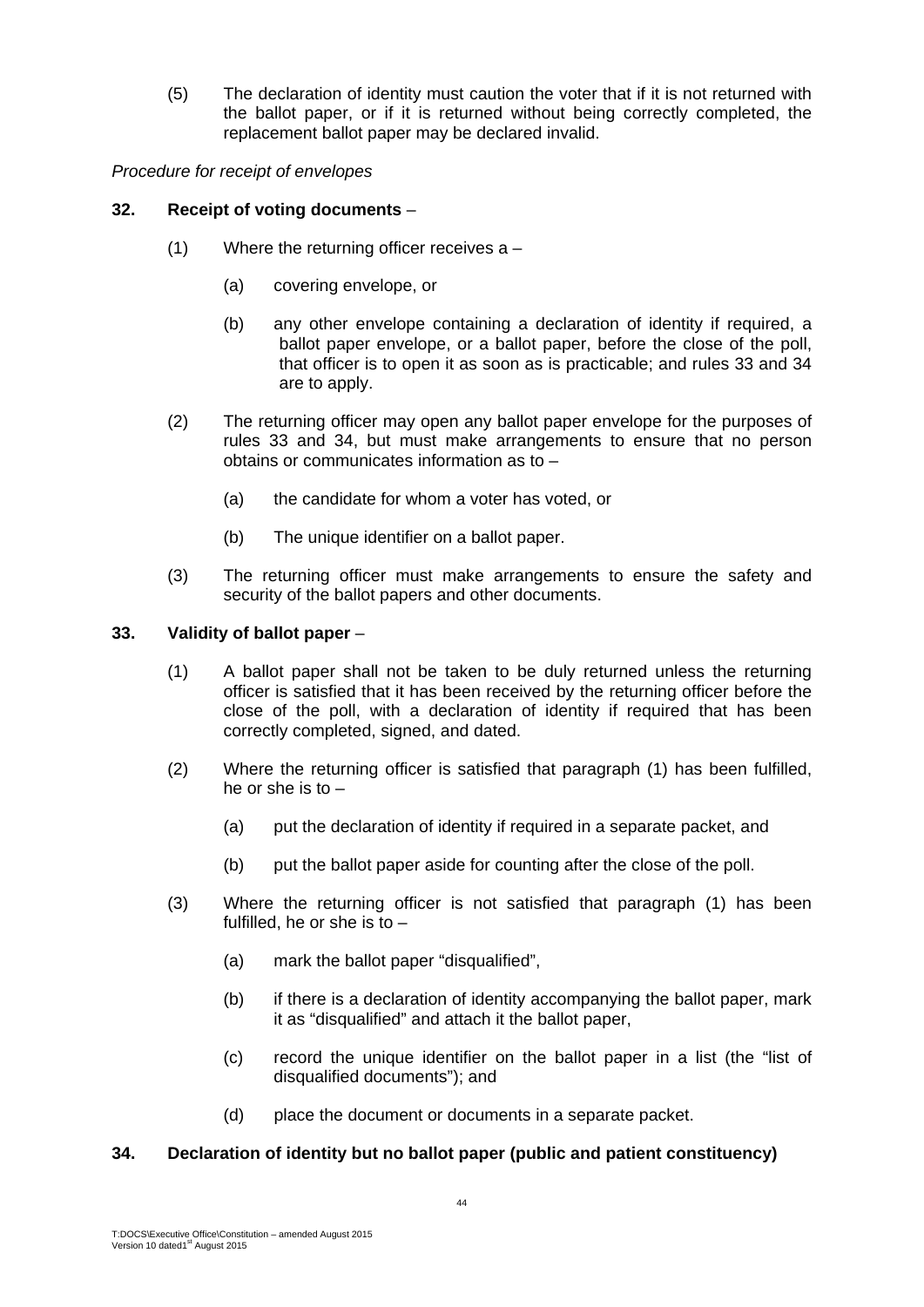(5) The declaration of identity must caution the voter that if it is not returned with the ballot paper, or if it is returned without being correctly completed, the replacement ballot paper may be declared invalid.

*Procedure for receipt of envelopes*

**32. Receipt of voting documents** –

(1) Where the returning officer receives a –

(a) covering envelope, or

(b) any other envelope containing a declaration of identity if required, a ballot paper envelope, or a ballot paper, before the close of the poll, that officer is to open it as soon as is practicable; and rules 33 and 34 are to apply.

(2) The returning officer may open any ballot paper envelope for the purposes of rules 33 and 34, but must make arrangements to ensure that no person obtains or communicates information as to –

(a) the candidate for whom a voter has voted, or

(b) The unique identifier on a ballot paper.

(3) The returning officer must make arrangements to ensure the safety and security of the ballot papers and other documents.

**33. Validity of ballot paper** –

(1) A ballot paper shall not be taken to be duly returned unless the returning officer is satisfied that it has been received by the returning officer before the close of the poll, with a declaration of identity if required that has been correctly completed, signed, and dated.

(2) Where the returning officer is satisfied that paragraph (1) has been fulfilled, he or she is to –

(a) put the declaration of identity if required in a separate packet, and

(b) put the ballot paper aside for counting after the close of the poll.

(3) Where the returning officer is not satisfied that paragraph (1) has been fulfilled, he or she is to –

(a) mark the ballot paper "disqualified",

(b) if there is a declaration of identity accompanying the ballot paper, mark it as "disqualified" and attach it the ballot paper,

(c) record the unique identifier on the ballot paper in a list (the "list of disqualified documents"); and

(d) place the document or documents in a separate packet.

**34. Declaration of identity but no ballot paper (public and patient constituency)**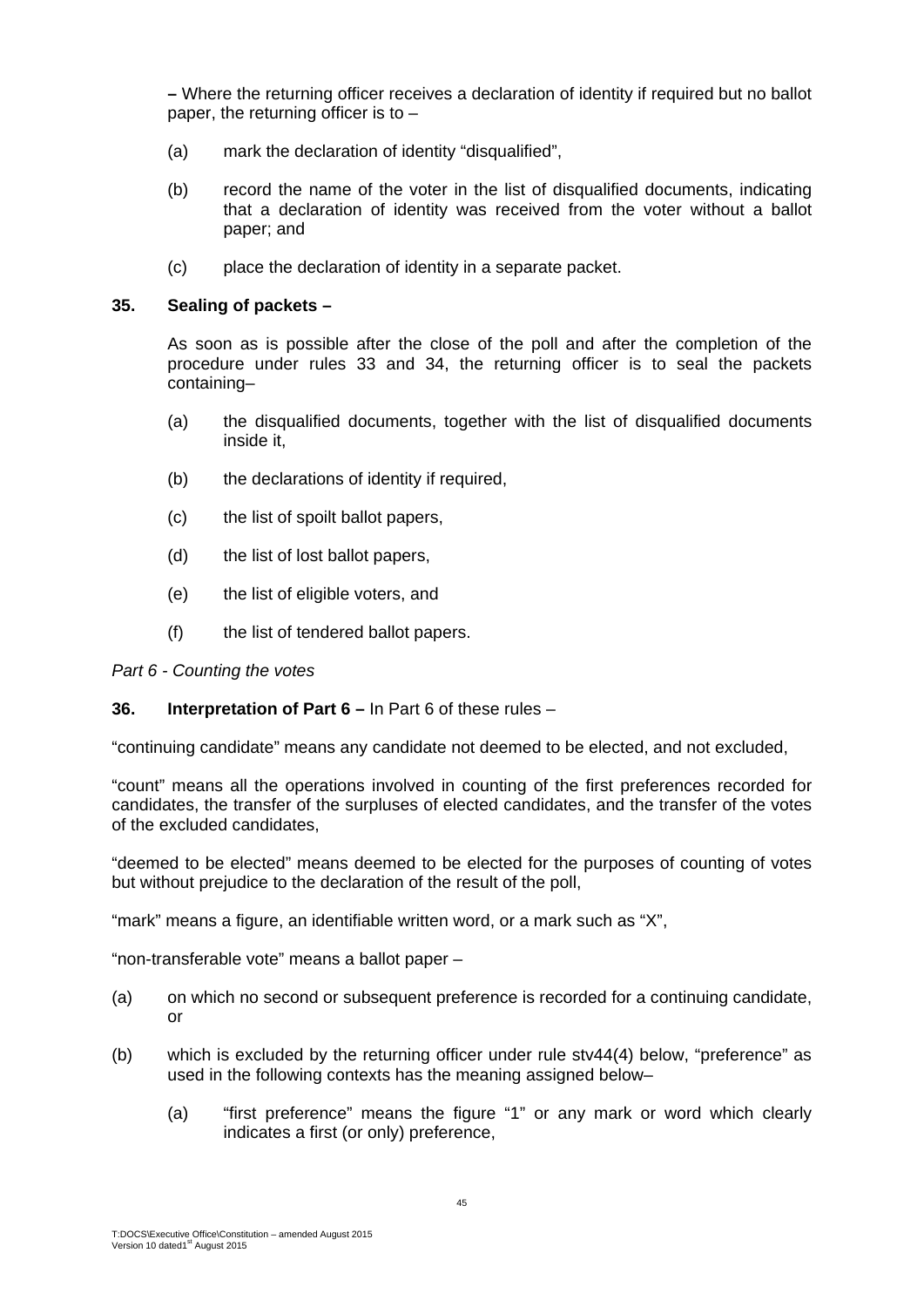**–** Where the returning officer receives a declaration of identity if required but no ballot paper, the returning officer is to –

(a) mark the declaration of identity "disqualified",

(b) record the name of the voter in the list of disqualified documents, indicating that a declaration of identity was received from the voter without a ballot paper; and

(c) place the declaration of identity in a separate packet.

**35. Sealing of packets –**

As soon as is possible after the close of the poll and after the completion of the procedure under rules 33 and 34, the returning officer is to seal the packets containing–

(a) the disqualified documents, together with the list of disqualified documents inside it,

(b) the declarations of identity if required,

(c) the list of spoilt ballot papers,

(d) the list of lost ballot papers,

(e) the list of eligible voters, and

(f) the list of tendered ballot papers.

*Part 6 - Counting the votes*

**36. Interpretation of Part 6 –** In Part 6 of these rules –

"continuing candidate" means any candidate not deemed to be elected, and not excluded,

"count" means all the operations involved in counting of the first preferences recorded for candidates, the transfer of the surpluses of elected candidates, and the transfer of the votes of the excluded candidates,

"deemed to be elected" means deemed to be elected for the purposes of counting of votes but without prejudice to the declaration of the result of the poll,

"mark" means a figure, an identifiable written word, or a mark such as "X",

"non-transferable vote" means a ballot paper –

(a) on which no second or subsequent preference is recorded for a continuing candidate, or

(b) which is excluded by the returning officer under rule stv44(4) below, "preference" as used in the following contexts has the meaning assigned below–

(a) "first preference" means the figure "1" or any mark or word which clearly indicates a first (or only) preference,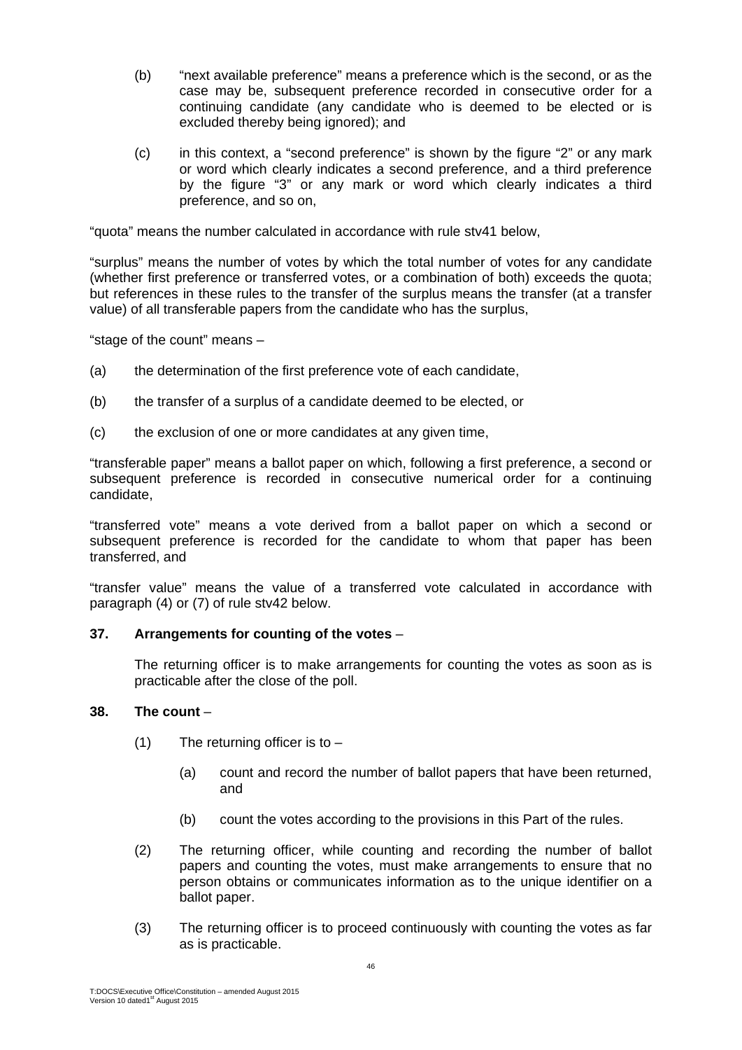(b) "next available preference" means a preference which is the second, or as the case may be, subsequent preference recorded in consecutive order for a continuing candidate (any candidate who is deemed to be elected or is excluded thereby being ignored); and

(c) in this context, a "second preference" is shown by the figure "2" or any mark or word which clearly indicates a second preference, and a third preference by the figure "3" or any mark or word which clearly indicates a third preference, and so on,

"quota" means the number calculated in accordance with rule stv41 below,

"surplus" means the number of votes by which the total number of votes for any candidate (whether first preference or transferred votes, or a combination of both) exceeds the quota; but references in these rules to the transfer of the surplus means the transfer (at a transfer value) of all transferable papers from the candidate who has the surplus,

"stage of the count" means –

(a) the determination of the first preference vote of each candidate,

(b) the transfer of a surplus of a candidate deemed to be elected, or

(c) the exclusion of one or more candidates at any given time,

"transferable paper" means a ballot paper on which, following a first preference, a second or subsequent preference is recorded in consecutive numerical order for a continuing candidate,

"transferred vote" means a vote derived from a ballot paper on which a second or subsequent preference is recorded for the candidate to whom that paper has been transferred, and

"transfer value" means the value of a transferred vote calculated in accordance with paragraph (4) or (7) of rule stv42 below.

**37. Arrangements for counting of the votes** –

The returning officer is to make arrangements for counting the votes as soon as is practicable after the close of the poll.

**38. The count** –

(1) The returning officer is to –

(a) count and record the number of ballot papers that have been returned, and

(b) count the votes according to the provisions in this Part of the rules.

(2) The returning officer, while counting and recording the number of ballot papers and counting the votes, must make arrangements to ensure that no person obtains or communicates information as to the unique identifier on a ballot paper.

(3) The returning officer is to proceed continuously with counting the votes as far as is practicable.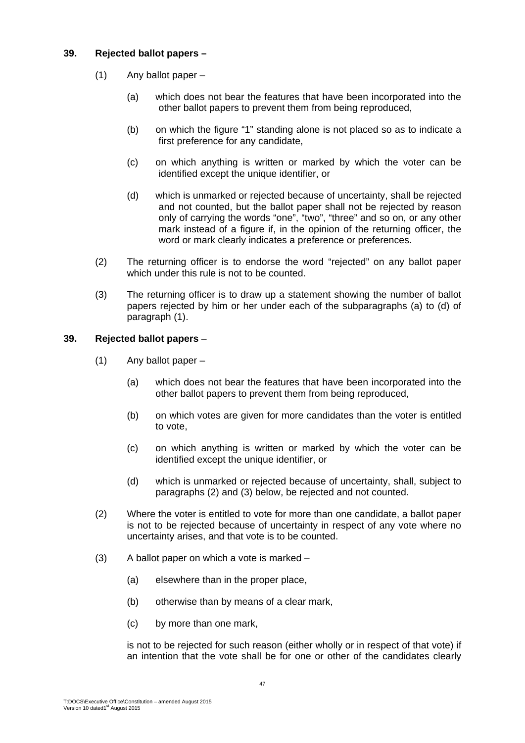**39. Rejected ballot papers –**

(1) Any ballot paper –

(a) which does not bear the features that have been incorporated into the other ballot papers to prevent them from being reproduced,

(b) on which the figure "1" standing alone is not placed so as to indicate a first preference for any candidate,

(c) on which anything is written or marked by which the voter can be identified except the unique identifier, or

(d) which is unmarked or rejected because of uncertainty, shall be rejected and not counted, but the ballot paper shall not be rejected by reason only of carrying the words "one", "two", "three" and so on, or any other mark instead of a figure if, in the opinion of the returning officer, the word or mark clearly indicates a preference or preferences.

(2) The returning officer is to endorse the word "rejected" on any ballot paper which under this rule is not to be counted.

(3) The returning officer is to draw up a statement showing the number of ballot papers rejected by him or her under each of the subparagraphs (a) to (d) of paragraph (1).

**39. Rejected ballot papers** –

(1) Any ballot paper –

(a) which does not bear the features that have been incorporated into the other ballot papers to prevent them from being reproduced,

(b) on which votes are given for more candidates than the voter is entitled to vote,

(c) on which anything is written or marked by which the voter can be identified except the unique identifier, or

(d) which is unmarked or rejected because of uncertainty, shall, subject to paragraphs (2) and (3) below, be rejected and not counted.

(2) Where the voter is entitled to vote for more than one candidate, a ballot paper is not to be rejected because of uncertainty in respect of any vote where no uncertainty arises, and that vote is to be counted.

(3) A ballot paper on which a vote is marked –

(a) elsewhere than in the proper place,

(b) otherwise than by means of a clear mark,

(c) by more than one mark,

is not to be rejected for such reason (either wholly or in respect of that vote) if an intention that the vote shall be for one or other of the candidates clearly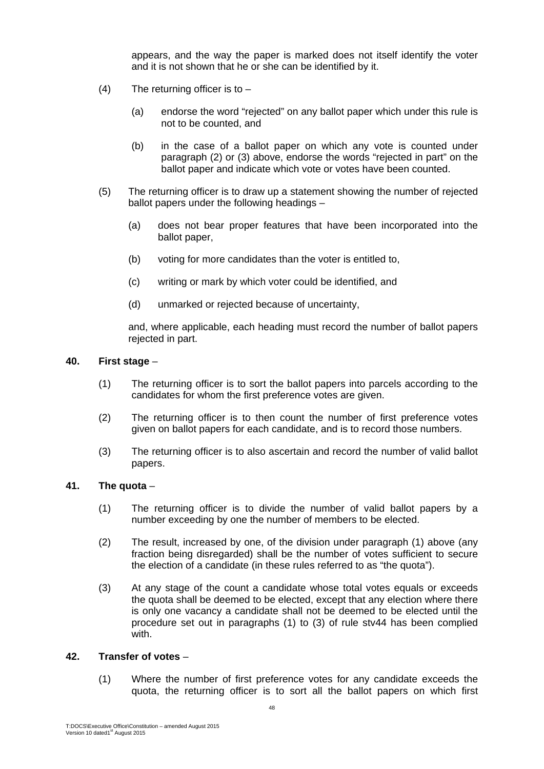appears, and the way the paper is marked does not itself identify the voter and it is not shown that he or she can be identified by it.

(4) The returning officer is to –

(a) endorse the word "rejected" on any ballot paper which under this rule is not to be counted, and

(b) in the case of a ballot paper on which any vote is counted under paragraph (2) or (3) above, endorse the words "rejected in part" on the ballot paper and indicate which vote or votes have been counted.

(5) The returning officer is to draw up a statement showing the number of rejected ballot papers under the following headings –

(a) does not bear proper features that have been incorporated into the ballot paper,

(b) voting for more candidates than the voter is entitled to,

(c) writing or mark by which voter could be identified, and

(d) unmarked or rejected because of uncertainty,

and, where applicable, each heading must record the number of ballot papers rejected in part.

**40. First stage** –

(1) The returning officer is to sort the ballot papers into parcels according to the candidates for whom the first preference votes are given.

(2) The returning officer is to then count the number of first preference votes given on ballot papers for each candidate, and is to record those numbers.

(3) The returning officer is to also ascertain and record the number of valid ballot papers.

**41. The quota** –

(1) The returning officer is to divide the number of valid ballot papers by a number exceeding by one the number of members to be elected.

(2) The result, increased by one, of the division under paragraph (1) above (any fraction being disregarded) shall be the number of votes sufficient to secure the election of a candidate (in these rules referred to as "the quota").

(3) At any stage of the count a candidate whose total votes equals or exceeds the quota shall be deemed to be elected, except that any election where there is only one vacancy a candidate shall not be deemed to be elected until the procedure set out in paragraphs (1) to (3) of rule stv44 has been complied with.

**42. Transfer of votes** –

(1) Where the number of first preference votes for any candidate exceeds the quota, the returning officer is to sort all the ballot papers on which first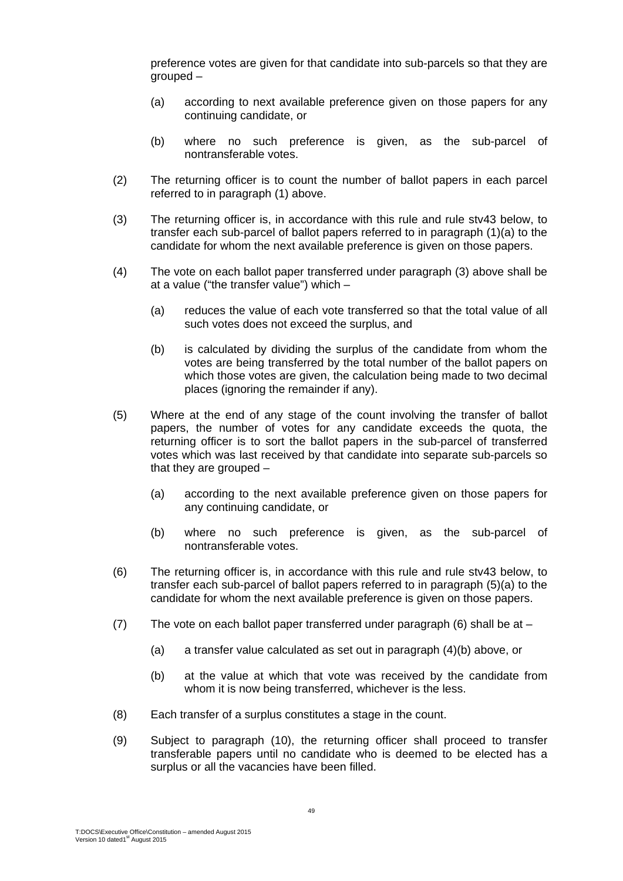preference votes are given for that candidate into sub-parcels so that they are grouped –

(a) according to next available preference given on those papers for any continuing candidate, or

(b) where no such preference is given, as the sub-parcel of nontransferable votes.

(2) The returning officer is to count the number of ballot papers in each parcel referred to in paragraph (1) above.

(3) The returning officer is, in accordance with this rule and rule stv43 below, to transfer each sub-parcel of ballot papers referred to in paragraph (1)(a) to the candidate for whom the next available preference is given on those papers.

(4) The vote on each ballot paper transferred under paragraph (3) above shall be at a value ("the transfer value") which –

(a) reduces the value of each vote transferred so that the total value of all such votes does not exceed the surplus, and

(b) is calculated by dividing the surplus of the candidate from whom the votes are being transferred by the total number of the ballot papers on which those votes are given, the calculation being made to two decimal places (ignoring the remainder if any).

(5) Where at the end of any stage of the count involving the transfer of ballot papers, the number of votes for any candidate exceeds the quota, the returning officer is to sort the ballot papers in the sub-parcel of transferred votes which was last received by that candidate into separate sub-parcels so that they are grouped –

(a) according to the next available preference given on those papers for any continuing candidate, or

(b) where no such preference is given, as the sub-parcel of nontransferable votes.

(6) The returning officer is, in accordance with this rule and rule stv43 below, to transfer each sub-parcel of ballot papers referred to in paragraph (5)(a) to the candidate for whom the next available preference is given on those papers.

(7) The vote on each ballot paper transferred under paragraph (6) shall be at –

(a) a transfer value calculated as set out in paragraph (4)(b) above, or

(b) at the value at which that vote was received by the candidate from whom it is now being transferred, whichever is the less.

(8) Each transfer of a surplus constitutes a stage in the count.

(9) Subject to paragraph (10), the returning officer shall proceed to transfer transferable papers until no candidate who is deemed to be elected has a surplus or all the vacancies have been filled.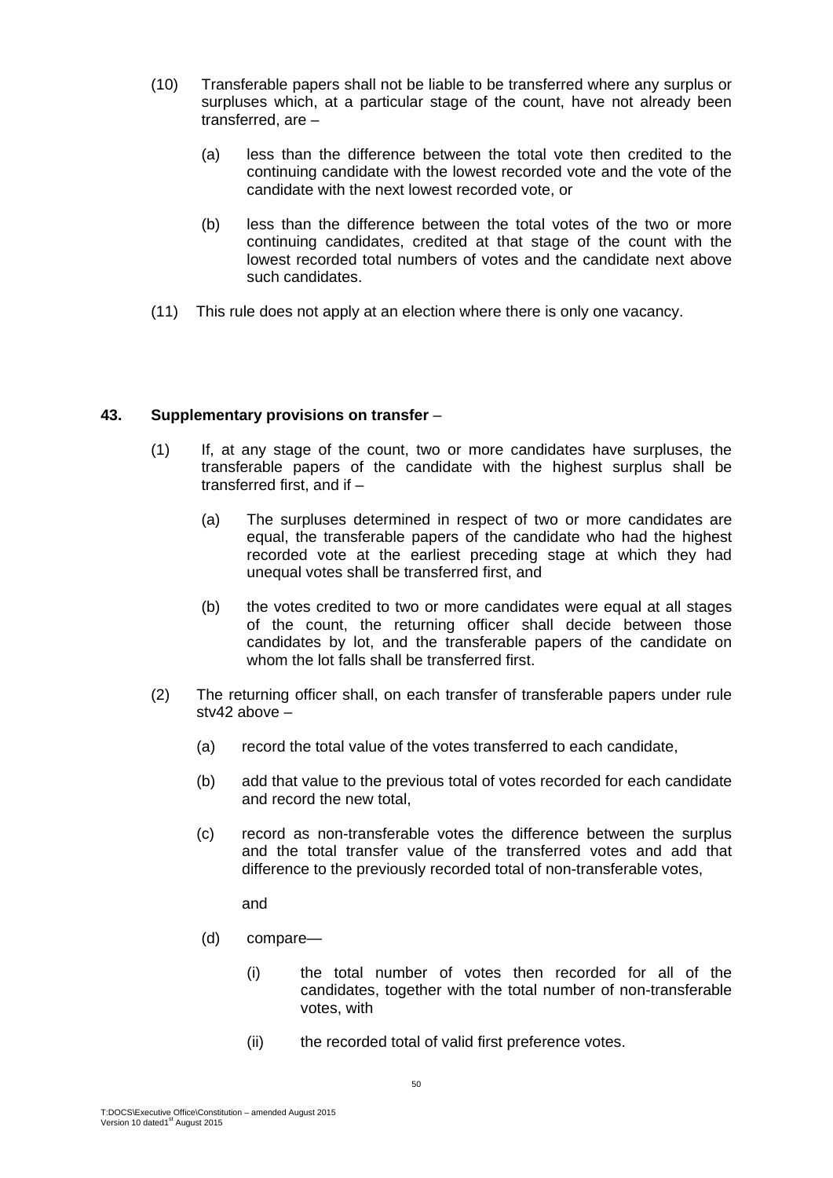(10) Transferable papers shall not be liable to be transferred where any surplus or surpluses which, at a particular stage of the count, have not already been transferred, are –

  (a) less than the difference between the total vote then credited to the continuing candidate with the lowest recorded vote and the vote of the candidate with the next lowest recorded vote, or

  (b) less than the difference between the total votes of the two or more continuing candidates, credited at that stage of the count with the lowest recorded total numbers of votes and the candidate next above such candidates.

(11) This rule does not apply at an election where there is only one vacancy.

**43. Supplementary provisions on transfer** –

(1) If, at any stage of the count, two or more candidates have surpluses, the transferable papers of the candidate with the highest surplus shall be transferred first, and if –

  (a) The surpluses determined in respect of two or more candidates are equal, the transferable papers of the candidate who had the highest recorded vote at the earliest preceding stage at which they had unequal votes shall be transferred first, and

  (b) the votes credited to two or more candidates were equal at all stages of the count, the returning officer shall decide between those candidates by lot, and the transferable papers of the candidate on whom the lot falls shall be transferred first.

(2) The returning officer shall, on each transfer of transferable papers under rule stv42 above –

  (a) record the total value of the votes transferred to each candidate,

  (b) add that value to the previous total of votes recorded for each candidate and record the new total,

  (c) record as non-transferable votes the difference between the surplus and the total transfer value of the transferred votes and add that difference to the previously recorded total of non-transferable votes,

  and

  (d) compare—

    (i) the total number of votes then recorded for all of the candidates, together with the total number of non-transferable votes, with

    (ii) the recorded total of valid first preference votes.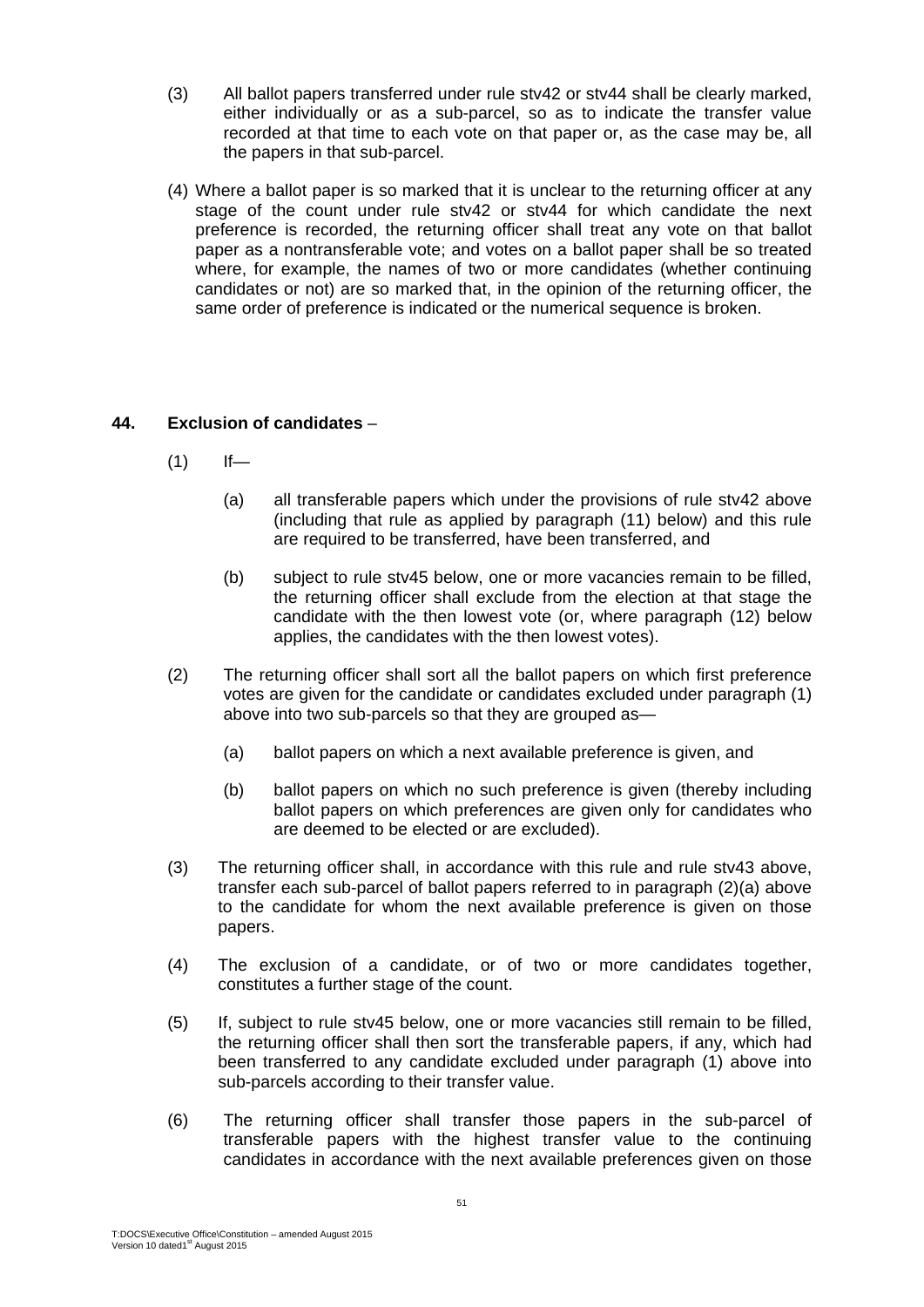(3) All ballot papers transferred under rule stv42 or stv44 shall be clearly marked, either individually or as a sub-parcel, so as to indicate the transfer value recorded at that time to each vote on that paper or, as the case may be, all the papers in that sub-parcel.

(4) Where a ballot paper is so marked that it is unclear to the returning officer at any stage of the count under rule stv42 or stv44 for which candidate the next preference is recorded, the returning officer shall treat any vote on that ballot paper as a nontransferable vote; and votes on a ballot paper shall be so treated where, for example, the names of two or more candidates (whether continuing candidates or not) are so marked that, in the opinion of the returning officer, the same order of preference is indicated or the numerical sequence is broken.

## 44. Exclusion of candidates –

(1) If—

(a) all transferable papers which under the provisions of rule stv42 above (including that rule as applied by paragraph (11) below) and this rule are required to be transferred, have been transferred, and

(b) subject to rule stv45 below, one or more vacancies remain to be filled, the returning officer shall exclude from the election at that stage the candidate with the then lowest vote (or, where paragraph (12) below applies, the candidates with the then lowest votes).

(2) The returning officer shall sort all the ballot papers on which first preference votes are given for the candidate or candidates excluded under paragraph (1) above into two sub-parcels so that they are grouped as—

(a) ballot papers on which a next available preference is given, and

(b) ballot papers on which no such preference is given (thereby including ballot papers on which preferences are given only for candidates who are deemed to be elected or are excluded).

(3) The returning officer shall, in accordance with this rule and rule stv43 above, transfer each sub-parcel of ballot papers referred to in paragraph (2)(a) above to the candidate for whom the next available preference is given on those papers.

(4) The exclusion of a candidate, or of two or more candidates together, constitutes a further stage of the count.

(5) If, subject to rule stv45 below, one or more vacancies still remain to be filled, the returning officer shall then sort the transferable papers, if any, which had been transferred to any candidate excluded under paragraph (1) above into sub-parcels according to their transfer value.

(6) The returning officer shall transfer those papers in the sub-parcel of transferable papers with the highest transfer value to the continuing candidates in accordance with the next available preferences given on those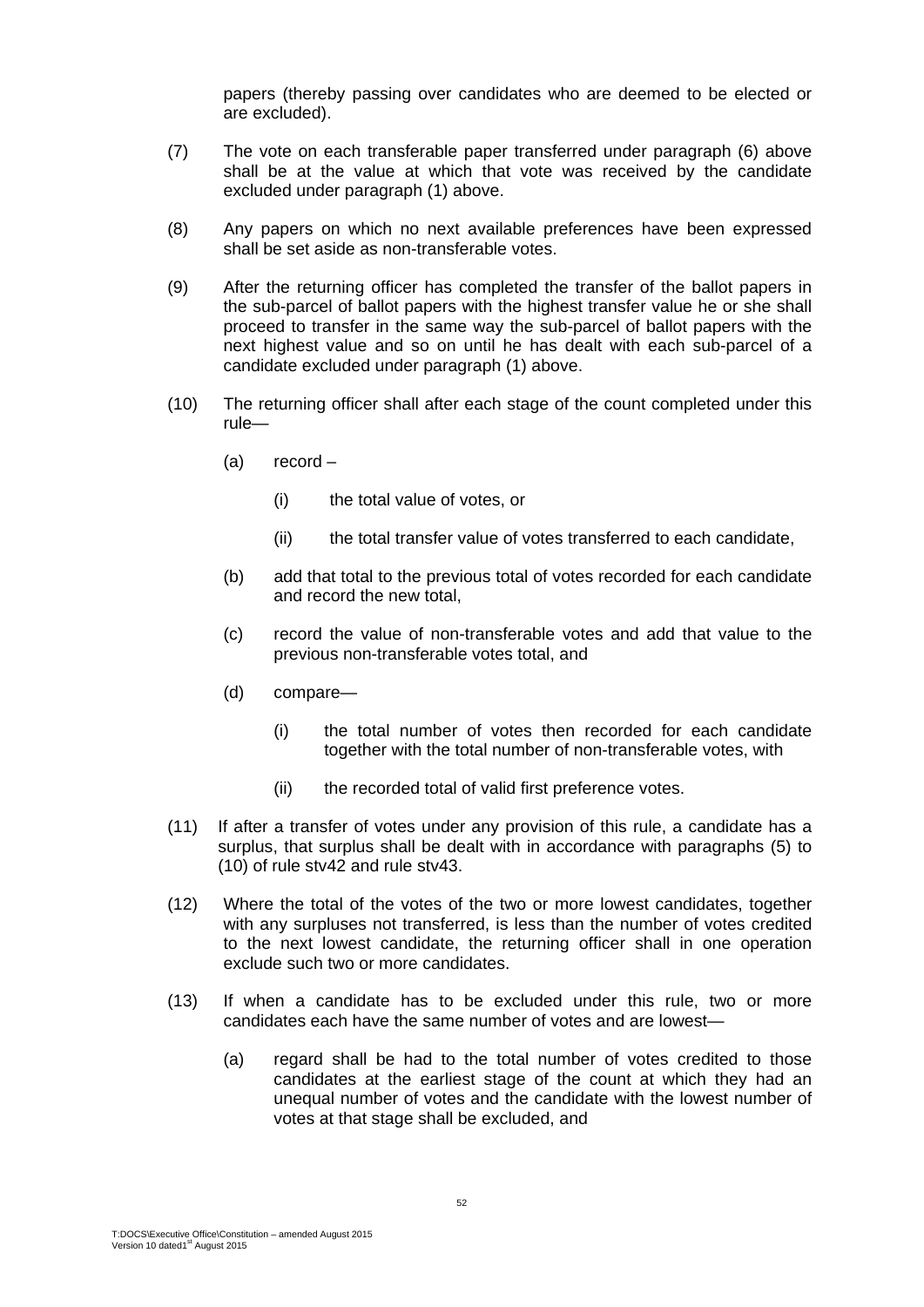papers (thereby passing over candidates who are deemed to be elected or are excluded).

(7) The vote on each transferable paper transferred under paragraph (6) above shall be at the value at which that vote was received by the candidate excluded under paragraph (1) above.

(8) Any papers on which no next available preferences have been expressed shall be set aside as non-transferable votes.

(9) After the returning officer has completed the transfer of the ballot papers in the sub-parcel of ballot papers with the highest transfer value he or she shall proceed to transfer in the same way the sub-parcel of ballot papers with the next highest value and so on until he has dealt with each sub-parcel of a candidate excluded under paragraph (1) above.

(10) The returning officer shall after each stage of the count completed under this rule—

- (a) record –
  - (i) the total value of votes, or
  - (ii) the total transfer value of votes transferred to each candidate,
- (b) add that total to the previous total of votes recorded for each candidate and record the new total,
- (c) record the value of non-transferable votes and add that value to the previous non-transferable votes total, and
- (d) compare—
  - (i) the total number of votes then recorded for each candidate together with the total number of non-transferable votes, with
  - (ii) the recorded total of valid first preference votes.

(11) If after a transfer of votes under any provision of this rule, a candidate has a surplus, that surplus shall be dealt with in accordance with paragraphs (5) to (10) of rule stv42 and rule stv43.

(12) Where the total of the votes of the two or more lowest candidates, together with any surpluses not transferred, is less than the number of votes credited to the next lowest candidate, the returning officer shall in one operation exclude such two or more candidates.

(13) If when a candidate has to be excluded under this rule, two or more candidates each have the same number of votes and are lowest—

- (a) regard shall be had to the total number of votes credited to those candidates at the earliest stage of the count at which they had an unequal number of votes and the candidate with the lowest number of votes at that stage shall be excluded, and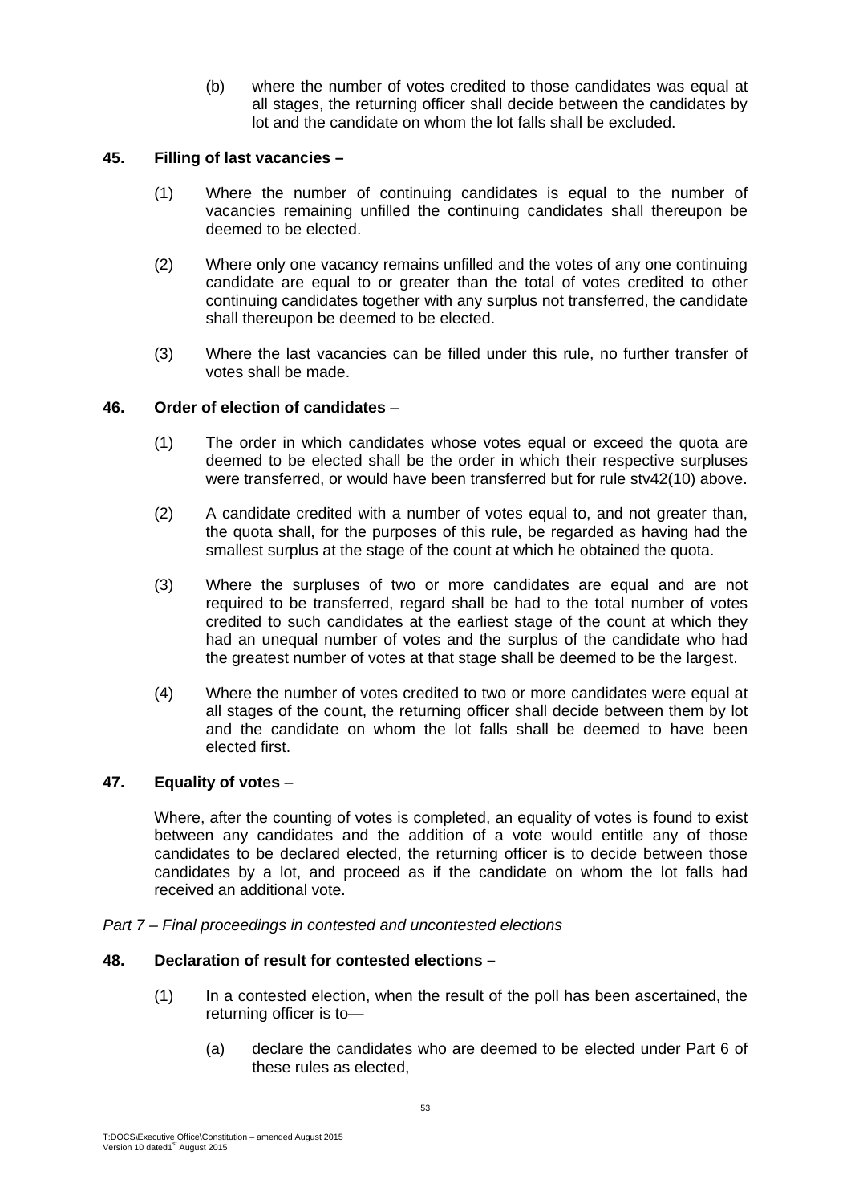(b) where the number of votes credited to those candidates was equal at all stages, the returning officer shall decide between the candidates by lot and the candidate on whom the lot falls shall be excluded.

**45. Filling of last vacancies –**

(1) Where the number of continuing candidates is equal to the number of vacancies remaining unfilled the continuing candidates shall thereupon be deemed to be elected.

(2) Where only one vacancy remains unfilled and the votes of any one continuing candidate are equal to or greater than the total of votes credited to other continuing candidates together with any surplus not transferred, the candidate shall thereupon be deemed to be elected.

(3) Where the last vacancies can be filled under this rule, no further transfer of votes shall be made.

**46. Order of election of candidates** –

(1) The order in which candidates whose votes equal or exceed the quota are deemed to be elected shall be the order in which their respective surpluses were transferred, or would have been transferred but for rule stv42(10) above.

(2) A candidate credited with a number of votes equal to, and not greater than, the quota shall, for the purposes of this rule, be regarded as having had the smallest surplus at the stage of the count at which he obtained the quota.

(3) Where the surpluses of two or more candidates are equal and are not required to be transferred, regard shall be had to the total number of votes credited to such candidates at the earliest stage of the count at which they had an unequal number of votes and the surplus of the candidate who had the greatest number of votes at that stage shall be deemed to be the largest.

(4) Where the number of votes credited to two or more candidates were equal at all stages of the count, the returning officer shall decide between them by lot and the candidate on whom the lot falls shall be deemed to have been elected first.

**47. Equality of votes** –

Where, after the counting of votes is completed, an equality of votes is found to exist between any candidates and the addition of a vote would entitle any of those candidates to be declared elected, the returning officer is to decide between those candidates by a lot, and proceed as if the candidate on whom the lot falls had received an additional vote.

*Part 7 – Final proceedings in contested and uncontested elections*

**48. Declaration of result for contested elections –**

(1) In a contested election, when the result of the poll has been ascertained, the returning officer is to—

(a) declare the candidates who are deemed to be elected under Part 6 of these rules as elected,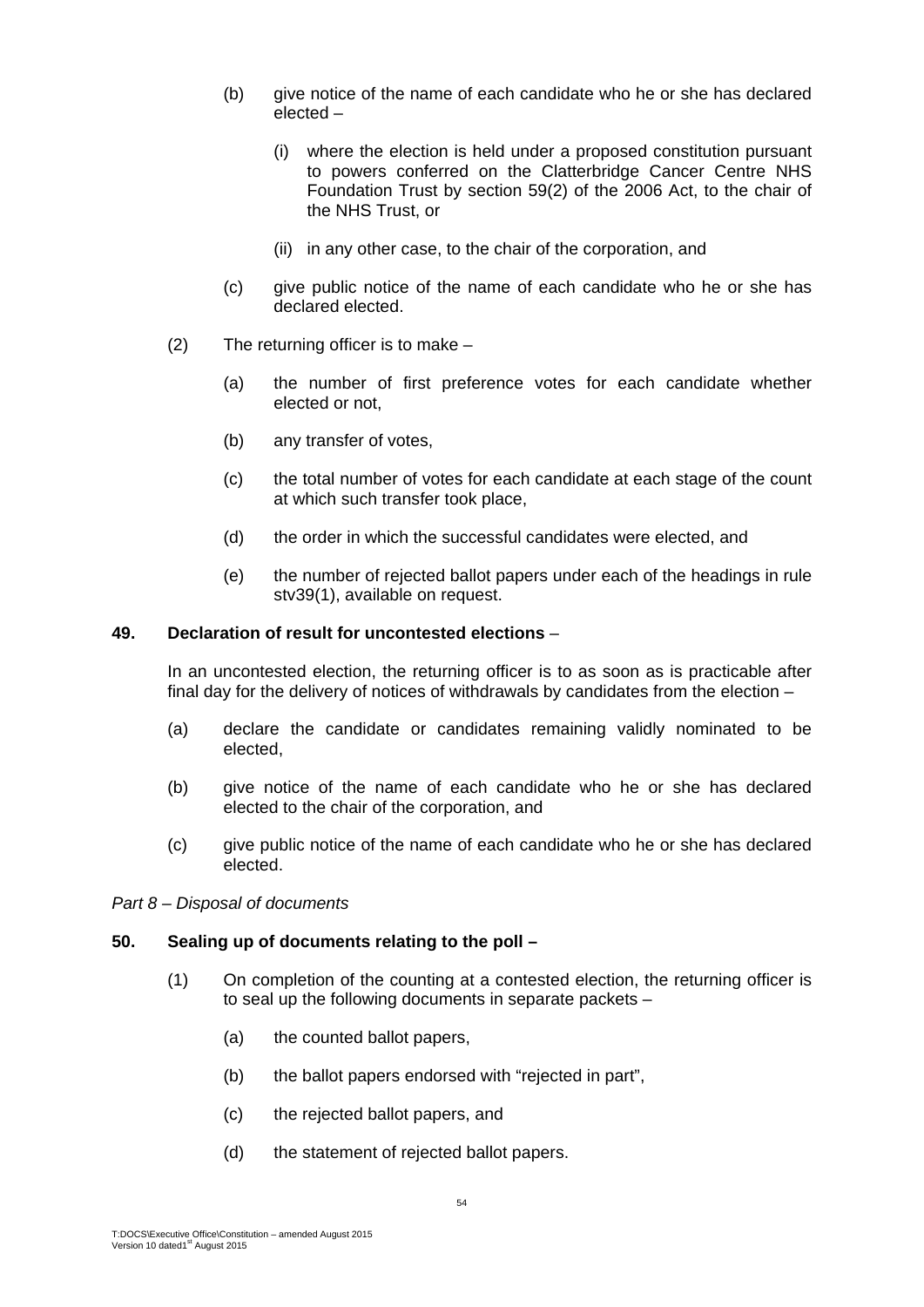(b) give notice of the name of each candidate who he or she has declared elected –

   (i) where the election is held under a proposed constitution pursuant to powers conferred on the Clatterbridge Cancer Centre NHS Foundation Trust by section 59(2) of the 2006 Act, to the chair of the NHS Trust, or

   (ii) in any other case, to the chair of the corporation, and

(c) give public notice of the name of each candidate who he or she has declared elected.

(2) The returning officer is to make –

   (a) the number of first preference votes for each candidate whether elected or not,

   (b) any transfer of votes,

   (c) the total number of votes for each candidate at each stage of the count at which such transfer took place,

   (d) the order in which the successful candidates were elected, and

   (e) the number of rejected ballot papers under each of the headings in rule stv39(1), available on request.

**49. Declaration of result for uncontested elections** –

In an uncontested election, the returning officer is to as soon as is practicable after final day for the delivery of notices of withdrawals by candidates from the election –

(a) declare the candidate or candidates remaining validly nominated to be elected,

(b) give notice of the name of each candidate who he or she has declared elected to the chair of the corporation, and

(c) give public notice of the name of each candidate who he or she has declared elected.

*Part 8 – Disposal of documents*

**50. Sealing up of documents relating to the poll –**

(1) On completion of the counting at a contested election, the returning officer is to seal up the following documents in separate packets –

   (a) the counted ballot papers,

   (b) the ballot papers endorsed with "rejected in part",

   (c) the rejected ballot papers, and

   (d) the statement of rejected ballot papers.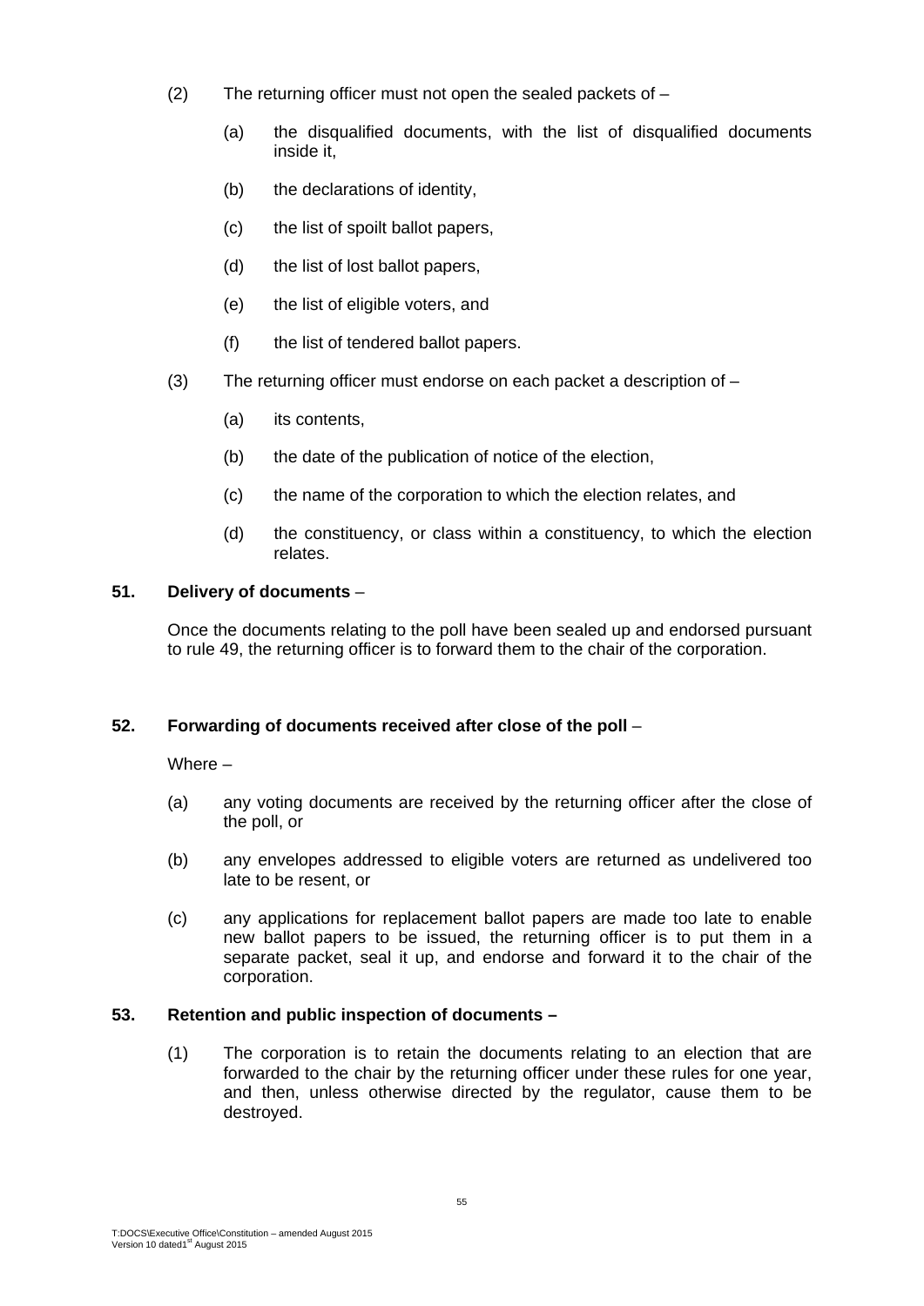(2) The returning officer must not open the sealed packets of –

   (a) the disqualified documents, with the list of disqualified documents inside it,

   (b) the declarations of identity,

   (c) the list of spoilt ballot papers,

   (d) the list of lost ballot papers,

   (e) the list of eligible voters, and

   (f) the list of tendered ballot papers.

(3) The returning officer must endorse on each packet a description of –

   (a) its contents,

   (b) the date of the publication of notice of the election,

   (c) the name of the corporation to which the election relates, and

   (d) the constituency, or class within a constituency, to which the election relates.

**51. Delivery of documents** –

Once the documents relating to the poll have been sealed up and endorsed pursuant to rule 49, the returning officer is to forward them to the chair of the corporation.

**52. Forwarding of documents received after close of the poll** –

Where –

(a) any voting documents are received by the returning officer after the close of the poll, or

(b) any envelopes addressed to eligible voters are returned as undelivered too late to be resent, or

(c) any applications for replacement ballot papers are made too late to enable new ballot papers to be issued, the returning officer is to put them in a separate packet, seal it up, and endorse and forward it to the chair of the corporation.

**53. Retention and public inspection of documents –**

(1) The corporation is to retain the documents relating to an election that are forwarded to the chair by the returning officer under these rules for one year, and then, unless otherwise directed by the regulator, cause them to be destroyed.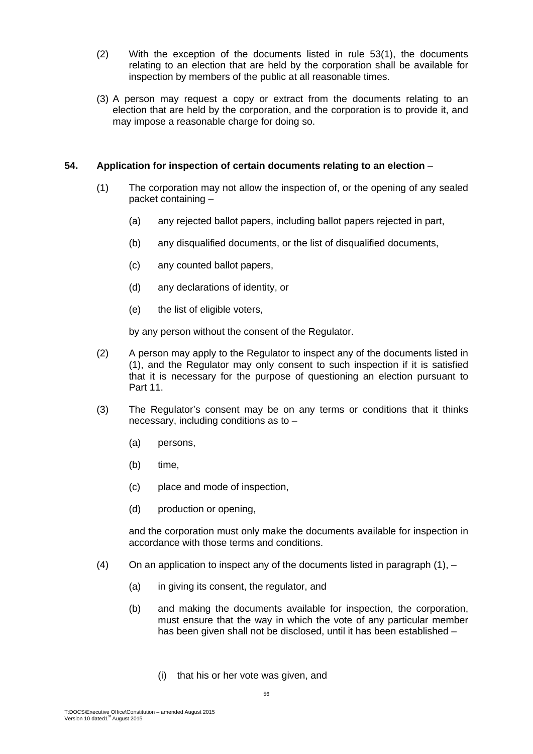(2) With the exception of the documents listed in rule 53(1), the documents relating to an election that are held by the corporation shall be available for inspection by members of the public at all reasonable times.

(3) A person may request a copy or extract from the documents relating to an election that are held by the corporation, and the corporation is to provide it, and may impose a reasonable charge for doing so.

**54. Application for inspection of certain documents relating to an election** –

(1) The corporation may not allow the inspection of, or the opening of any sealed packet containing –

(a) any rejected ballot papers, including ballot papers rejected in part,

(b) any disqualified documents, or the list of disqualified documents,

(c) any counted ballot papers,

(d) any declarations of identity, or

(e) the list of eligible voters,

by any person without the consent of the Regulator.

(2) A person may apply to the Regulator to inspect any of the documents listed in (1), and the Regulator may only consent to such inspection if it is satisfied that it is necessary for the purpose of questioning an election pursuant to Part 11.

(3) The Regulator's consent may be on any terms or conditions that it thinks necessary, including conditions as to –

(a) persons,

(b) time,

(c) place and mode of inspection,

(d) production or opening,

and the corporation must only make the documents available for inspection in accordance with those terms and conditions.

(4) On an application to inspect any of the documents listed in paragraph (1), –

(a) in giving its consent, the regulator, and

(b) and making the documents available for inspection, the corporation, must ensure that the way in which the vote of any particular member has been given shall not be disclosed, until it has been established –

(i) that his or her vote was given, and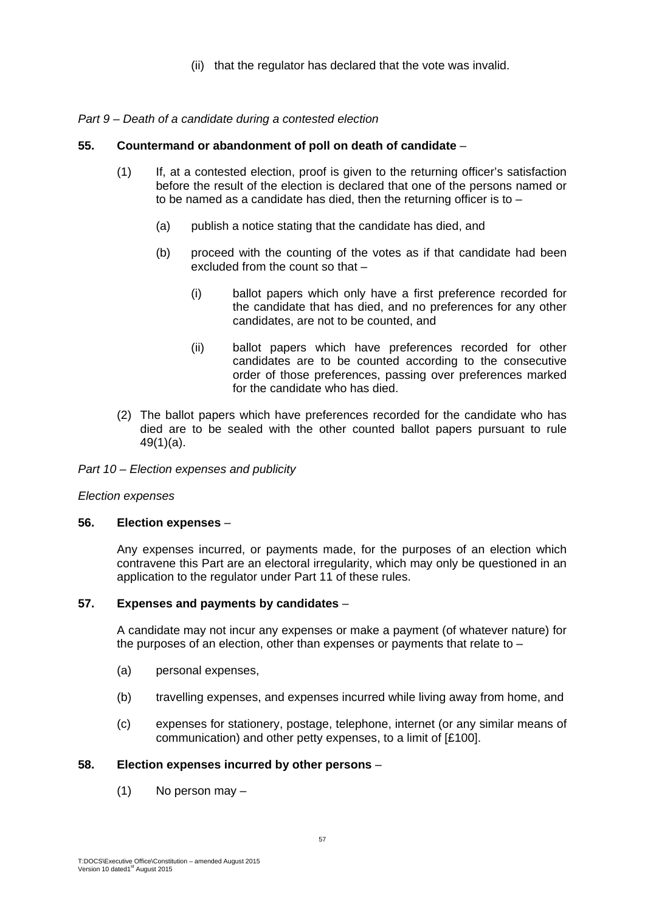(ii) that the regulator has declared that the vote was invalid.

*Part 9 – Death of a candidate during a contested election*

**55. Countermand or abandonment of poll on death of candidate** –

(1) If, at a contested election, proof is given to the returning officer's satisfaction before the result of the election is declared that one of the persons named or to be named as a candidate has died, then the returning officer is to –

(a) publish a notice stating that the candidate has died, and

(b) proceed with the counting of the votes as if that candidate had been excluded from the count so that –

(i) ballot papers which only have a first preference recorded for the candidate that has died, and no preferences for any other candidates, are not to be counted, and

(ii) ballot papers which have preferences recorded for other candidates are to be counted according to the consecutive order of those preferences, passing over preferences marked for the candidate who has died.

(2) The ballot papers which have preferences recorded for the candidate who has died are to be sealed with the other counted ballot papers pursuant to rule 49(1)(a).

*Part 10 – Election expenses and publicity*

*Election expenses*

**56. Election expenses** –

Any expenses incurred, or payments made, for the purposes of an election which contravene this Part are an electoral irregularity, which may only be questioned in an application to the regulator under Part 11 of these rules.

**57. Expenses and payments by candidates** –

A candidate may not incur any expenses or make a payment (of whatever nature) for the purposes of an election, other than expenses or payments that relate to –

(a) personal expenses,

(b) travelling expenses, and expenses incurred while living away from home, and

(c) expenses for stationery, postage, telephone, internet (or any similar means of communication) and other petty expenses, to a limit of [£100].

**58. Election expenses incurred by other persons** –

(1) No person may –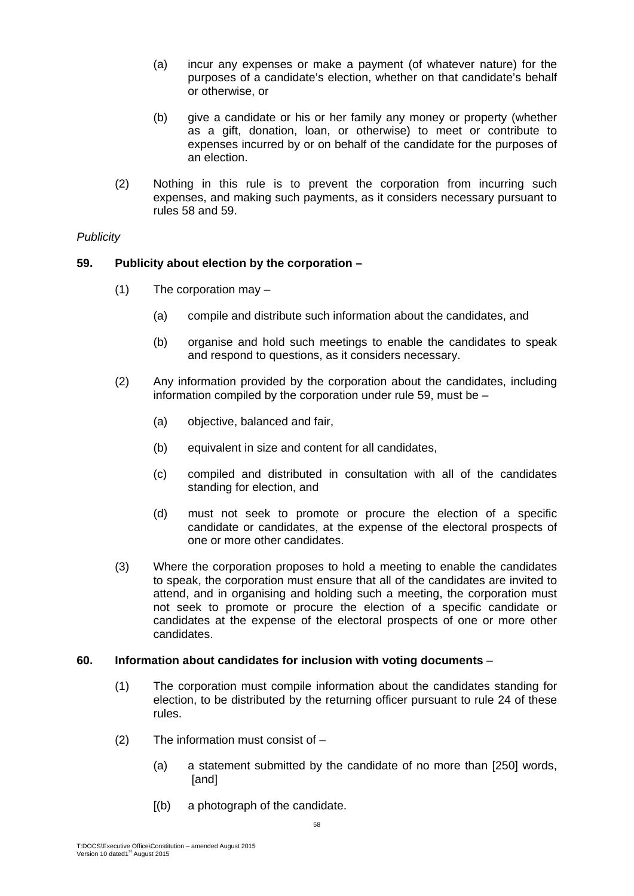(a) incur any expenses or make a payment (of whatever nature) for the purposes of a candidate's election, whether on that candidate's behalf or otherwise, or

(b) give a candidate or his or her family any money or property (whether as a gift, donation, loan, or otherwise) to meet or contribute to expenses incurred by or on behalf of the candidate for the purposes of an election.

(2) Nothing in this rule is to prevent the corporation from incurring such expenses, and making such payments, as it considers necessary pursuant to rules 58 and 59.

*Publicity*

**59. Publicity about election by the corporation –**

(1) The corporation may –

(a) compile and distribute such information about the candidates, and

(b) organise and hold such meetings to enable the candidates to speak and respond to questions, as it considers necessary.

(2) Any information provided by the corporation about the candidates, including information compiled by the corporation under rule 59, must be –

(a) objective, balanced and fair,

(b) equivalent in size and content for all candidates,

(c) compiled and distributed in consultation with all of the candidates standing for election, and

(d) must not seek to promote or procure the election of a specific candidate or candidates, at the expense of the electoral prospects of one or more other candidates.

(3) Where the corporation proposes to hold a meeting to enable the candidates to speak, the corporation must ensure that all of the candidates are invited to attend, and in organising and holding such a meeting, the corporation must not seek to promote or procure the election of a specific candidate or candidates at the expense of the electoral prospects of one or more other candidates.

**60. Information about candidates for inclusion with voting documents** –

(1) The corporation must compile information about the candidates standing for election, to be distributed by the returning officer pursuant to rule 24 of these rules.

(2) The information must consist of –

(a) a statement submitted by the candidate of no more than [250] words, [and]

[(b) a photograph of the candidate.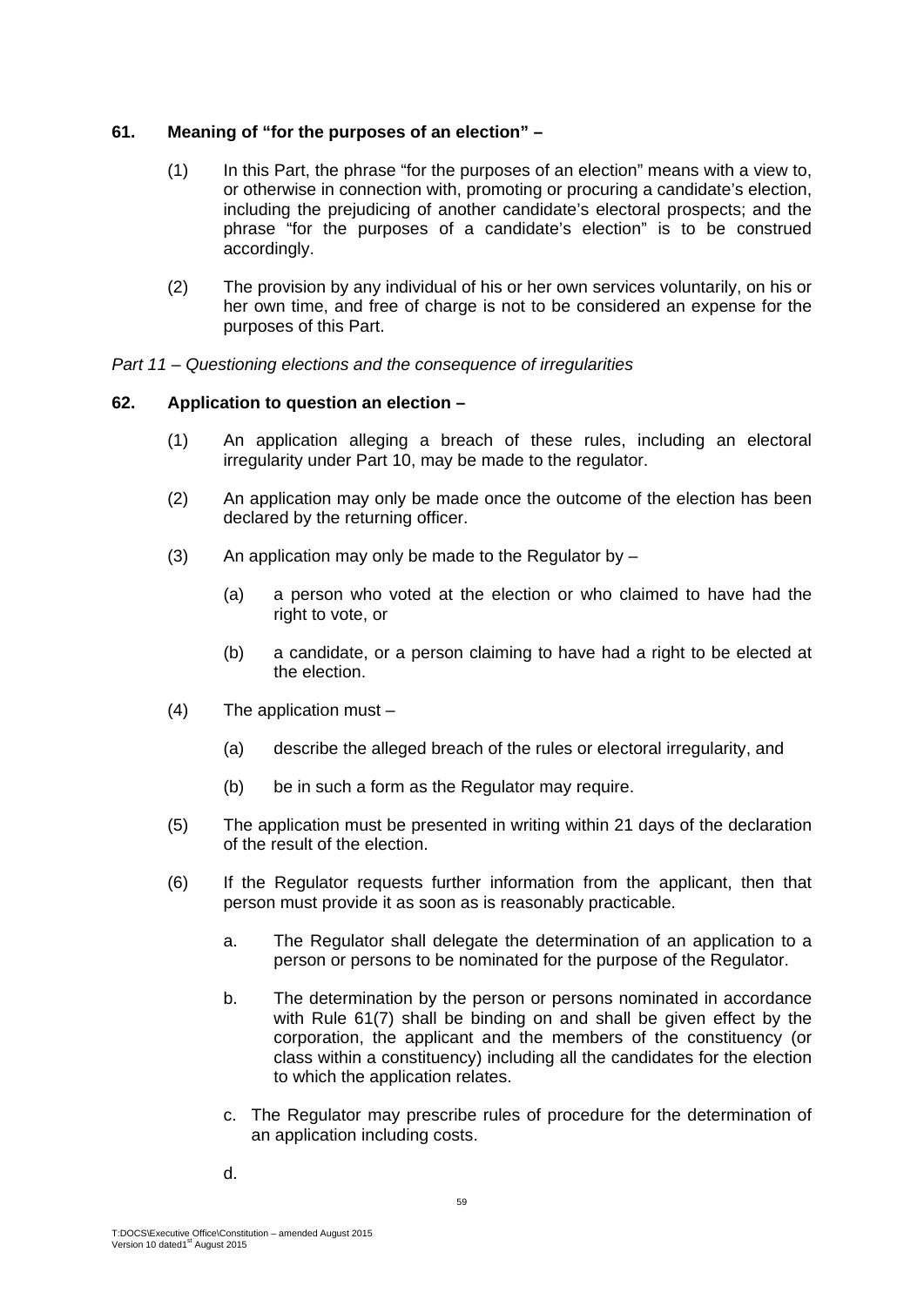### 61. Meaning of "for the purposes of an election" –

(1) In this Part, the phrase "for the purposes of an election" means with a view to, or otherwise in connection with, promoting or procuring a candidate's election, including the prejudicing of another candidate's electoral prospects; and the phrase "for the purposes of a candidate's election" is to be construed accordingly.

(2) The provision by any individual of his or her own services voluntarily, on his or her own time, and free of charge is not to be considered an expense for the purposes of this Part.

*Part 11 – Questioning elections and the consequence of irregularities*

### 62. Application to question an election –

(1) An application alleging a breach of these rules, including an electoral irregularity under Part 10, may be made to the regulator.

(2) An application may only be made once the outcome of the election has been declared by the returning officer.

(3) An application may only be made to the Regulator by –

  (a) a person who voted at the election or who claimed to have had the right to vote, or

  (b) a candidate, or a person claiming to have had a right to be elected at the election.

(4) The application must –

  (a) describe the alleged breach of the rules or electoral irregularity, and

  (b) be in such a form as the Regulator may require.

(5) The application must be presented in writing within 21 days of the declaration of the result of the election.

(6) If the Regulator requests further information from the applicant, then that person must provide it as soon as is reasonably practicable.

  a. The Regulator shall delegate the determination of an application to a person or persons to be nominated for the purpose of the Regulator.

  b. The determination by the person or persons nominated in accordance with Rule 61(7) shall be binding on and shall be given effect by the corporation, the applicant and the members of the constituency (or class within a constituency) including all the candidates for the election to which the application relates.

  c. The Regulator may prescribe rules of procedure for the determination of an application including costs.

  d.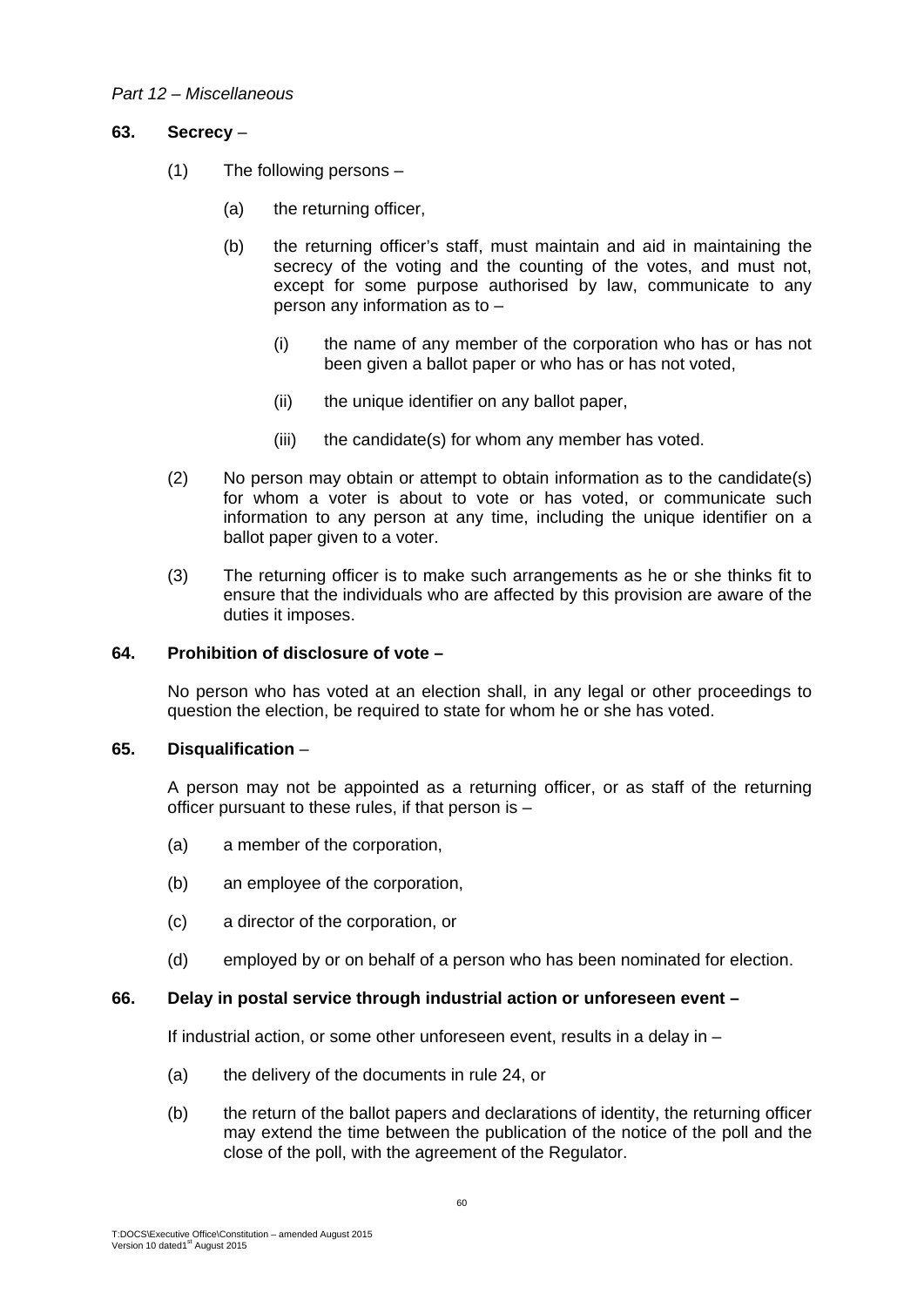*Part 12 – Miscellaneous*

**63. Secrecy** –

(1) The following persons –

(a) the returning officer,

(b) the returning officer's staff, must maintain and aid in maintaining the secrecy of the voting and the counting of the votes, and must not, except for some purpose authorised by law, communicate to any person any information as to –

(i) the name of any member of the corporation who has or has not been given a ballot paper or who has or has not voted,

(ii) the unique identifier on any ballot paper,

(iii) the candidate(s) for whom any member has voted.

(2) No person may obtain or attempt to obtain information as to the candidate(s) for whom a voter is about to vote or has voted, or communicate such information to any person at any time, including the unique identifier on a ballot paper given to a voter.

(3) The returning officer is to make such arrangements as he or she thinks fit to ensure that the individuals who are affected by this provision are aware of the duties it imposes.

**64. Prohibition of disclosure of vote –**

No person who has voted at an election shall, in any legal or other proceedings to question the election, be required to state for whom he or she has voted.

**65. Disqualification** –

A person may not be appointed as a returning officer, or as staff of the returning officer pursuant to these rules, if that person is –

(a) a member of the corporation,

(b) an employee of the corporation,

(c) a director of the corporation, or

(d) employed by or on behalf of a person who has been nominated for election.

**66. Delay in postal service through industrial action or unforeseen event –**

If industrial action, or some other unforeseen event, results in a delay in –

(a) the delivery of the documents in rule 24, or

(b) the return of the ballot papers and declarations of identity, the returning officer may extend the time between the publication of the notice of the poll and the close of the poll, with the agreement of the Regulator.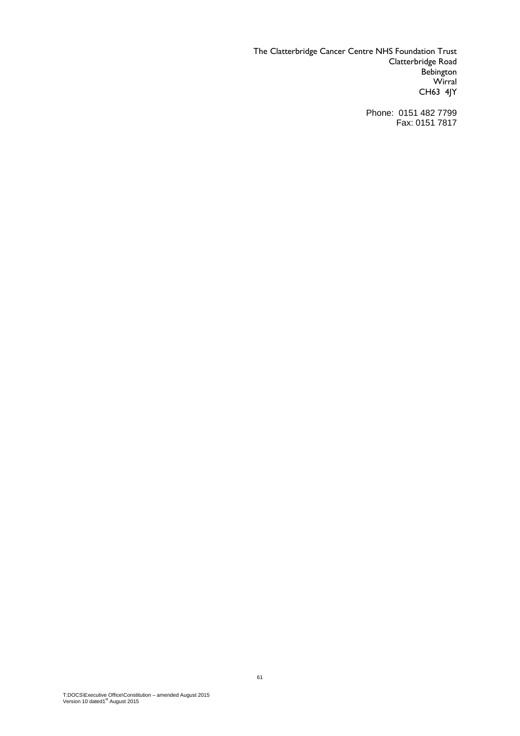The Clatterbridge Cancer Centre NHS Foundation Trust
Clatterbridge Road
Bebington
Wirral
CH63 4JY

Phone: 0151 482 7799
Fax: 0151 7817